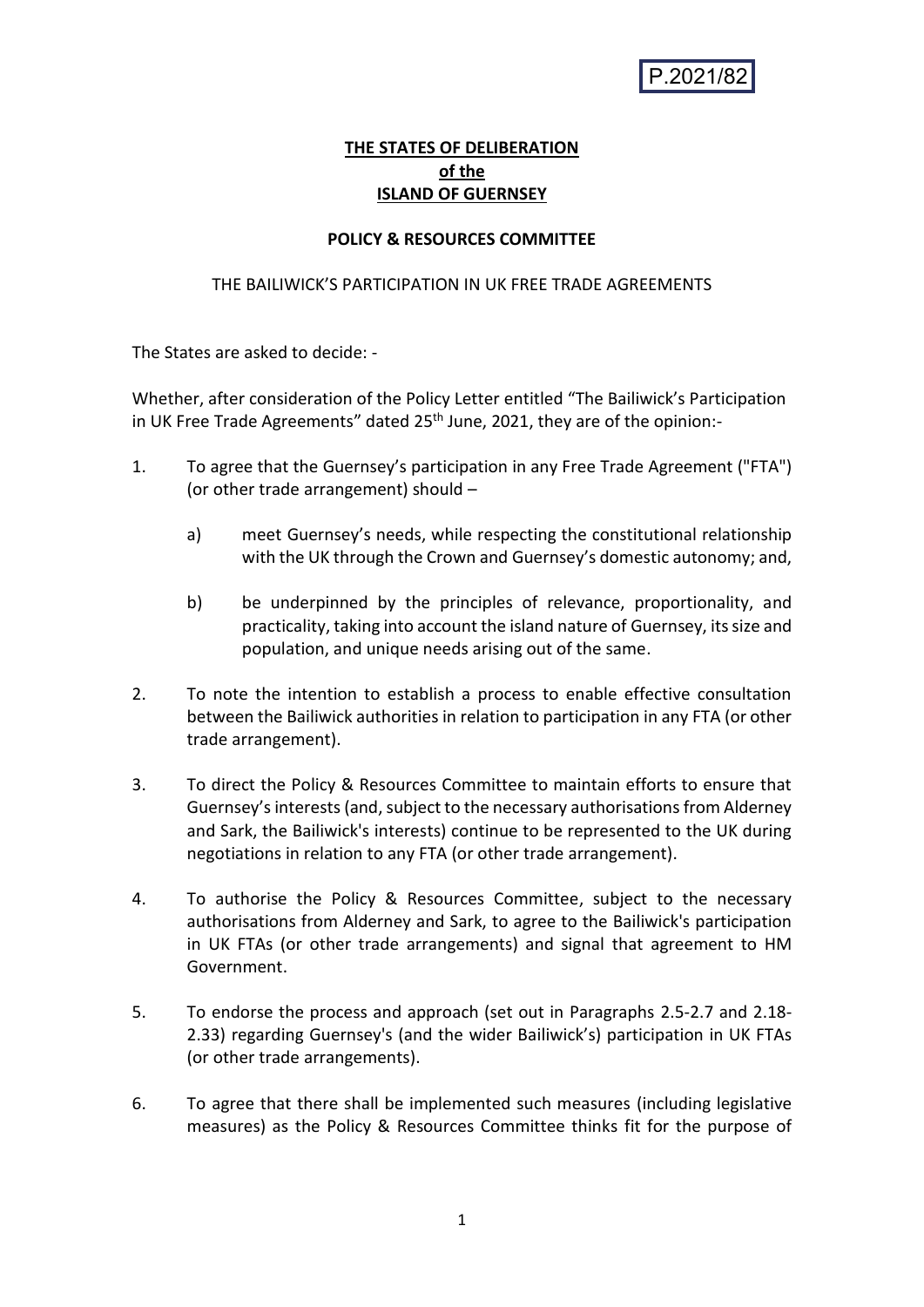P.2021/82

**THE STATES OF DELIBERATION**
**of the**
**ISLAND OF GUERNSEY**

**POLICY & RESOURCES COMMITTEE**

THE BAILIWICK'S PARTICIPATION IN UK FREE TRADE AGREEMENTS

The States are asked to decide: -

Whether, after consideration of the Policy Letter entitled "The Bailiwick's Participation in UK Free Trade Agreements" dated 25th June, 2021, they are of the opinion:-

1. To agree that the Guernsey's participation in any Free Trade Agreement ("FTA") (or other trade arrangement) should –

   a) meet Guernsey's needs, while respecting the constitutional relationship with the UK through the Crown and Guernsey's domestic autonomy; and,

   b) be underpinned by the principles of relevance, proportionality, and practicality, taking into account the island nature of Guernsey, its size and population, and unique needs arising out of the same.

2. To note the intention to establish a process to enable effective consultation between the Bailiwick authorities in relation to participation in any FTA (or other trade arrangement).

3. To direct the Policy & Resources Committee to maintain efforts to ensure that Guernsey's interests (and, subject to the necessary authorisations from Alderney and Sark, the Bailiwick's interests) continue to be represented to the UK during negotiations in relation to any FTA (or other trade arrangement).

4. To authorise the Policy & Resources Committee, subject to the necessary authorisations from Alderney and Sark, to agree to the Bailiwick's participation in UK FTAs (or other trade arrangements) and signal that agreement to HM Government.

5. To endorse the process and approach (set out in Paragraphs 2.5-2.7 and 2.18-2.33) regarding Guernsey's (and the wider Bailiwick's) participation in UK FTAs (or other trade arrangements).

6. To agree that there shall be implemented such measures (including legislative measures) as the Policy & Resources Committee thinks fit for the purpose of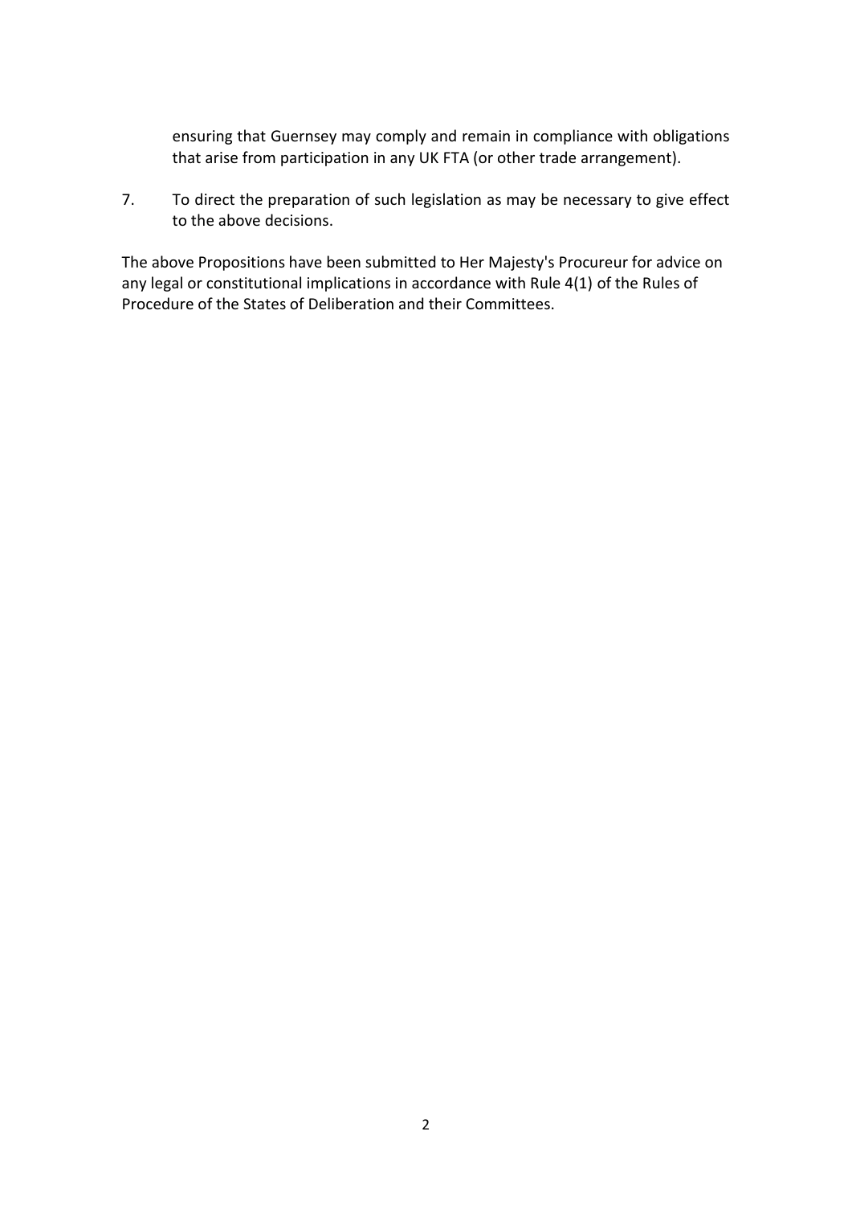ensuring that Guernsey may comply and remain in compliance with obligations that arise from participation in any UK FTA (or other trade arrangement).

7. To direct the preparation of such legislation as may be necessary to give effect to the above decisions.

The above Propositions have been submitted to Her Majesty's Procureur for advice on any legal or constitutional implications in accordance with Rule 4(1) of the Rules of Procedure of the States of Deliberation and their Committees.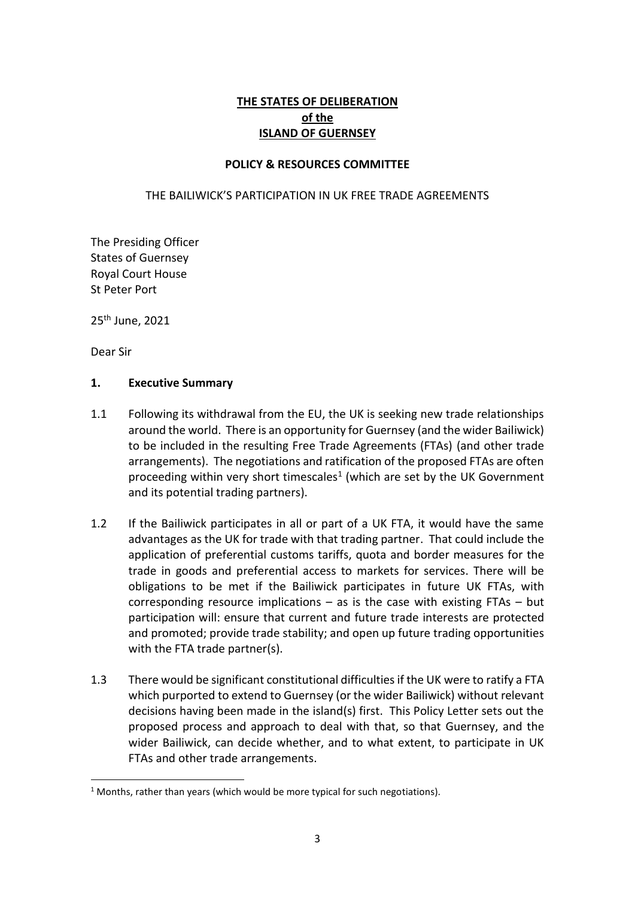**THE STATES OF DELIBERATION**
**of the**
**ISLAND OF GUERNSEY**

**POLICY & RESOURCES COMMITTEE**

THE BAILIWICK'S PARTICIPATION IN UK FREE TRADE AGREEMENTS

The Presiding Officer
States of Guernsey
Royal Court House
St Peter Port

25th June, 2021

Dear Sir

## 1. Executive Summary

1.1 Following its withdrawal from the EU, the UK is seeking new trade relationships around the world. There is an opportunity for Guernsey (and the wider Bailiwick) to be included in the resulting Free Trade Agreements (FTAs) (and other trade arrangements). The negotiations and ratification of the proposed FTAs are often proceeding within very short timescales[1] (which are set by the UK Government and its potential trading partners).

1.2 If the Bailiwick participates in all or part of a UK FTA, it would have the same advantages as the UK for trade with that trading partner. That could include the application of preferential customs tariffs, quota and border measures for the trade in goods and preferential access to markets for services. There will be obligations to be met if the Bailiwick participates in future UK FTAs, with corresponding resource implications – as is the case with existing FTAs – but participation will: ensure that current and future trade interests are protected and promoted; provide trade stability; and open up future trading opportunities with the FTA trade partner(s).

1.3 There would be significant constitutional difficulties if the UK were to ratify a FTA which purported to extend to Guernsey (or the wider Bailiwick) without relevant decisions having been made in the island(s) first. This Policy Letter sets out the proposed process and approach to deal with that, so that Guernsey, and the wider Bailiwick, can decide whether, and to what extent, to participate in UK FTAs and other trade arrangements.

[1] Months, rather than years (which would be more typical for such negotiations).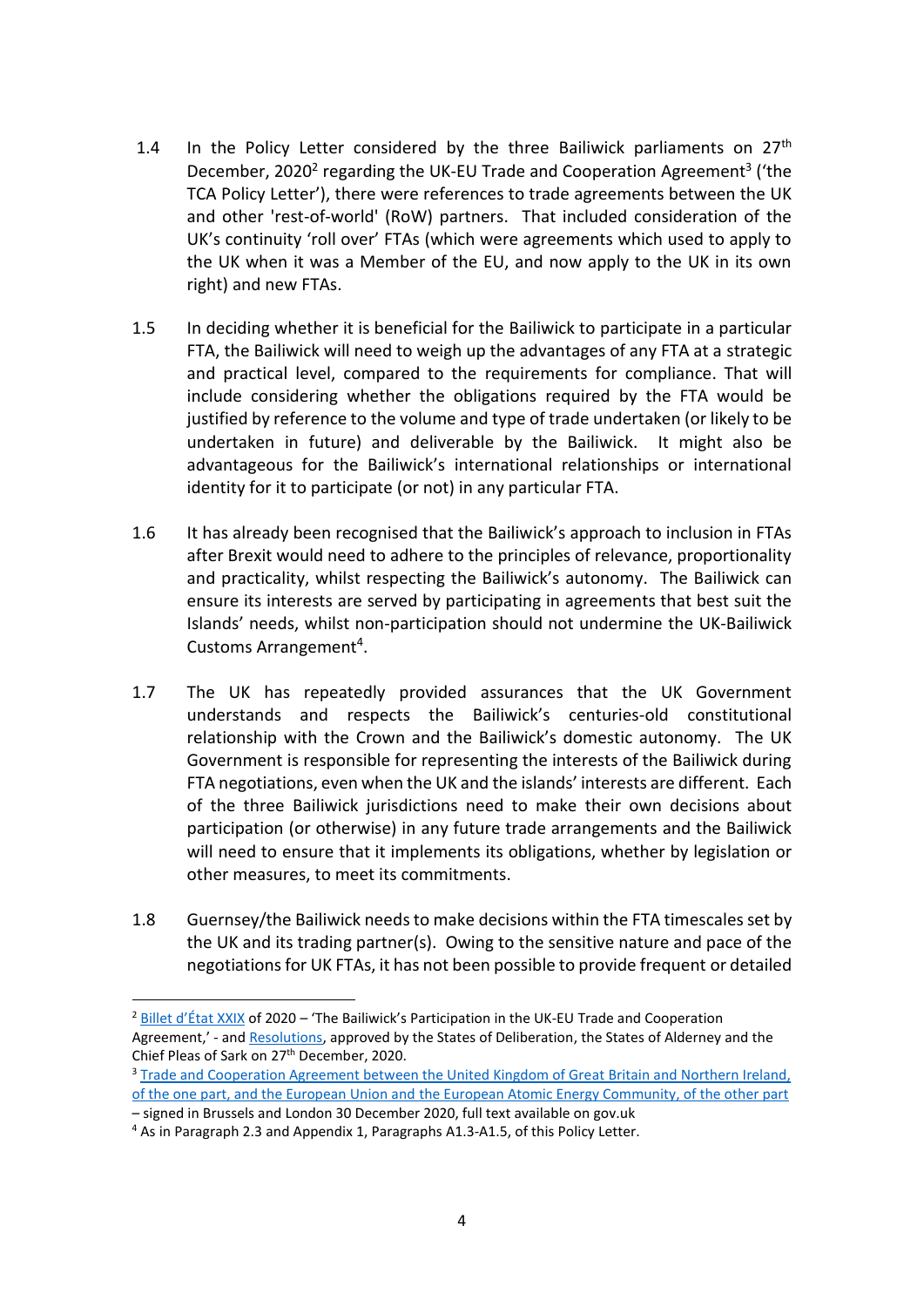1.4 In the Policy Letter considered by the three Bailiwick parliaments on 27th December, 2020[2] regarding the UK-EU Trade and Cooperation Agreement[3] ('the TCA Policy Letter'), there were references to trade agreements between the UK and other 'rest-of-world' (RoW) partners. That included consideration of the UK's continuity 'roll over' FTAs (which were agreements which used to apply to the UK when it was a Member of the EU, and now apply to the UK in its own right) and new FTAs.

1.5 In deciding whether it is beneficial for the Bailiwick to participate in a particular FTA, the Bailiwick will need to weigh up the advantages of any FTA at a strategic and practical level, compared to the requirements for compliance. That will include considering whether the obligations required by the FTA would be justified by reference to the volume and type of trade undertaken (or likely to be undertaken in future) and deliverable by the Bailiwick. It might also be advantageous for the Bailiwick's international relationships or international identity for it to participate (or not) in any particular FTA.

1.6 It has already been recognised that the Bailiwick's approach to inclusion in FTAs after Brexit would need to adhere to the principles of relevance, proportionality and practicality, whilst respecting the Bailiwick's autonomy. The Bailiwick can ensure its interests are served by participating in agreements that best suit the Islands' needs, whilst non-participation should not undermine the UK-Bailiwick Customs Arrangement[4].

1.7 The UK has repeatedly provided assurances that the UK Government understands and respects the Bailiwick's centuries-old constitutional relationship with the Crown and the Bailiwick's domestic autonomy. The UK Government is responsible for representing the interests of the Bailiwick during FTA negotiations, even when the UK and the islands' interests are different. Each of the three Bailiwick jurisdictions need to make their own decisions about participation (or otherwise) in any future trade arrangements and the Bailiwick will need to ensure that it implements its obligations, whether by legislation or other measures, to meet its commitments.

1.8 Guernsey/the Bailiwick needs to make decisions within the FTA timescales set by the UK and its trading partner(s). Owing to the sensitive nature and pace of the negotiations for UK FTAs, it has not been possible to provide frequent or detailed

---

[2] Billet d'État XXIX of 2020 – 'The Bailiwick's Participation in the UK-EU Trade and Cooperation Agreement,' - and Resolutions, approved by the States of Deliberation, the States of Alderney and the Chief Pleas of Sark on 27th December, 2020.

[3] Trade and Cooperation Agreement between the United Kingdom of Great Britain and Northern Ireland, of the one part, and the European Union and the European Atomic Energy Community, of the other part – signed in Brussels and London 30 December 2020, full text available on gov.uk

[4] As in Paragraph 2.3 and Appendix 1, Paragraphs A1.3-A1.5, of this Policy Letter.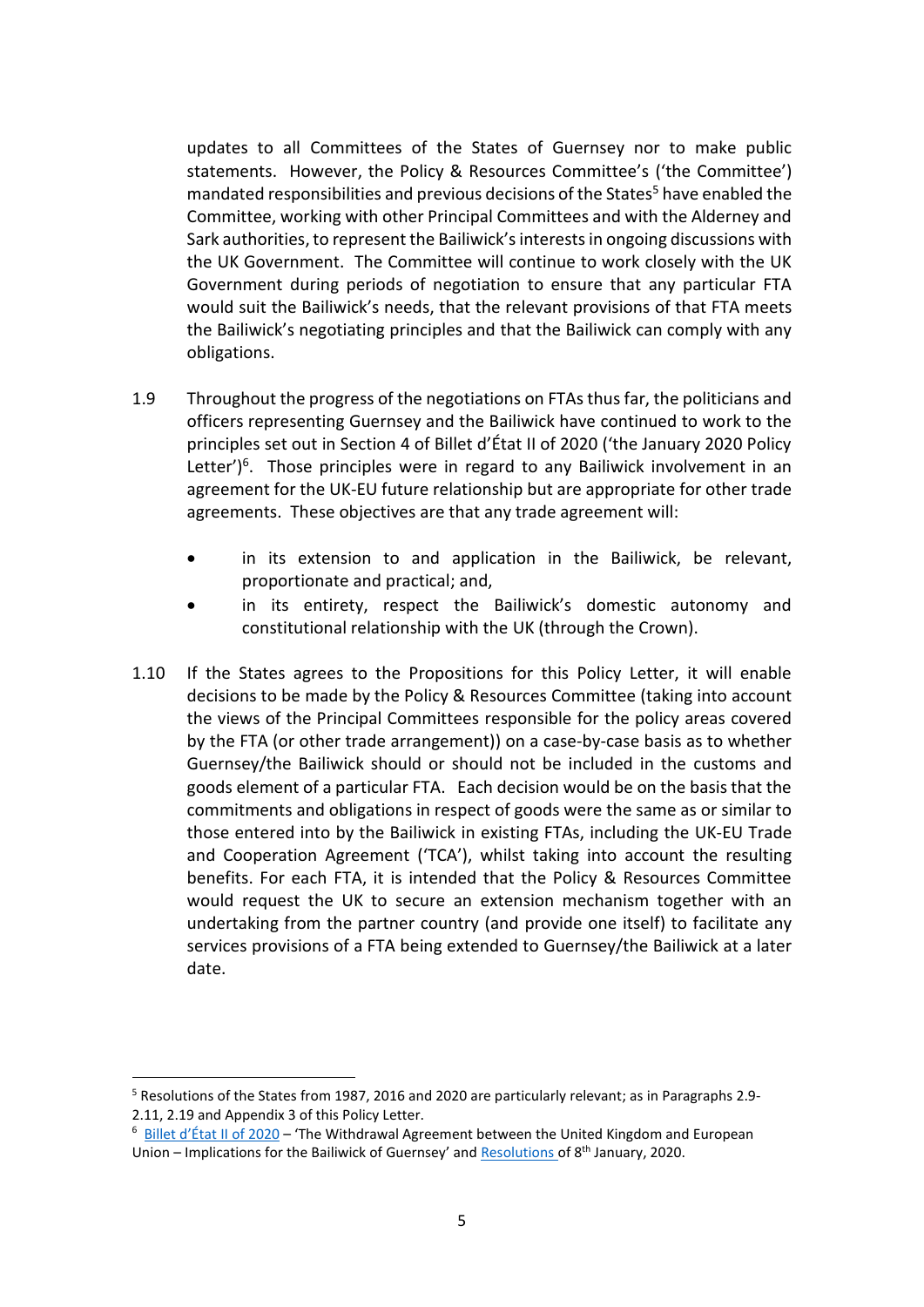updates to all Committees of the States of Guernsey nor to make public statements. However, the Policy & Resources Committee's ('the Committee') mandated responsibilities and previous decisions of the States[5] have enabled the Committee, working with other Principal Committees and with the Alderney and Sark authorities, to represent the Bailiwick's interests in ongoing discussions with the UK Government. The Committee will continue to work closely with the UK Government during periods of negotiation to ensure that any particular FTA would suit the Bailiwick's needs, that the relevant provisions of that FTA meets the Bailiwick's negotiating principles and that the Bailiwick can comply with any obligations.

1.9 Throughout the progress of the negotiations on FTAs thus far, the politicians and officers representing Guernsey and the Bailiwick have continued to work to the principles set out in Section 4 of Billet d'État II of 2020 ('the January 2020 Policy Letter')[6]. Those principles were in regard to any Bailiwick involvement in an agreement for the UK-EU future relationship but are appropriate for other trade agreements. These objectives are that any trade agreement will:

- in its extension to and application in the Bailiwick, be relevant, proportionate and practical; and,
- in its entirety, respect the Bailiwick's domestic autonomy and constitutional relationship with the UK (through the Crown).

1.10 If the States agrees to the Propositions for this Policy Letter, it will enable decisions to be made by the Policy & Resources Committee (taking into account the views of the Principal Committees responsible for the policy areas covered by the FTA (or other trade arrangement)) on a case-by-case basis as to whether Guernsey/the Bailiwick should or should not be included in the customs and goods element of a particular FTA. Each decision would be on the basis that the commitments and obligations in respect of goods were the same as or similar to those entered into by the Bailiwick in existing FTAs, including the UK-EU Trade and Cooperation Agreement ('TCA'), whilst taking into account the resulting benefits. For each FTA, it is intended that the Policy & Resources Committee would request the UK to secure an extension mechanism together with an undertaking from the partner country (and provide one itself) to facilitate any services provisions of a FTA being extended to Guernsey/the Bailiwick at a later date.

---

[5] Resolutions of the States from 1987, 2016 and 2020 are particularly relevant; as in Paragraphs 2.9-2.11, 2.19 and Appendix 3 of this Policy Letter.

[6] Billet d'État II of 2020 – 'The Withdrawal Agreement between the United Kingdom and European Union – Implications for the Bailiwick of Guernsey' and Resolutions of 8th January, 2020.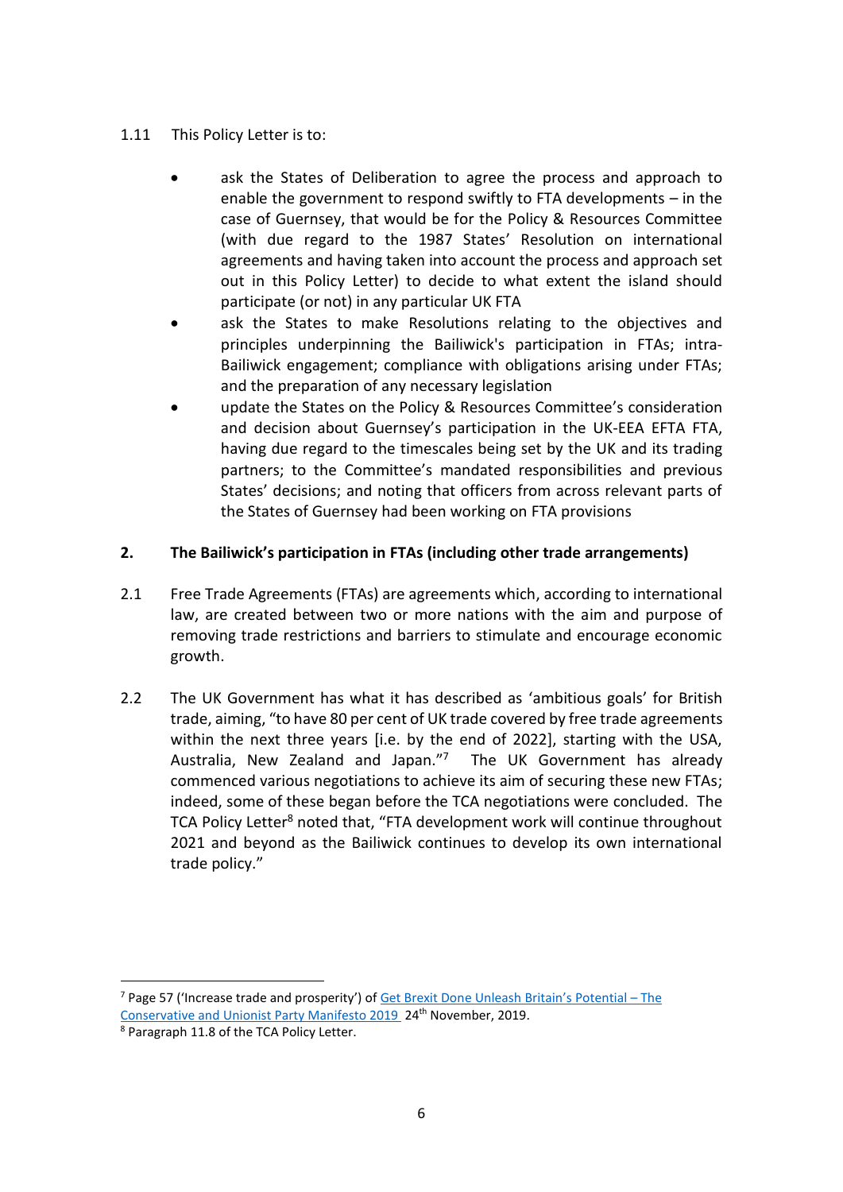1.11 This Policy Letter is to:

- ask the States of Deliberation to agree the process and approach to enable the government to respond swiftly to FTA developments – in the case of Guernsey, that would be for the Policy & Resources Committee (with due regard to the 1987 States' Resolution on international agreements and having taken into account the process and approach set out in this Policy Letter) to decide to what extent the island should participate (or not) in any particular UK FTA
- ask the States to make Resolutions relating to the objectives and principles underpinning the Bailiwick's participation in FTAs; intra-Bailiwick engagement; compliance with obligations arising under FTAs; and the preparation of any necessary legislation
- update the States on the Policy & Resources Committee's consideration and decision about Guernsey's participation in the UK-EEA EFTA FTA, having due regard to the timescales being set by the UK and its trading partners; to the Committee's mandated responsibilities and previous States' decisions; and noting that officers from across relevant parts of the States of Guernsey had been working on FTA provisions

## 2. The Bailiwick's participation in FTAs (including other trade arrangements)

2.1 Free Trade Agreements (FTAs) are agreements which, according to international law, are created between two or more nations with the aim and purpose of removing trade restrictions and barriers to stimulate and encourage economic growth.

2.2 The UK Government has what it has described as 'ambitious goals' for British trade, aiming, "to have 80 per cent of UK trade covered by free trade agreements within the next three years [i.e. by the end of 2022], starting with the USA, Australia, New Zealand and Japan."[7] The UK Government has already commenced various negotiations to achieve its aim of securing these new FTAs; indeed, some of these began before the TCA negotiations were concluded. The TCA Policy Letter[8] noted that, "FTA development work will continue throughout 2021 and beyond as the Bailiwick continues to develop its own international trade policy."

---

[7] Page 57 ('Increase trade and prosperity') of Get Brexit Done Unleash Britain's Potential – The Conservative and Unionist Party Manifesto 2019 24th November, 2019.

[8] Paragraph 11.8 of the TCA Policy Letter.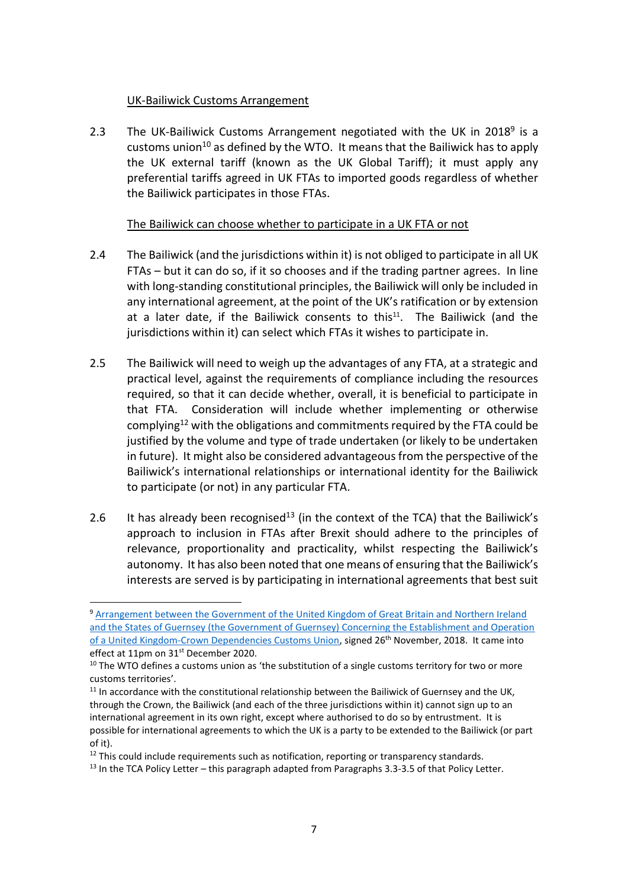UK-Bailiwick Customs Arrangement

2.3 The UK-Bailiwick Customs Arrangement negotiated with the UK in 2018[9] is a customs union[10] as defined by the WTO. It means that the Bailiwick has to apply the UK external tariff (known as the UK Global Tariff); it must apply any preferential tariffs agreed in UK FTAs to imported goods regardless of whether the Bailiwick participates in those FTAs.

The Bailiwick can choose whether to participate in a UK FTA or not

2.4 The Bailiwick (and the jurisdictions within it) is not obliged to participate in all UK FTAs – but it can do so, if it so chooses and if the trading partner agrees. In line with long-standing constitutional principles, the Bailiwick will only be included in any international agreement, at the point of the UK's ratification or by extension at a later date, if the Bailiwick consents to this[11]. The Bailiwick (and the jurisdictions within it) can select which FTAs it wishes to participate in.

2.5 The Bailiwick will need to weigh up the advantages of any FTA, at a strategic and practical level, against the requirements of compliance including the resources required, so that it can decide whether, overall, it is beneficial to participate in that FTA. Consideration will include whether implementing or otherwise complying[12] with the obligations and commitments required by the FTA could be justified by the volume and type of trade undertaken (or likely to be undertaken in future). It might also be considered advantageous from the perspective of the Bailiwick's international relationships or international identity for the Bailiwick to participate (or not) in any particular FTA.

2.6 It has already been recognised[13] (in the context of the TCA) that the Bailiwick's approach to inclusion in FTAs after Brexit should adhere to the principles of relevance, proportionality and practicality, whilst respecting the Bailiwick's autonomy. It has also been noted that one means of ensuring that the Bailiwick's interests are served is by participating in international agreements that best suit

---

[9] Arrangement between the Government of the United Kingdom of Great Britain and Northern Ireland and the States of Guernsey (the Government of Guernsey) Concerning the Establishment and Operation of a United Kingdom-Crown Dependencies Customs Union, signed 26th November, 2018. It came into effect at 11pm on 31st December 2020.

[10] The WTO defines a customs union as 'the substitution of a single customs territory for two or more customs territories'.

[11] In accordance with the constitutional relationship between the Bailiwick of Guernsey and the UK, through the Crown, the Bailiwick (and each of the three jurisdictions within it) cannot sign up to an international agreement in its own right, except where authorised to do so by entrustment. It is possible for international agreements to which the UK is a party to be extended to the Bailiwick (or part of it).

[12] This could include requirements such as notification, reporting or transparency standards.

[13] In the TCA Policy Letter – this paragraph adapted from Paragraphs 3.3-3.5 of that Policy Letter.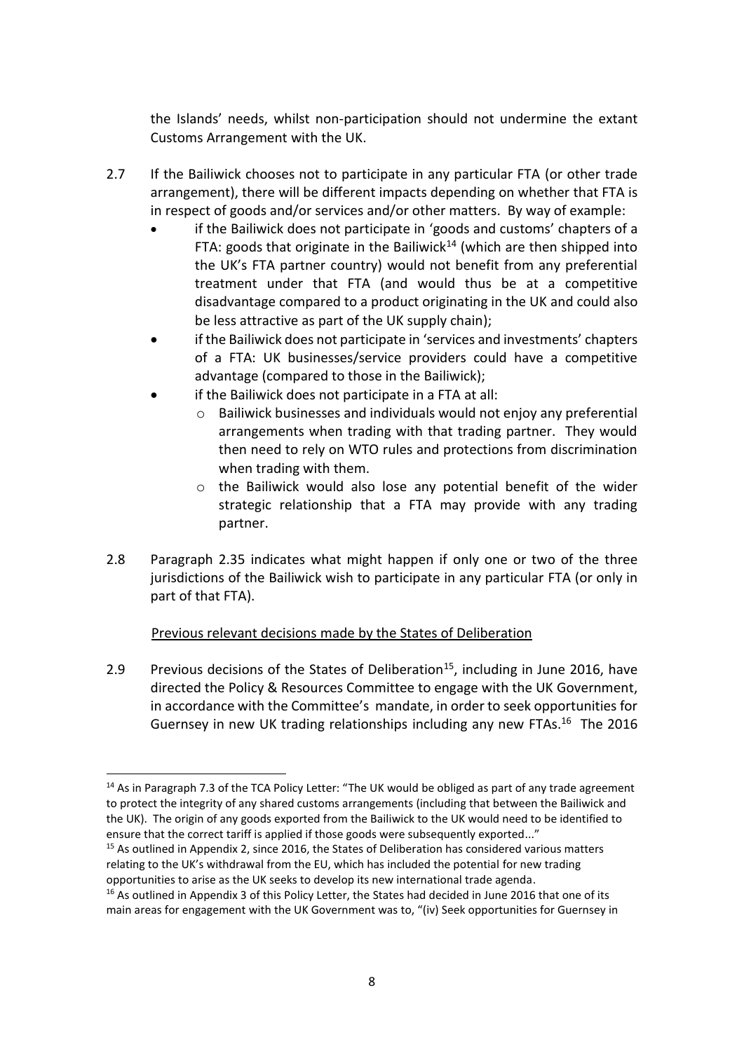the Islands' needs, whilst non-participation should not undermine the extant Customs Arrangement with the UK.

2.7 If the Bailiwick chooses not to participate in any particular FTA (or other trade arrangement), there will be different impacts depending on whether that FTA is in respect of goods and/or services and/or other matters. By way of example:

- if the Bailiwick does not participate in 'goods and customs' chapters of a FTA: goods that originate in the Bailiwick[14] (which are then shipped into the UK's FTA partner country) would not benefit from any preferential treatment under that FTA (and would thus be at a competitive disadvantage compared to a product originating in the UK and could also be less attractive as part of the UK supply chain);
- if the Bailiwick does not participate in 'services and investments' chapters of a FTA: UK businesses/service providers could have a competitive advantage (compared to those in the Bailiwick);
- if the Bailiwick does not participate in a FTA at all:
  - Bailiwick businesses and individuals would not enjoy any preferential arrangements when trading with that trading partner. They would then need to rely on WTO rules and protections from discrimination when trading with them.
  - the Bailiwick would also lose any potential benefit of the wider strategic relationship that a FTA may provide with any trading partner.

2.8 Paragraph 2.35 indicates what might happen if only one or two of the three jurisdictions of the Bailiwick wish to participate in any particular FTA (or only in part of that FTA).

<u>Previous relevant decisions made by the States of Deliberation</u>

2.9 Previous decisions of the States of Deliberation[15], including in June 2016, have directed the Policy & Resources Committee to engage with the UK Government, in accordance with the Committee's mandate, in order to seek opportunities for Guernsey in new UK trading relationships including any new FTAs.[16] The 2016

---

[14] As in Paragraph 7.3 of the TCA Policy Letter: "The UK would be obliged as part of any trade agreement to protect the integrity of any shared customs arrangements (including that between the Bailiwick and the UK). The origin of any goods exported from the Bailiwick to the UK would need to be identified to ensure that the correct tariff is applied if those goods were subsequently exported..."

[15] As outlined in Appendix 2, since 2016, the States of Deliberation has considered various matters relating to the UK's withdrawal from the EU, which has included the potential for new trading opportunities to arise as the UK seeks to develop its new international trade agenda.

[16] As outlined in Appendix 3 of this Policy Letter, the States had decided in June 2016 that one of its main areas for engagement with the UK Government was to, "(iv) Seek opportunities for Guernsey in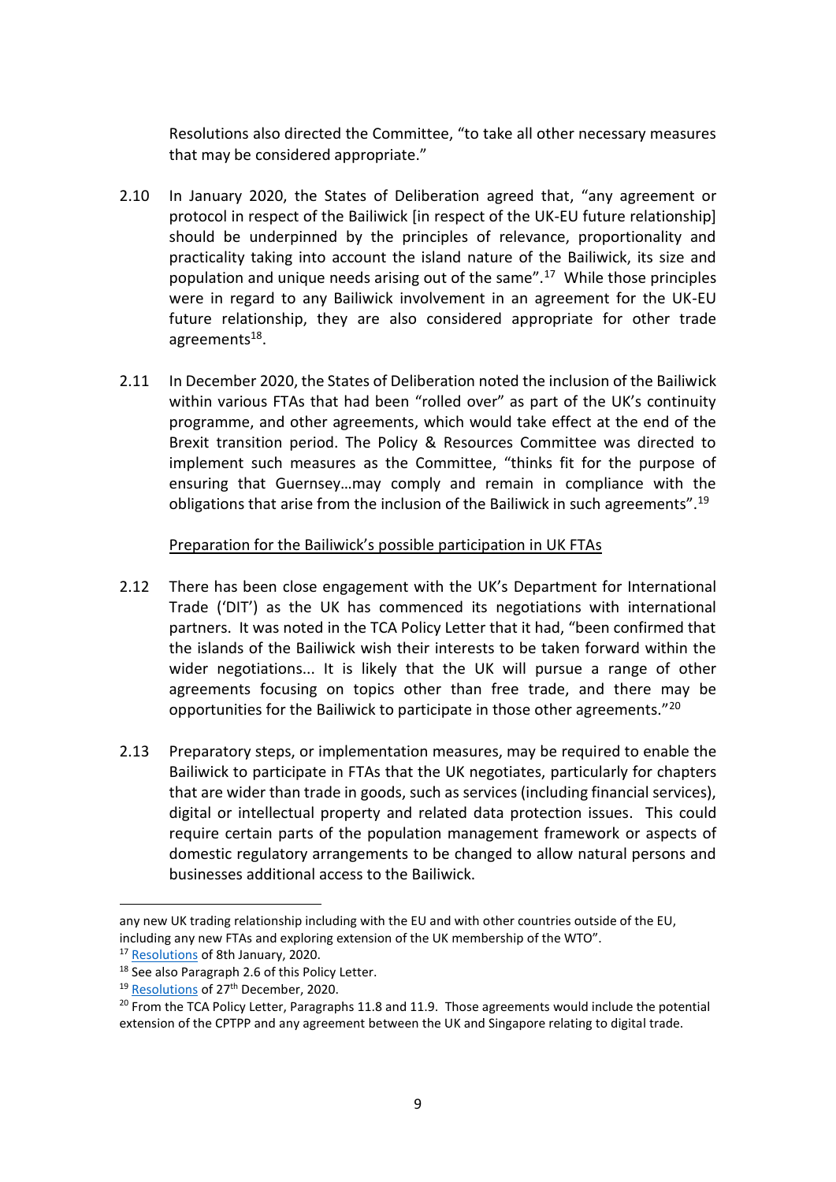Resolutions also directed the Committee, "to take all other necessary measures that may be considered appropriate."

2.10 In January 2020, the States of Deliberation agreed that, "any agreement or protocol in respect of the Bailiwick [in respect of the UK-EU future relationship] should be underpinned by the principles of relevance, proportionality and practicality taking into account the island nature of the Bailiwick, its size and population and unique needs arising out of the same".[17] While those principles were in regard to any Bailiwick involvement in an agreement for the UK-EU future relationship, they are also considered appropriate for other trade agreements[18].

2.11 In December 2020, the States of Deliberation noted the inclusion of the Bailiwick within various FTAs that had been "rolled over" as part of the UK's continuity programme, and other agreements, which would take effect at the end of the Brexit transition period. The Policy & Resources Committee was directed to implement such measures as the Committee, "thinks fit for the purpose of ensuring that Guernsey…may comply and remain in compliance with the obligations that arise from the inclusion of the Bailiwick in such agreements".[19]

<u>Preparation for the Bailiwick's possible participation in UK FTAs</u>

2.12 There has been close engagement with the UK's Department for International Trade ('DIT') as the UK has commenced its negotiations with international partners. It was noted in the TCA Policy Letter that it had, "been confirmed that the islands of the Bailiwick wish their interests to be taken forward within the wider negotiations... It is likely that the UK will pursue a range of other agreements focusing on topics other than free trade, and there may be opportunities for the Bailiwick to participate in those other agreements."[20]

2.13 Preparatory steps, or implementation measures, may be required to enable the Bailiwick to participate in FTAs that the UK negotiates, particularly for chapters that are wider than trade in goods, such as services (including financial services), digital or intellectual property and related data protection issues. This could require certain parts of the population management framework or aspects of domestic regulatory arrangements to be changed to allow natural persons and businesses additional access to the Bailiwick.

---

any new UK trading relationship including with the EU and with other countries outside of the EU, including any new FTAs and exploring extension of the UK membership of the WTO".

[17] Resolutions of 8th January, 2020.

[18] See also Paragraph 2.6 of this Policy Letter.

[19] Resolutions of 27th December, 2020.

[20] From the TCA Policy Letter, Paragraphs 11.8 and 11.9. Those agreements would include the potential extension of the CPTPP and any agreement between the UK and Singapore relating to digital trade.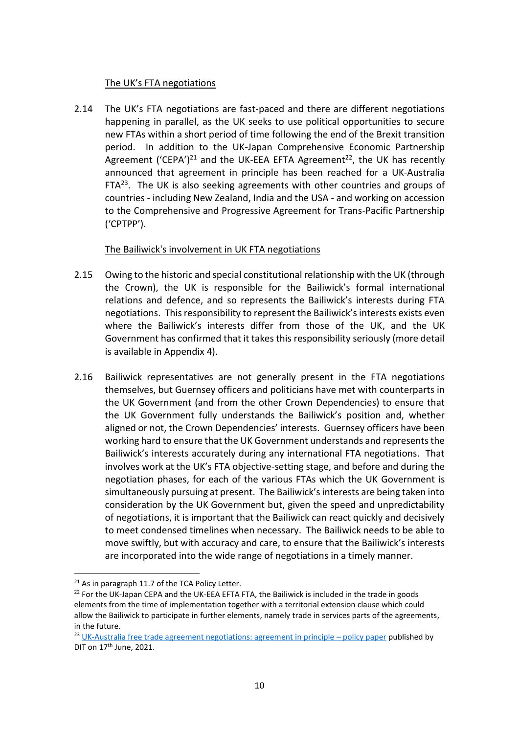The UK's FTA negotiations

2.14 The UK's FTA negotiations are fast-paced and there are different negotiations happening in parallel, as the UK seeks to use political opportunities to secure new FTAs within a short period of time following the end of the Brexit transition period. In addition to the UK-Japan Comprehensive Economic Partnership Agreement ('CEPA')[21] and the UK-EEA EFTA Agreement[22], the UK has recently announced that agreement in principle has been reached for a UK-Australia FTA[23]. The UK is also seeking agreements with other countries and groups of countries - including New Zealand, India and the USA - and working on accession to the Comprehensive and Progressive Agreement for Trans-Pacific Partnership ('CPTPP').

The Bailiwick's involvement in UK FTA negotiations

2.15 Owing to the historic and special constitutional relationship with the UK (through the Crown), the UK is responsible for the Bailiwick's formal international relations and defence, and so represents the Bailiwick's interests during FTA negotiations. This responsibility to represent the Bailiwick's interests exists even where the Bailiwick's interests differ from those of the UK, and the UK Government has confirmed that it takes this responsibility seriously (more detail is available in Appendix 4).

2.16 Bailiwick representatives are not generally present in the FTA negotiations themselves, but Guernsey officers and politicians have met with counterparts in the UK Government (and from the other Crown Dependencies) to ensure that the UK Government fully understands the Bailiwick's position and, whether aligned or not, the Crown Dependencies' interests. Guernsey officers have been working hard to ensure that the UK Government understands and represents the Bailiwick's interests accurately during any international FTA negotiations. That involves work at the UK's FTA objective-setting stage, and before and during the negotiation phases, for each of the various FTAs which the UK Government is simultaneously pursuing at present. The Bailiwick's interests are being taken into consideration by the UK Government but, given the speed and unpredictability of negotiations, it is important that the Bailiwick can react quickly and decisively to meet condensed timelines when necessary. The Bailiwick needs to be able to move swiftly, but with accuracy and care, to ensure that the Bailiwick's interests are incorporated into the wide range of negotiations in a timely manner.

---

[21] As in paragraph 11.7 of the TCA Policy Letter.

[22] For the UK-Japan CEPA and the UK-EEA EFTA FTA, the Bailiwick is included in the trade in goods elements from the time of implementation together with a territorial extension clause which could allow the Bailiwick to participate in further elements, namely trade in services parts of the agreements, in the future.

[23] UK-Australia free trade agreement negotiations: agreement in principle – policy paper published by DIT on 17th June, 2021.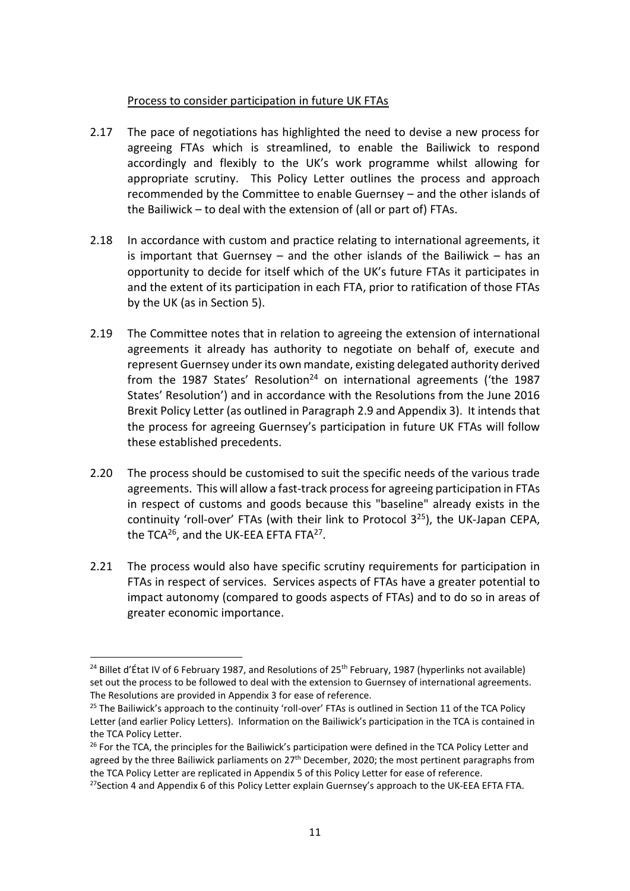Process to consider participation in future UK FTAs

2.17 The pace of negotiations has highlighted the need to devise a new process for agreeing FTAs which is streamlined, to enable the Bailiwick to respond accordingly and flexibly to the UK's work programme whilst allowing for appropriate scrutiny. This Policy Letter outlines the process and approach recommended by the Committee to enable Guernsey – and the other islands of the Bailiwick – to deal with the extension of (all or part of) FTAs.

2.18 In accordance with custom and practice relating to international agreements, it is important that Guernsey – and the other islands of the Bailiwick – has an opportunity to decide for itself which of the UK's future FTAs it participates in and the extent of its participation in each FTA, prior to ratification of those FTAs by the UK (as in Section 5).

2.19 The Committee notes that in relation to agreeing the extension of international agreements it already has authority to negotiate on behalf of, execute and represent Guernsey under its own mandate, existing delegated authority derived from the 1987 States' Resolution[24] on international agreements ('the 1987 States' Resolution') and in accordance with the Resolutions from the June 2016 Brexit Policy Letter (as outlined in Paragraph 2.9 and Appendix 3). It intends that the process for agreeing Guernsey's participation in future UK FTAs will follow these established precedents.

2.20 The process should be customised to suit the specific needs of the various trade agreements. This will allow a fast-track process for agreeing participation in FTAs in respect of customs and goods because this "baseline" already exists in the continuity 'roll-over' FTAs (with their link to Protocol 3[25]), the UK-Japan CEPA, the TCA[26], and the UK-EEA EFTA FTA[27].

2.21 The process would also have specific scrutiny requirements for participation in FTAs in respect of services. Services aspects of FTAs have a greater potential to impact autonomy (compared to goods aspects of FTAs) and to do so in areas of greater economic importance.

---

[24] Billet d'État IV of 6 February 1987, and Resolutions of 25th February, 1987 (hyperlinks not available) set out the process to be followed to deal with the extension to Guernsey of international agreements. The Resolutions are provided in Appendix 3 for ease of reference.

[25] The Bailiwick's approach to the continuity 'roll-over' FTAs is outlined in Section 11 of the TCA Policy Letter (and earlier Policy Letters). Information on the Bailiwick's participation in the TCA is contained in the TCA Policy Letter.

[26] For the TCA, the principles for the Bailiwick's participation were defined in the TCA Policy Letter and agreed by the three Bailiwick parliaments on 27th December, 2020; the most pertinent paragraphs from the TCA Policy Letter are replicated in Appendix 5 of this Policy Letter for ease of reference.

[27] Section 4 and Appendix 6 of this Policy Letter explain Guernsey's approach to the UK-EEA EFTA FTA.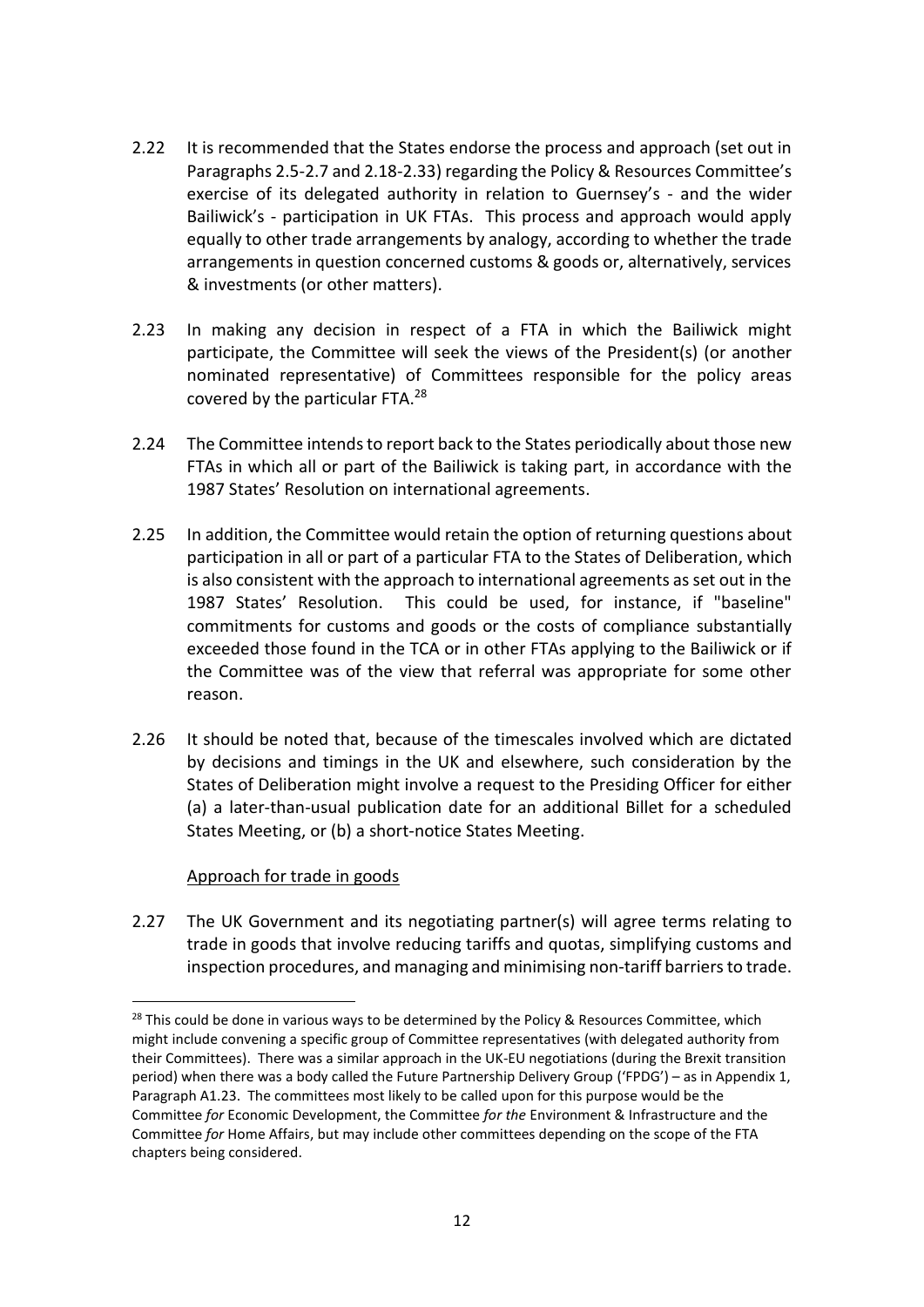2.22 It is recommended that the States endorse the process and approach (set out in Paragraphs 2.5-2.7 and 2.18-2.33) regarding the Policy & Resources Committee's exercise of its delegated authority in relation to Guernsey's - and the wider Bailiwick's - participation in UK FTAs. This process and approach would apply equally to other trade arrangements by analogy, according to whether the trade arrangements in question concerned customs & goods or, alternatively, services & investments (or other matters).

2.23 In making any decision in respect of a FTA in which the Bailiwick might participate, the Committee will seek the views of the President(s) (or another nominated representative) of Committees responsible for the policy areas covered by the particular FTA.[28]

2.24 The Committee intends to report back to the States periodically about those new FTAs in which all or part of the Bailiwick is taking part, in accordance with the 1987 States' Resolution on international agreements.

2.25 In addition, the Committee would retain the option of returning questions about participation in all or part of a particular FTA to the States of Deliberation, which is also consistent with the approach to international agreements as set out in the 1987 States' Resolution. This could be used, for instance, if "baseline" commitments for customs and goods or the costs of compliance substantially exceeded those found in the TCA or in other FTAs applying to the Bailiwick or if the Committee was of the view that referral was appropriate for some other reason.

2.26 It should be noted that, because of the timescales involved which are dictated by decisions and timings in the UK and elsewhere, such consideration by the States of Deliberation might involve a request to the Presiding Officer for either (a) a later-than-usual publication date for an additional Billet for a scheduled States Meeting, or (b) a short-notice States Meeting.

Approach for trade in goods

2.27 The UK Government and its negotiating partner(s) will agree terms relating to trade in goods that involve reducing tariffs and quotas, simplifying customs and inspection procedures, and managing and minimising non-tariff barriers to trade.

---

[28] This could be done in various ways to be determined by the Policy & Resources Committee, which might include convening a specific group of Committee representatives (with delegated authority from their Committees). There was a similar approach in the UK-EU negotiations (during the Brexit transition period) when there was a body called the Future Partnership Delivery Group ('FPDG') – as in Appendix 1, Paragraph A1.23. The committees most likely to be called upon for this purpose would be the Committee *for* Economic Development, the Committee *for the* Environment & Infrastructure and the Committee *for* Home Affairs, but may include other committees depending on the scope of the FTA chapters being considered.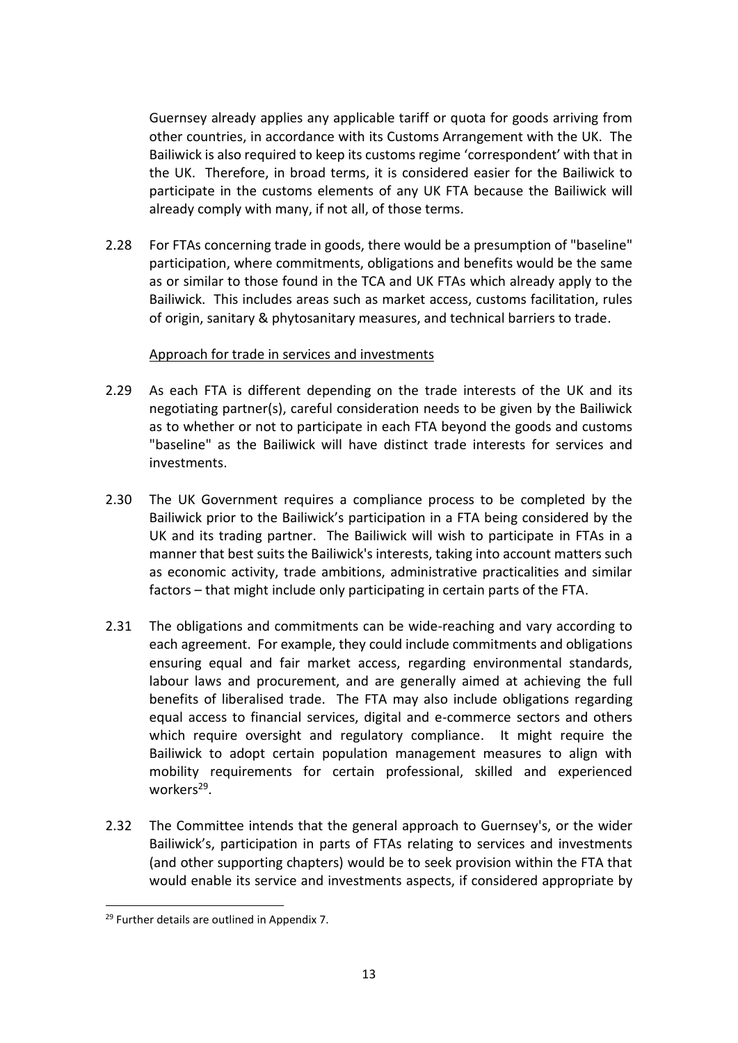Guernsey already applies any applicable tariff or quota for goods arriving from other countries, in accordance with its Customs Arrangement with the UK. The Bailiwick is also required to keep its customs regime 'correspondent' with that in the UK. Therefore, in broad terms, it is considered easier for the Bailiwick to participate in the customs elements of any UK FTA because the Bailiwick will already comply with many, if not all, of those terms.

2.28 For FTAs concerning trade in goods, there would be a presumption of "baseline" participation, where commitments, obligations and benefits would be the same as or similar to those found in the TCA and UK FTAs which already apply to the Bailiwick. This includes areas such as market access, customs facilitation, rules of origin, sanitary & phytosanitary measures, and technical barriers to trade.

Approach for trade in services and investments

2.29 As each FTA is different depending on the trade interests of the UK and its negotiating partner(s), careful consideration needs to be given by the Bailiwick as to whether or not to participate in each FTA beyond the goods and customs "baseline" as the Bailiwick will have distinct trade interests for services and investments.

2.30 The UK Government requires a compliance process to be completed by the Bailiwick prior to the Bailiwick's participation in a FTA being considered by the UK and its trading partner. The Bailiwick will wish to participate in FTAs in a manner that best suits the Bailiwick's interests, taking into account matters such as economic activity, trade ambitions, administrative practicalities and similar factors – that might include only participating in certain parts of the FTA.

2.31 The obligations and commitments can be wide-reaching and vary according to each agreement. For example, they could include commitments and obligations ensuring equal and fair market access, regarding environmental standards, labour laws and procurement, and are generally aimed at achieving the full benefits of liberalised trade. The FTA may also include obligations regarding equal access to financial services, digital and e-commerce sectors and others which require oversight and regulatory compliance. It might require the Bailiwick to adopt certain population management measures to align with mobility requirements for certain professional, skilled and experienced workers[29].

2.32 The Committee intends that the general approach to Guernsey's, or the wider Bailiwick's, participation in parts of FTAs relating to services and investments (and other supporting chapters) would be to seek provision within the FTA that would enable its service and investments aspects, if considered appropriate by

[29] Further details are outlined in Appendix 7.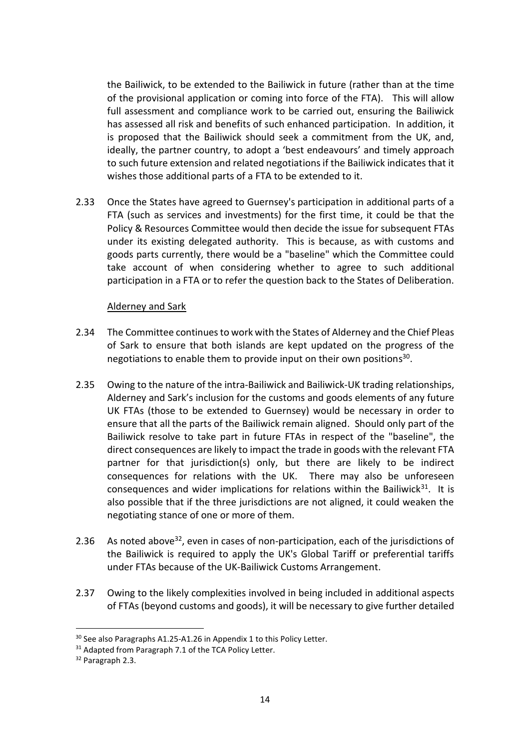the Bailiwick, to be extended to the Bailiwick in future (rather than at the time of the provisional application or coming into force of the FTA). This will allow full assessment and compliance work to be carried out, ensuring the Bailiwick has assessed all risk and benefits of such enhanced participation. In addition, it is proposed that the Bailiwick should seek a commitment from the UK, and, ideally, the partner country, to adopt a 'best endeavours' and timely approach to such future extension and related negotiations if the Bailiwick indicates that it wishes those additional parts of a FTA to be extended to it.

2.33 Once the States have agreed to Guernsey's participation in additional parts of a FTA (such as services and investments) for the first time, it could be that the Policy & Resources Committee would then decide the issue for subsequent FTAs under its existing delegated authority. This is because, as with customs and goods parts currently, there would be a "baseline" which the Committee could take account of when considering whether to agree to such additional participation in a FTA or to refer the question back to the States of Deliberation.

Alderney and Sark

2.34 The Committee continues to work with the States of Alderney and the Chief Pleas of Sark to ensure that both islands are kept updated on the progress of the negotiations to enable them to provide input on their own positions[30].

2.35 Owing to the nature of the intra-Bailiwick and Bailiwick-UK trading relationships, Alderney and Sark's inclusion for the customs and goods elements of any future UK FTAs (those to be extended to Guernsey) would be necessary in order to ensure that all the parts of the Bailiwick remain aligned. Should only part of the Bailiwick resolve to take part in future FTAs in respect of the "baseline", the direct consequences are likely to impact the trade in goods with the relevant FTA partner for that jurisdiction(s) only, but there are likely to be indirect consequences for relations with the UK. There may also be unforeseen consequences and wider implications for relations within the Bailiwick[31]. It is also possible that if the three jurisdictions are not aligned, it could weaken the negotiating stance of one or more of them.

2.36 As noted above[32], even in cases of non-participation, each of the jurisdictions of the Bailiwick is required to apply the UK's Global Tariff or preferential tariffs under FTAs because of the UK-Bailiwick Customs Arrangement.

2.37 Owing to the likely complexities involved in being included in additional aspects of FTAs (beyond customs and goods), it will be necessary to give further detailed

---

[30] See also Paragraphs A1.25-A1.26 in Appendix 1 to this Policy Letter.

[31] Adapted from Paragraph 7.1 of the TCA Policy Letter.

[32] Paragraph 2.3.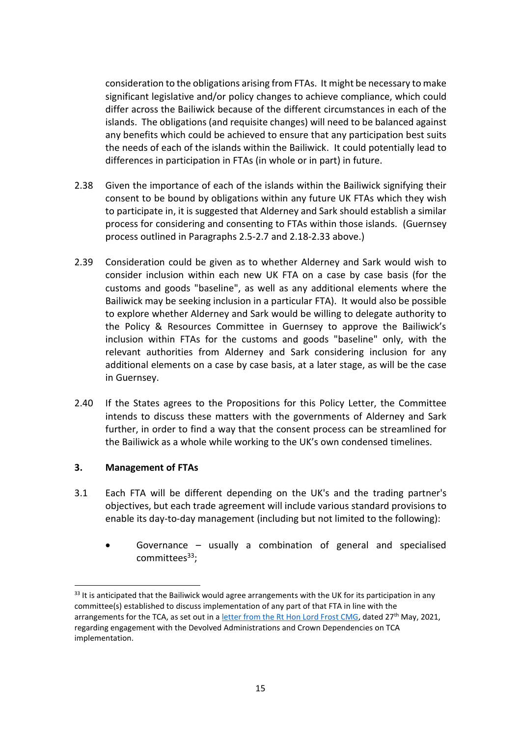consideration to the obligations arising from FTAs. It might be necessary to make significant legislative and/or policy changes to achieve compliance, which could differ across the Bailiwick because of the different circumstances in each of the islands. The obligations (and requisite changes) will need to be balanced against any benefits which could be achieved to ensure that any participation best suits the needs of each of the islands within the Bailiwick. It could potentially lead to differences in participation in FTAs (in whole or in part) in future.

2.38 Given the importance of each of the islands within the Bailiwick signifying their consent to be bound by obligations within any future UK FTAs which they wish to participate in, it is suggested that Alderney and Sark should establish a similar process for considering and consenting to FTAs within those islands. (Guernsey process outlined in Paragraphs 2.5-2.7 and 2.18-2.33 above.)

2.39 Consideration could be given as to whether Alderney and Sark would wish to consider inclusion within each new UK FTA on a case by case basis (for the customs and goods "baseline", as well as any additional elements where the Bailiwick may be seeking inclusion in a particular FTA). It would also be possible to explore whether Alderney and Sark would be willing to delegate authority to the Policy & Resources Committee in Guernsey to approve the Bailiwick's inclusion within FTAs for the customs and goods "baseline" only, with the relevant authorities from Alderney and Sark considering inclusion for any additional elements on a case by case basis, at a later stage, as will be the case in Guernsey.

2.40 If the States agrees to the Propositions for this Policy Letter, the Committee intends to discuss these matters with the governments of Alderney and Sark further, in order to find a way that the consent process can be streamlined for the Bailiwick as a whole while working to the UK's own condensed timelines.

## 3. Management of FTAs

3.1 Each FTA will be different depending on the UK's and the trading partner's objectives, but each trade agreement will include various standard provisions to enable its day-to-day management (including but not limited to the following):

- Governance – usually a combination of general and specialised committees[33];

[33] It is anticipated that the Bailiwick would agree arrangements with the UK for its participation in any committee(s) established to discuss implementation of any part of that FTA in line with the arrangements for the TCA, as set out in a letter from the Rt Hon Lord Frost CMG, dated 27th May, 2021, regarding engagement with the Devolved Administrations and Crown Dependencies on TCA implementation.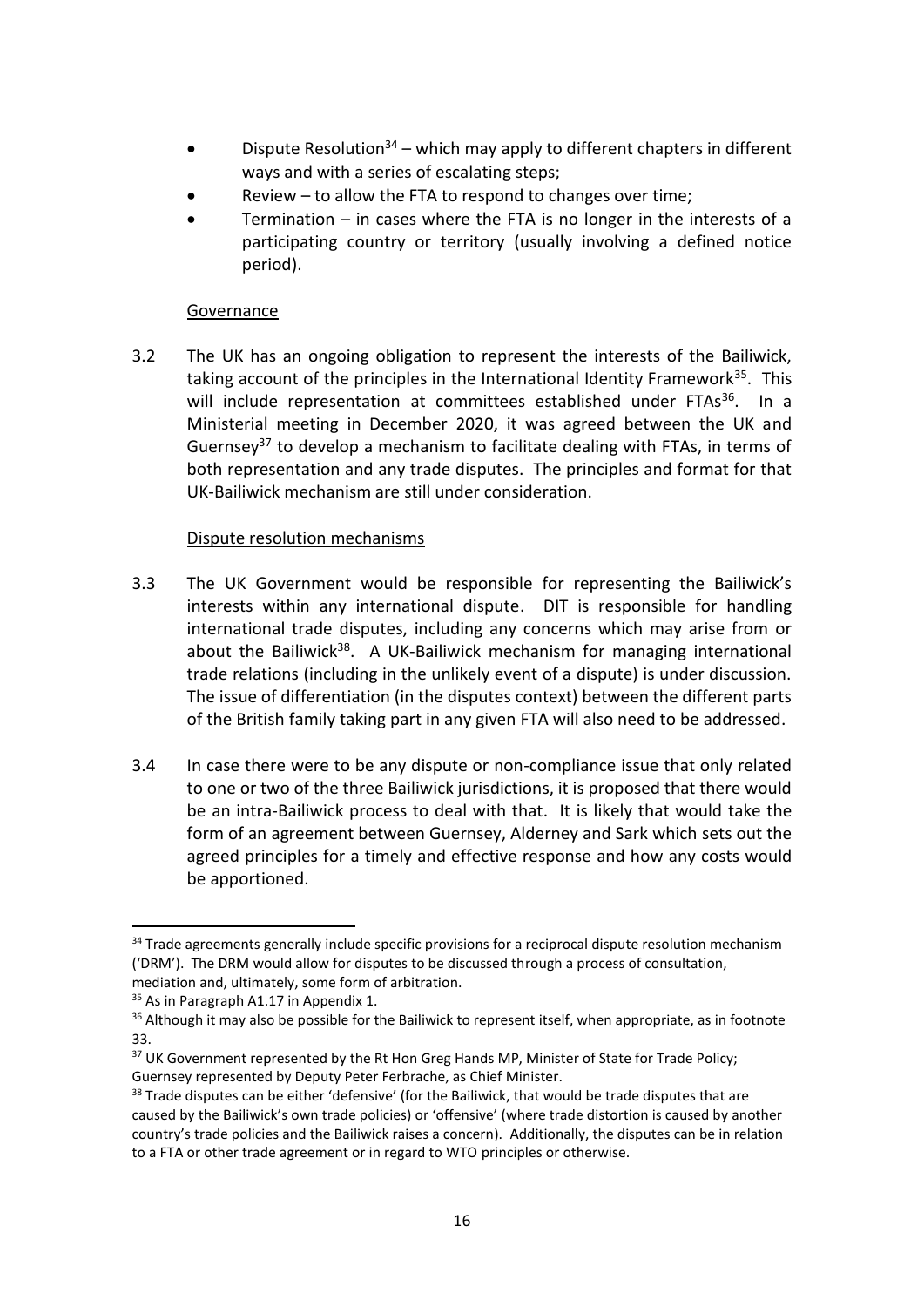- Dispute Resolution[34] – which may apply to different chapters in different ways and with a series of escalating steps;
- Review – to allow the FTA to respond to changes over time;
- Termination – in cases where the FTA is no longer in the interests of a participating country or territory (usually involving a defined notice period).

Governance

3.2 The UK has an ongoing obligation to represent the interests of the Bailiwick, taking account of the principles in the International Identity Framework[35]. This will include representation at committees established under FTAs[36]. In a Ministerial meeting in December 2020, it was agreed between the UK and Guernsey[37] to develop a mechanism to facilitate dealing with FTAs, in terms of both representation and any trade disputes. The principles and format for that UK-Bailiwick mechanism are still under consideration.

Dispute resolution mechanisms

3.3 The UK Government would be responsible for representing the Bailiwick's interests within any international dispute. DIT is responsible for handling international trade disputes, including any concerns which may arise from or about the Bailiwick[38]. A UK-Bailiwick mechanism for managing international trade relations (including in the unlikely event of a dispute) is under discussion. The issue of differentiation (in the disputes context) between the different parts of the British family taking part in any given FTA will also need to be addressed.

3.4 In case there were to be any dispute or non-compliance issue that only related to one or two of the three Bailiwick jurisdictions, it is proposed that there would be an intra-Bailiwick process to deal with that. It is likely that would take the form of an agreement between Guernsey, Alderney and Sark which sets out the agreed principles for a timely and effective response and how any costs would be apportioned.

---

[34] Trade agreements generally include specific provisions for a reciprocal dispute resolution mechanism ('DRM'). The DRM would allow for disputes to be discussed through a process of consultation, mediation and, ultimately, some form of arbitration.

[35] As in Paragraph A1.17 in Appendix 1.

[36] Although it may also be possible for the Bailiwick to represent itself, when appropriate, as in footnote 33.

[37] UK Government represented by the Rt Hon Greg Hands MP, Minister of State for Trade Policy; Guernsey represented by Deputy Peter Ferbrache, as Chief Minister.

[38] Trade disputes can be either 'defensive' (for the Bailiwick, that would be trade disputes that are caused by the Bailiwick's own trade policies) or 'offensive' (where trade distortion is caused by another country's trade policies and the Bailiwick raises a concern). Additionally, the disputes can be in relation to a FTA or other trade agreement or in regard to WTO principles or otherwise.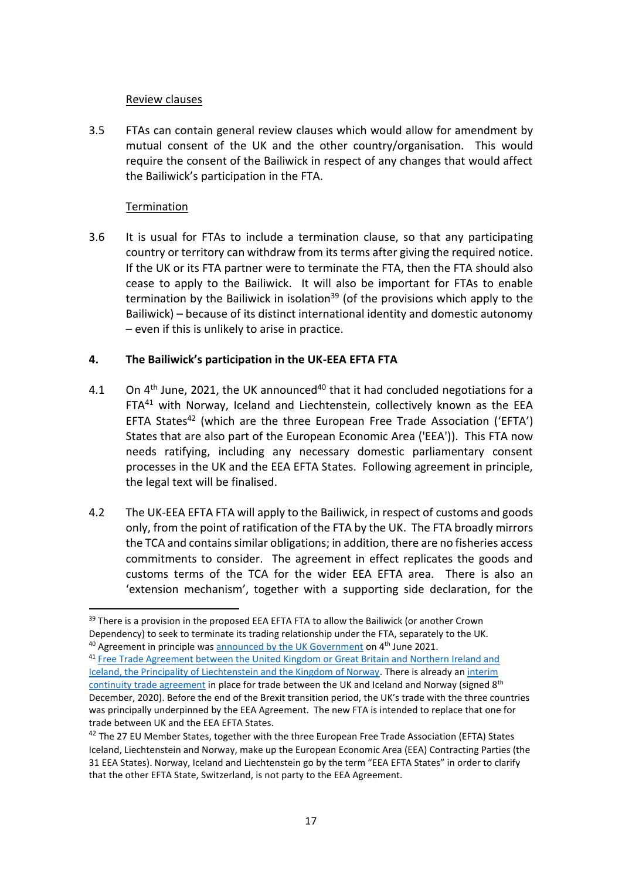Review clauses

3.5 FTAs can contain general review clauses which would allow for amendment by mutual consent of the UK and the other country/organisation. This would require the consent of the Bailiwick in respect of any changes that would affect the Bailiwick's participation in the FTA.

Termination

3.6 It is usual for FTAs to include a termination clause, so that any participating country or territory can withdraw from its terms after giving the required notice. If the UK or its FTA partner were to terminate the FTA, then the FTA should also cease to apply to the Bailiwick. It will also be important for FTAs to enable termination by the Bailiwick in isolation[39] (of the provisions which apply to the Bailiwick) – because of its distinct international identity and domestic autonomy – even if this is unlikely to arise in practice.

## 4. The Bailiwick's participation in the UK-EEA EFTA FTA

4.1 On 4th June, 2021, the UK announced[40] that it had concluded negotiations for a FTA[41] with Norway, Iceland and Liechtenstein, collectively known as the EEA EFTA States[42] (which are the three European Free Trade Association ('EFTA') States that are also part of the European Economic Area ('EEA')). This FTA now needs ratifying, including any necessary domestic parliamentary consent processes in the UK and the EEA EFTA States. Following agreement in principle, the legal text will be finalised.

4.2 The UK-EEA EFTA FTA will apply to the Bailiwick, in respect of customs and goods only, from the point of ratification of the FTA by the UK. The FTA broadly mirrors the TCA and contains similar obligations; in addition, there are no fisheries access commitments to consider. The agreement in effect replicates the goods and customs terms of the TCA for the wider EEA EFTA area. There is also an 'extension mechanism', together with a supporting side declaration, for the

---

[39] There is a provision in the proposed EEA EFTA FTA to allow the Bailiwick (or another Crown Dependency) to seek to terminate its trading relationship under the FTA, separately to the UK.

[40] Agreement in principle was announced by the UK Government on 4th June 2021.

[41] Free Trade Agreement between the United Kingdom or Great Britain and Northern Ireland and Iceland, the Principality of Liechtenstein and the Kingdom of Norway. There is already an interim continuity trade agreement in place for trade between the UK and Iceland and Norway (signed 8th December, 2020). Before the end of the Brexit transition period, the UK's trade with the three countries was principally underpinned by the EEA Agreement. The new FTA is intended to replace that one for trade between UK and the EEA EFTA States.

[42] The 27 EU Member States, together with the three European Free Trade Association (EFTA) States Iceland, Liechtenstein and Norway, make up the European Economic Area (EEA) Contracting Parties (the 31 EEA States). Norway, Iceland and Liechtenstein go by the term "EEA EFTA States" in order to clarify that the other EFTA State, Switzerland, is not party to the EEA Agreement.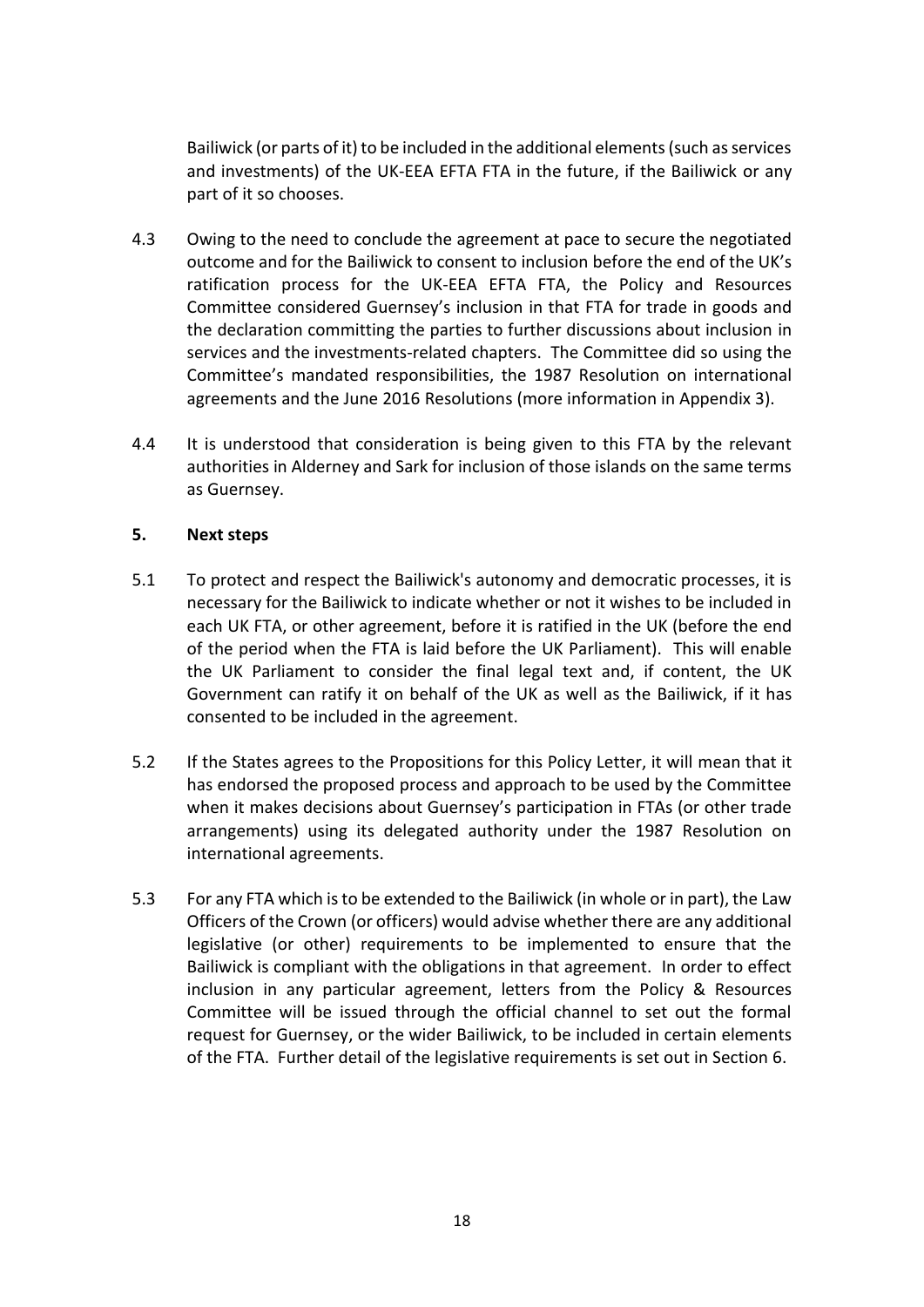Bailiwick (or parts of it) to be included in the additional elements (such as services and investments) of the UK-EEA EFTA FTA in the future, if the Bailiwick or any part of it so chooses.

4.3 Owing to the need to conclude the agreement at pace to secure the negotiated outcome and for the Bailiwick to consent to inclusion before the end of the UK's ratification process for the UK-EEA EFTA FTA, the Policy and Resources Committee considered Guernsey's inclusion in that FTA for trade in goods and the declaration committing the parties to further discussions about inclusion in services and the investments-related chapters. The Committee did so using the Committee's mandated responsibilities, the 1987 Resolution on international agreements and the June 2016 Resolutions (more information in Appendix 3).

4.4 It is understood that consideration is being given to this FTA by the relevant authorities in Alderney and Sark for inclusion of those islands on the same terms as Guernsey.

## 5. Next steps

5.1 To protect and respect the Bailiwick's autonomy and democratic processes, it is necessary for the Bailiwick to indicate whether or not it wishes to be included in each UK FTA, or other agreement, before it is ratified in the UK (before the end of the period when the FTA is laid before the UK Parliament). This will enable the UK Parliament to consider the final legal text and, if content, the UK Government can ratify it on behalf of the UK as well as the Bailiwick, if it has consented to be included in the agreement.

5.2 If the States agrees to the Propositions for this Policy Letter, it will mean that it has endorsed the proposed process and approach to be used by the Committee when it makes decisions about Guernsey's participation in FTAs (or other trade arrangements) using its delegated authority under the 1987 Resolution on international agreements.

5.3 For any FTA which is to be extended to the Bailiwick (in whole or in part), the Law Officers of the Crown (or officers) would advise whether there are any additional legislative (or other) requirements to be implemented to ensure that the Bailiwick is compliant with the obligations in that agreement. In order to effect inclusion in any particular agreement, letters from the Policy & Resources Committee will be issued through the official channel to set out the formal request for Guernsey, or the wider Bailiwick, to be included in certain elements of the FTA. Further detail of the legislative requirements is set out in Section 6.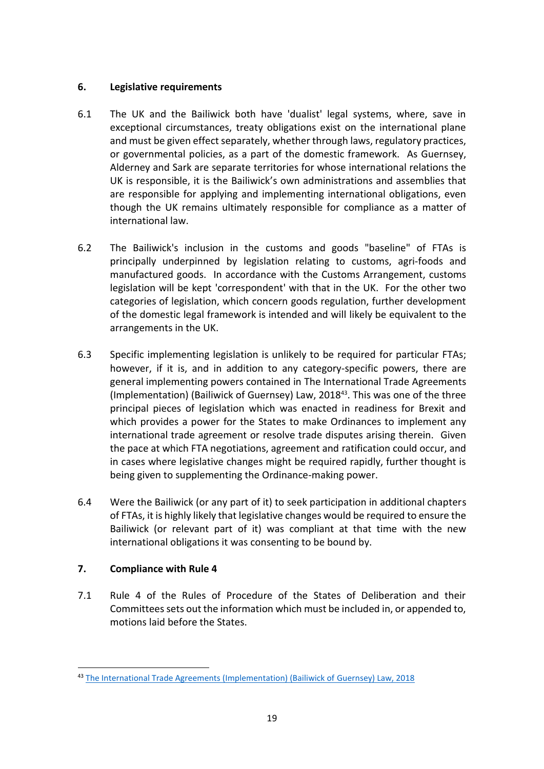## 6. Legislative requirements

6.1 The UK and the Bailiwick both have 'dualist' legal systems, where, save in exceptional circumstances, treaty obligations exist on the international plane and must be given effect separately, whether through laws, regulatory practices, or governmental policies, as a part of the domestic framework. As Guernsey, Alderney and Sark are separate territories for whose international relations the UK is responsible, it is the Bailiwick's own administrations and assemblies that are responsible for applying and implementing international obligations, even though the UK remains ultimately responsible for compliance as a matter of international law.

6.2 The Bailiwick's inclusion in the customs and goods "baseline" of FTAs is principally underpinned by legislation relating to customs, agri-foods and manufactured goods. In accordance with the Customs Arrangement, customs legislation will be kept 'correspondent' with that in the UK. For the other two categories of legislation, which concern goods regulation, further development of the domestic legal framework is intended and will likely be equivalent to the arrangements in the UK.

6.3 Specific implementing legislation is unlikely to be required for particular FTAs; however, if it is, and in addition to any category-specific powers, there are general implementing powers contained in The International Trade Agreements (Implementation) (Bailiwick of Guernsey) Law, 2018[43]. This was one of the three principal pieces of legislation which was enacted in readiness for Brexit and which provides a power for the States to make Ordinances to implement any international trade agreement or resolve trade disputes arising therein. Given the pace at which FTA negotiations, agreement and ratification could occur, and in cases where legislative changes might be required rapidly, further thought is being given to supplementing the Ordinance-making power.

6.4 Were the Bailiwick (or any part of it) to seek participation in additional chapters of FTAs, it is highly likely that legislative changes would be required to ensure the Bailiwick (or relevant part of it) was compliant at that time with the new international obligations it was consenting to be bound by.

## 7. Compliance with Rule 4

7.1 Rule 4 of the Rules of Procedure of the States of Deliberation and their Committees sets out the information which must be included in, or appended to, motions laid before the States.

[43] The International Trade Agreements (Implementation) (Bailiwick of Guernsey) Law, 2018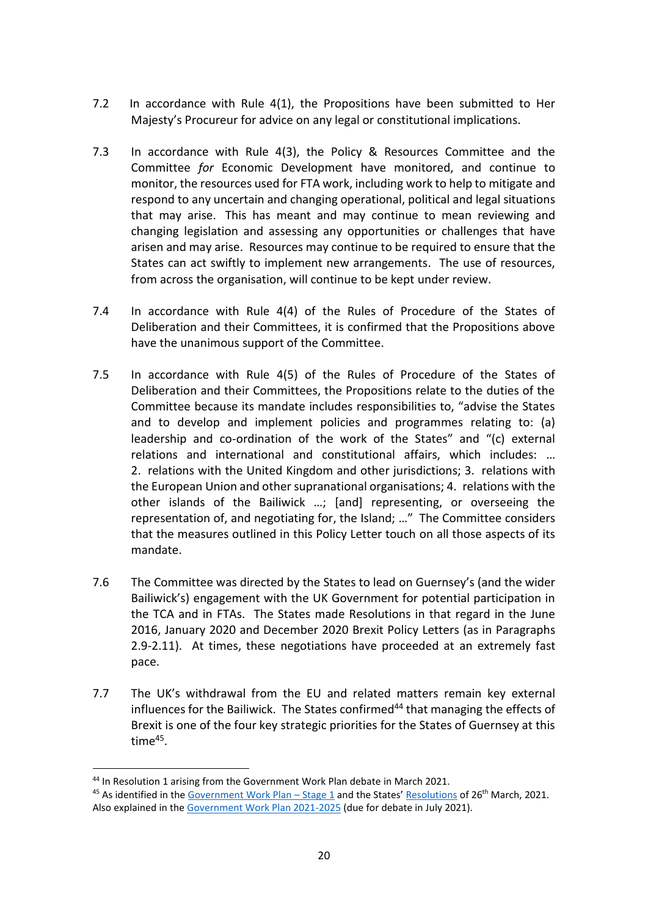7.2 In accordance with Rule 4(1), the Propositions have been submitted to Her Majesty's Procureur for advice on any legal or constitutional implications.

7.3 In accordance with Rule 4(3), the Policy & Resources Committee and the Committee *for* Economic Development have monitored, and continue to monitor, the resources used for FTA work, including work to help to mitigate and respond to any uncertain and changing operational, political and legal situations that may arise. This has meant and may continue to mean reviewing and changing legislation and assessing any opportunities or challenges that have arisen and may arise. Resources may continue to be required to ensure that the States can act swiftly to implement new arrangements. The use of resources, from across the organisation, will continue to be kept under review.

7.4 In accordance with Rule 4(4) of the Rules of Procedure of the States of Deliberation and their Committees, it is confirmed that the Propositions above have the unanimous support of the Committee.

7.5 In accordance with Rule 4(5) of the Rules of Procedure of the States of Deliberation and their Committees, the Propositions relate to the duties of the Committee because its mandate includes responsibilities to, "advise the States and to develop and implement policies and programmes relating to: (a) leadership and co-ordination of the work of the States" and "(c) external relations and international and constitutional affairs, which includes: … 2. relations with the United Kingdom and other jurisdictions; 3. relations with the European Union and other supranational organisations; 4. relations with the other islands of the Bailiwick …; [and] representing, or overseeing the representation of, and negotiating for, the Island; …" The Committee considers that the measures outlined in this Policy Letter touch on all those aspects of its mandate.

7.6 The Committee was directed by the States to lead on Guernsey's (and the wider Bailiwick's) engagement with the UK Government for potential participation in the TCA and in FTAs. The States made Resolutions in that regard in the June 2016, January 2020 and December 2020 Brexit Policy Letters (as in Paragraphs 2.9-2.11). At times, these negotiations have proceeded at an extremely fast pace.

7.7 The UK's withdrawal from the EU and related matters remain key external influences for the Bailiwick. The States confirmed[44] that managing the effects of Brexit is one of the four key strategic priorities for the States of Guernsey at this time[45].

---

[44] In Resolution 1 arising from the Government Work Plan debate in March 2021.

[45] As identified in the Government Work Plan – Stage 1 and the States' Resolutions of 26th March, 2021. Also explained in the Government Work Plan 2021-2025 (due for debate in July 2021).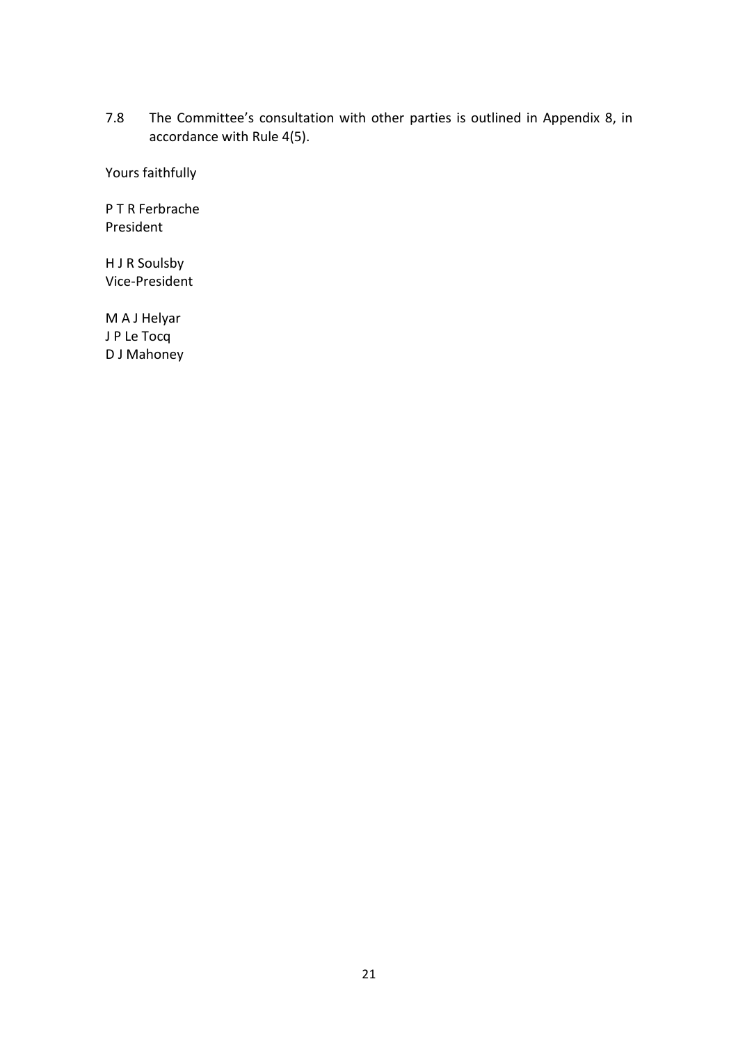7.8 The Committee's consultation with other parties is outlined in Appendix 8, in accordance with Rule 4(5).

Yours faithfully

P T R Ferbrache
President

H J R Soulsby
Vice-President

M A J Helyar
J P Le Tocq
D J Mahoney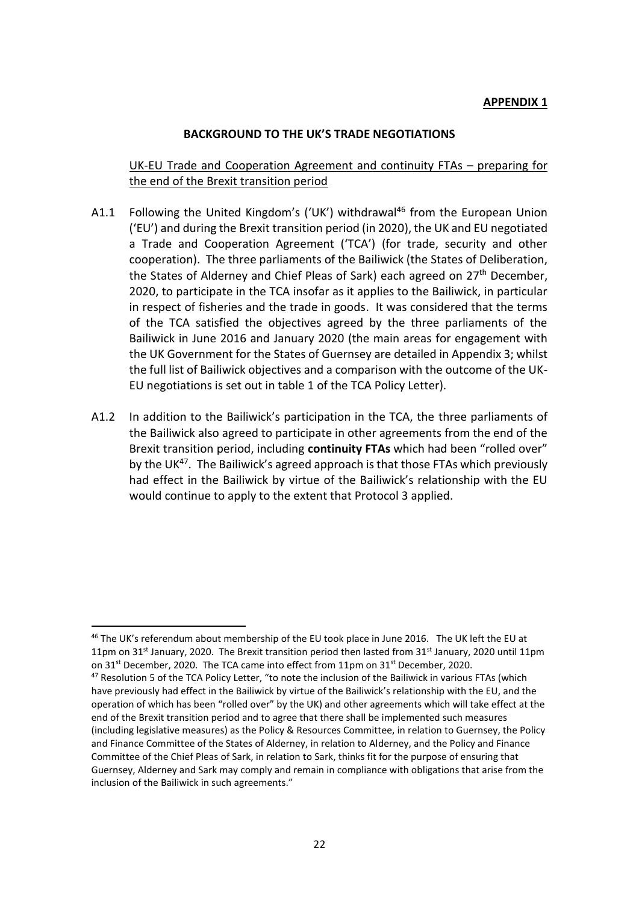**APPENDIX 1**

## BACKGROUND TO THE UK'S TRADE NEGOTIATIONS

UK-EU Trade and Cooperation Agreement and continuity FTAs – preparing for the end of the Brexit transition period

A1.1 Following the United Kingdom's ('UK') withdrawal[46] from the European Union ('EU') and during the Brexit transition period (in 2020), the UK and EU negotiated a Trade and Cooperation Agreement ('TCA') (for trade, security and other cooperation). The three parliaments of the Bailiwick (the States of Deliberation, the States of Alderney and Chief Pleas of Sark) each agreed on 27th December, 2020, to participate in the TCA insofar as it applies to the Bailiwick, in particular in respect of fisheries and the trade in goods. It was considered that the terms of the TCA satisfied the objectives agreed by the three parliaments of the Bailiwick in June 2016 and January 2020 (the main areas for engagement with the UK Government for the States of Guernsey are detailed in Appendix 3; whilst the full list of Bailiwick objectives and a comparison with the outcome of the UK-EU negotiations is set out in table 1 of the TCA Policy Letter).

A1.2 In addition to the Bailiwick's participation in the TCA, the three parliaments of the Bailiwick also agreed to participate in other agreements from the end of the Brexit transition period, including **continuity FTAs** which had been "rolled over" by the UK[47]. The Bailiwick's agreed approach is that those FTAs which previously had effect in the Bailiwick by virtue of the Bailiwick's relationship with the EU would continue to apply to the extent that Protocol 3 applied.

---

[46] The UK's referendum about membership of the EU took place in June 2016. The UK left the EU at 11pm on 31st January, 2020. The Brexit transition period then lasted from 31st January, 2020 until 11pm on 31st December, 2020. The TCA came into effect from 11pm on 31st December, 2020.

[47] Resolution 5 of the TCA Policy Letter, "to note the inclusion of the Bailiwick in various FTAs (which have previously had effect in the Bailiwick by virtue of the Bailiwick's relationship with the EU, and the operation of which has been "rolled over" by the UK) and other agreements which will take effect at the end of the Brexit transition period and to agree that there shall be implemented such measures (including legislative measures) as the Policy & Resources Committee, in relation to Guernsey, the Policy and Finance Committee of the States of Alderney, in relation to Alderney, and the Policy and Finance Committee of the Chief Pleas of Sark, in relation to Sark, thinks fit for the purpose of ensuring that Guernsey, Alderney and Sark may comply and remain in compliance with obligations that arise from the inclusion of the Bailiwick in such agreements."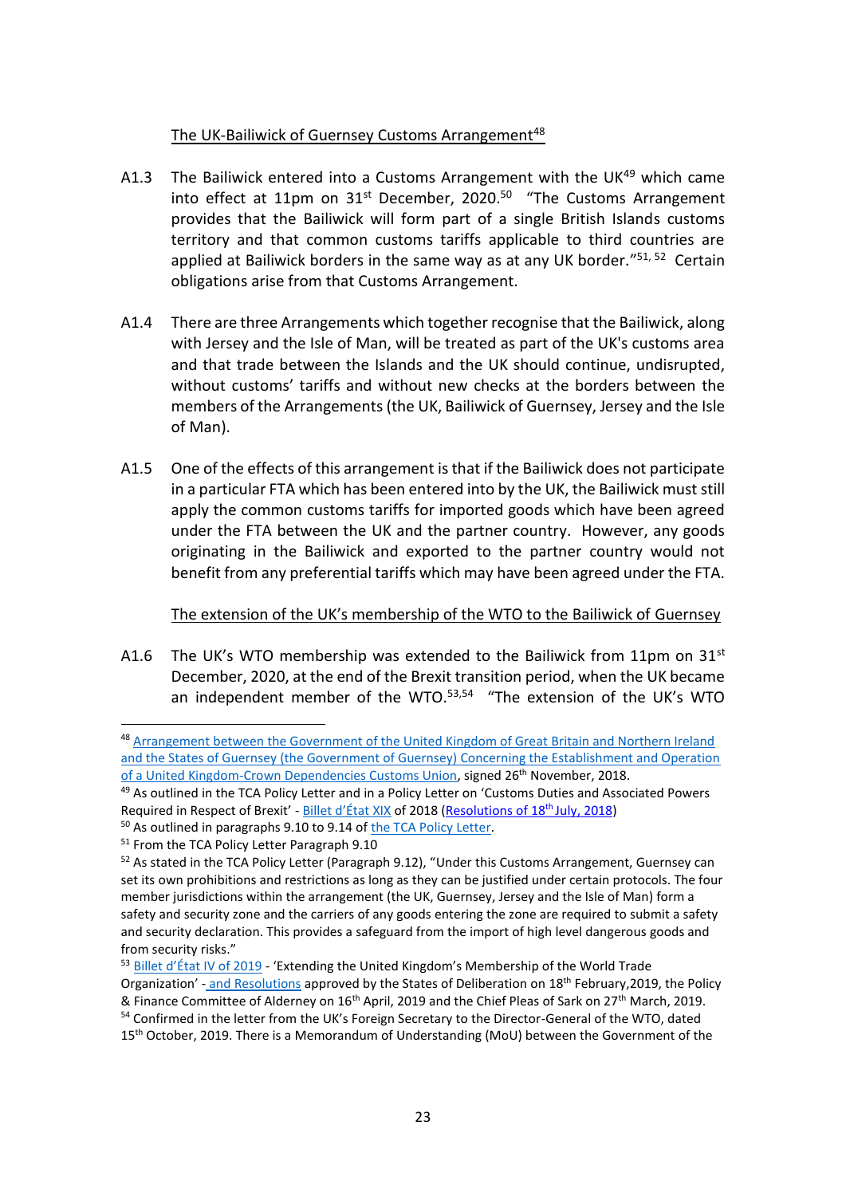The UK-Bailiwick of Guernsey Customs Arrangement[48]

A1.3 The Bailiwick entered into a Customs Arrangement with the UK[49] which came into effect at 11pm on 31st December, 2020.[50] "The Customs Arrangement provides that the Bailiwick will form part of a single British Islands customs territory and that common customs tariffs applicable to third countries are applied at Bailiwick borders in the same way as at any UK border."[51, 52] Certain obligations arise from that Customs Arrangement.

A1.4 There are three Arrangements which together recognise that the Bailiwick, along with Jersey and the Isle of Man, will be treated as part of the UK's customs area and that trade between the Islands and the UK should continue, undisrupted, without customs' tariffs and without new checks at the borders between the members of the Arrangements (the UK, Bailiwick of Guernsey, Jersey and the Isle of Man).

A1.5 One of the effects of this arrangement is that if the Bailiwick does not participate in a particular FTA which has been entered into by the UK, the Bailiwick must still apply the common customs tariffs for imported goods which have been agreed under the FTA between the UK and the partner country. However, any goods originating in the Bailiwick and exported to the partner country would not benefit from any preferential tariffs which may have been agreed under the FTA.

The extension of the UK's membership of the WTO to the Bailiwick of Guernsey

A1.6 The UK's WTO membership was extended to the Bailiwick from 11pm on 31st December, 2020, at the end of the Brexit transition period, when the UK became an independent member of the WTO.[53,54] "The extension of the UK's WTO

---

[48] Arrangement between the Government of the United Kingdom of Great Britain and Northern Ireland and the States of Guernsey (the Government of Guernsey) Concerning the Establishment and Operation of a United Kingdom-Crown Dependencies Customs Union, signed 26th November, 2018.

[49] As outlined in the TCA Policy Letter and in a Policy Letter on 'Customs Duties and Associated Powers Required in Respect of Brexit' - Billet d'État XIX of 2018 (Resolutions of 18th July, 2018)

[50] As outlined in paragraphs 9.10 to 9.14 of the TCA Policy Letter.

[51] From the TCA Policy Letter Paragraph 9.10

[52] As stated in the TCA Policy Letter (Paragraph 9.12), "Under this Customs Arrangement, Guernsey can set its own prohibitions and restrictions as long as they can be justified under certain protocols. The four member jurisdictions within the arrangement (the UK, Guernsey, Jersey and the Isle of Man) form a safety and security zone and the carriers of any goods entering the zone are required to submit a safety and security declaration. This provides a safeguard from the import of high level dangerous goods and from security risks."

[53] Billet d'État IV of 2019 - 'Extending the United Kingdom's Membership of the World Trade Organization' - and Resolutions approved by the States of Deliberation on 18th February,2019, the Policy & Finance Committee of Alderney on 16th April, 2019 and the Chief Pleas of Sark on 27th March, 2019.

[54] Confirmed in the letter from the UK's Foreign Secretary to the Director-General of the WTO, dated 15th October, 2019. There is a Memorandum of Understanding (MoU) between the Government of the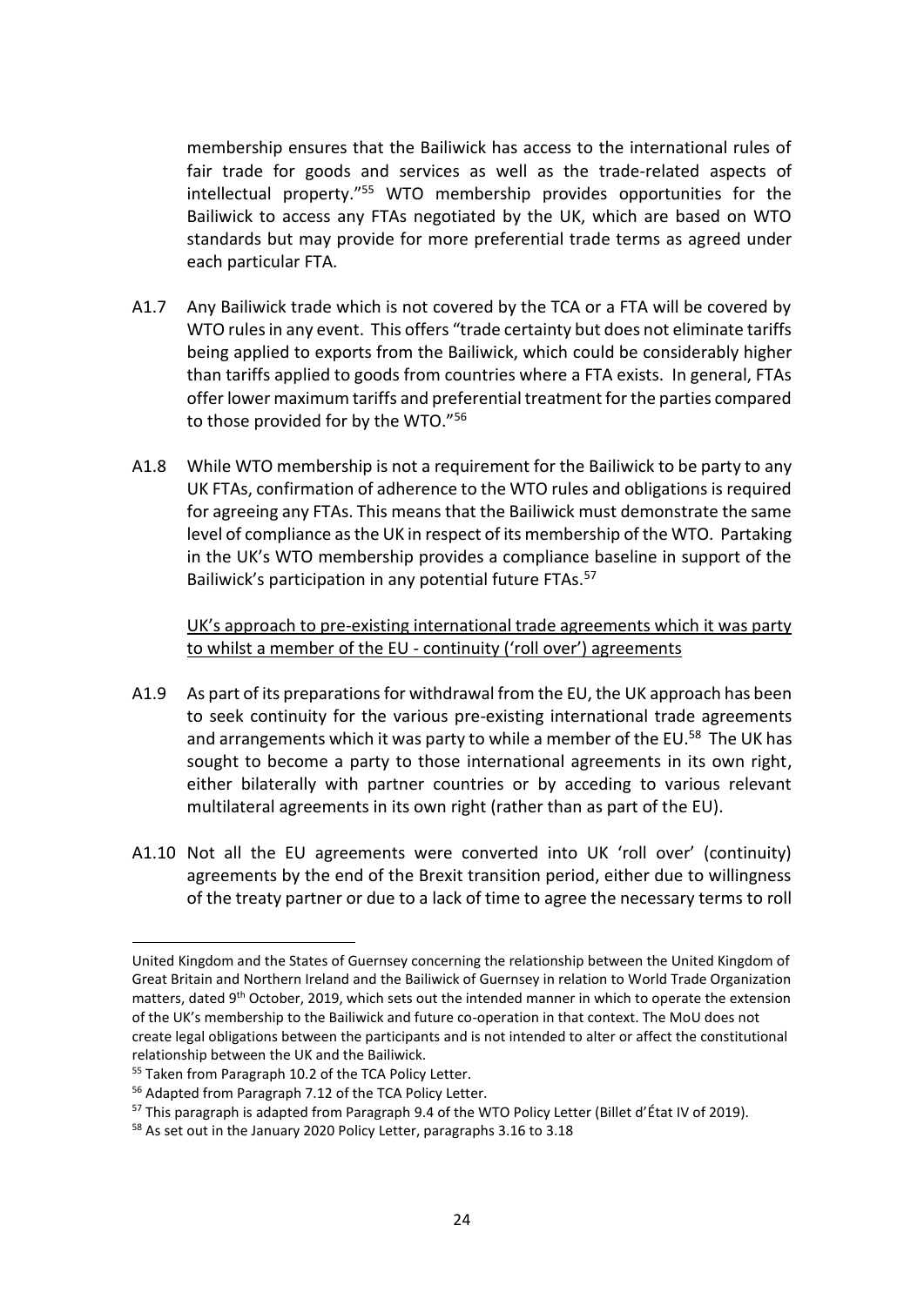membership ensures that the Bailiwick has access to the international rules of fair trade for goods and services as well as the trade-related aspects of intellectual property."[55] WTO membership provides opportunities for the Bailiwick to access any FTAs negotiated by the UK, which are based on WTO standards but may provide for more preferential trade terms as agreed under each particular FTA.

A1.7 Any Bailiwick trade which is not covered by the TCA or a FTA will be covered by WTO rules in any event. This offers "trade certainty but does not eliminate tariffs being applied to exports from the Bailiwick, which could be considerably higher than tariffs applied to goods from countries where a FTA exists. In general, FTAs offer lower maximum tariffs and preferential treatment for the parties compared to those provided for by the WTO."[56]

A1.8 While WTO membership is not a requirement for the Bailiwick to be party to any UK FTAs, confirmation of adherence to the WTO rules and obligations is required for agreeing any FTAs. This means that the Bailiwick must demonstrate the same level of compliance as the UK in respect of its membership of the WTO. Partaking in the UK's WTO membership provides a compliance baseline in support of the Bailiwick's participation in any potential future FTAs.[57]

<u>UK's approach to pre-existing international trade agreements which it was party to whilst a member of the EU - continuity ('roll over') agreements</u>

A1.9 As part of its preparations for withdrawal from the EU, the UK approach has been to seek continuity for the various pre-existing international trade agreements and arrangements which it was party to while a member of the EU.[58] The UK has sought to become a party to those international agreements in its own right, either bilaterally with partner countries or by acceding to various relevant multilateral agreements in its own right (rather than as part of the EU).

A1.10 Not all the EU agreements were converted into UK 'roll over' (continuity) agreements by the end of the Brexit transition period, either due to willingness of the treaty partner or due to a lack of time to agree the necessary terms to roll

---

United Kingdom and the States of Guernsey concerning the relationship between the United Kingdom of Great Britain and Northern Ireland and the Bailiwick of Guernsey in relation to World Trade Organization matters, dated 9th October, 2019, which sets out the intended manner in which to operate the extension of the UK's membership to the Bailiwick and future co-operation in that context. The MoU does not create legal obligations between the participants and is not intended to alter or affect the constitutional relationship between the UK and the Bailiwick.

[55] Taken from Paragraph 10.2 of the TCA Policy Letter.

[56] Adapted from Paragraph 7.12 of the TCA Policy Letter.

[57] This paragraph is adapted from Paragraph 9.4 of the WTO Policy Letter (Billet d'État IV of 2019).

[58] As set out in the January 2020 Policy Letter, paragraphs 3.16 to 3.18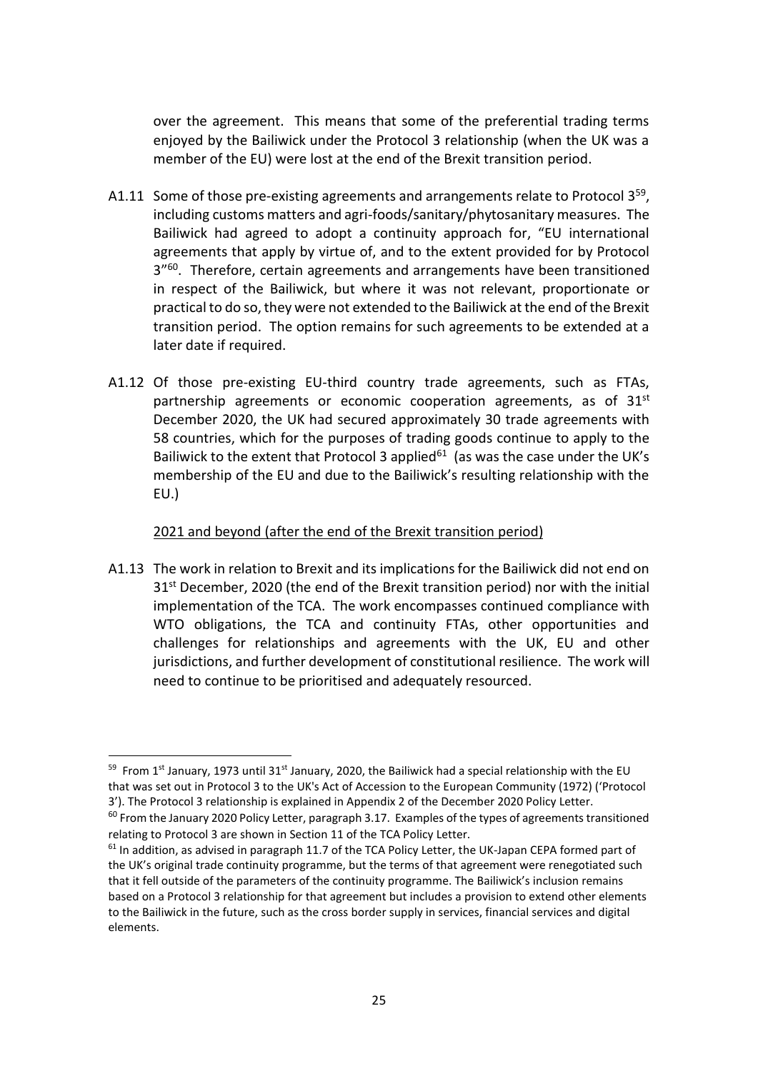over the agreement. This means that some of the preferential trading terms enjoyed by the Bailiwick under the Protocol 3 relationship (when the UK was a member of the EU) were lost at the end of the Brexit transition period.

A1.11 Some of those pre-existing agreements and arrangements relate to Protocol 3[59], including customs matters and agri-foods/sanitary/phytosanitary measures. The Bailiwick had agreed to adopt a continuity approach for, "EU international agreements that apply by virtue of, and to the extent provided for by Protocol 3"[60]. Therefore, certain agreements and arrangements have been transitioned in respect of the Bailiwick, but where it was not relevant, proportionate or practical to do so, they were not extended to the Bailiwick at the end of the Brexit transition period. The option remains for such agreements to be extended at a later date if required.

A1.12 Of those pre-existing EU-third country trade agreements, such as FTAs, partnership agreements or economic cooperation agreements, as of 31st December 2020, the UK had secured approximately 30 trade agreements with 58 countries, which for the purposes of trading goods continue to apply to the Bailiwick to the extent that Protocol 3 applied[61] (as was the case under the UK's membership of the EU and due to the Bailiwick's resulting relationship with the EU.)

<u>2021 and beyond (after the end of the Brexit transition period)</u>

A1.13 The work in relation to Brexit and its implications for the Bailiwick did not end on 31st December, 2020 (the end of the Brexit transition period) nor with the initial implementation of the TCA. The work encompasses continued compliance with WTO obligations, the TCA and continuity FTAs, other opportunities and challenges for relationships and agreements with the UK, EU and other jurisdictions, and further development of constitutional resilience. The work will need to continue to be prioritised and adequately resourced.

---

[59] From 1st January, 1973 until 31st January, 2020, the Bailiwick had a special relationship with the EU that was set out in Protocol 3 to the UK's Act of Accession to the European Community (1972) ('Protocol 3'). The Protocol 3 relationship is explained in Appendix 2 of the December 2020 Policy Letter.

[60] From the January 2020 Policy Letter, paragraph 3.17. Examples of the types of agreements transitioned relating to Protocol 3 are shown in Section 11 of the TCA Policy Letter.

[61] In addition, as advised in paragraph 11.7 of the TCA Policy Letter, the UK-Japan CEPA formed part of the UK's original trade continuity programme, but the terms of that agreement were renegotiated such that it fell outside of the parameters of the continuity programme. The Bailiwick's inclusion remains based on a Protocol 3 relationship for that agreement but includes a provision to extend other elements to the Bailiwick in the future, such as the cross border supply in services, financial services and digital elements.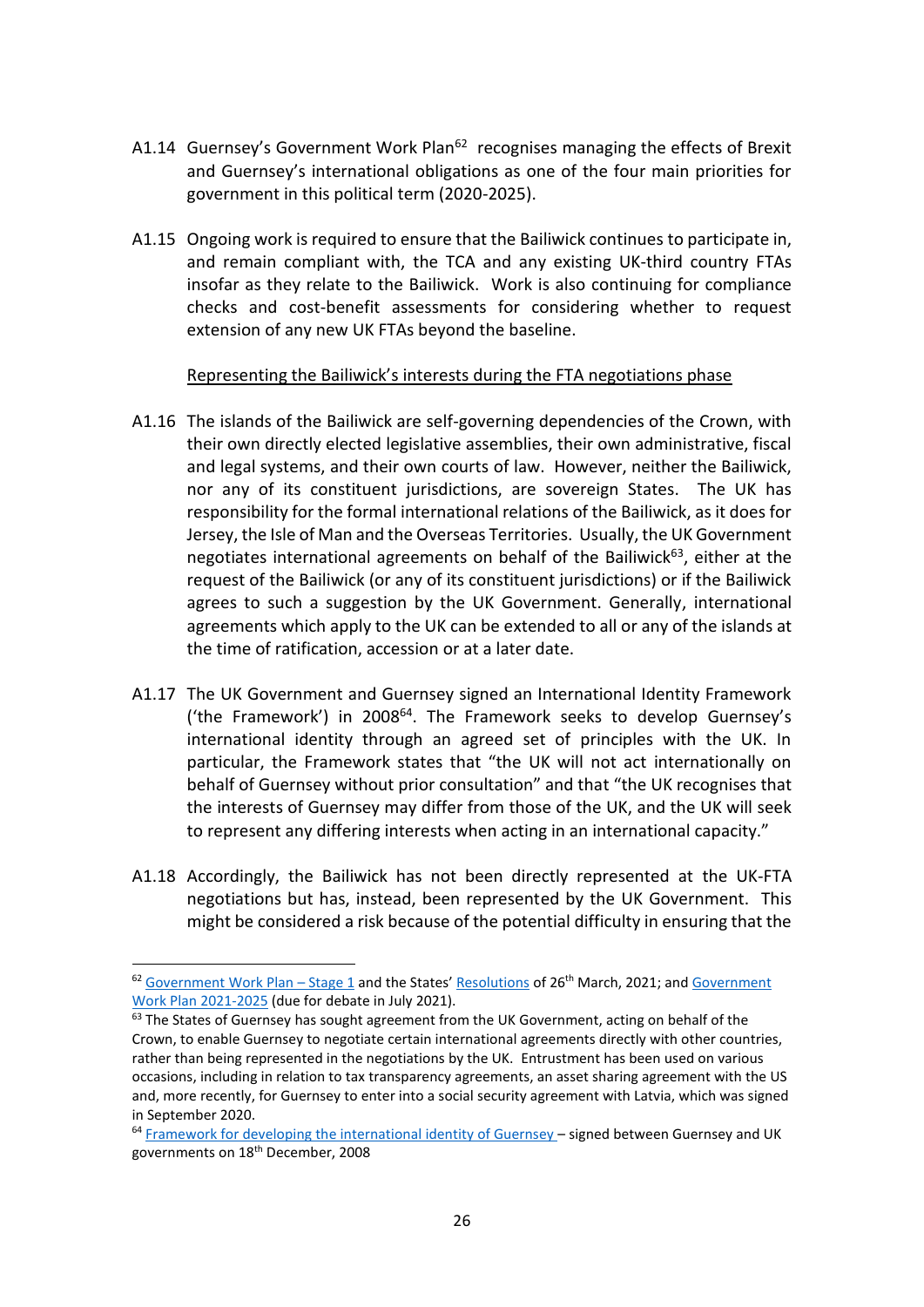A1.14 Guernsey's Government Work Plan[62] recognises managing the effects of Brexit and Guernsey's international obligations as one of the four main priorities for government in this political term (2020-2025).

A1.15 Ongoing work is required to ensure that the Bailiwick continues to participate in, and remain compliant with, the TCA and any existing UK-third country FTAs insofar as they relate to the Bailiwick. Work is also continuing for compliance checks and cost-benefit assessments for considering whether to request extension of any new UK FTAs beyond the baseline.

<u>Representing the Bailiwick's interests during the FTA negotiations phase</u>

A1.16 The islands of the Bailiwick are self-governing dependencies of the Crown, with their own directly elected legislative assemblies, their own administrative, fiscal and legal systems, and their own courts of law. However, neither the Bailiwick, nor any of its constituent jurisdictions, are sovereign States. The UK has responsibility for the formal international relations of the Bailiwick, as it does for Jersey, the Isle of Man and the Overseas Territories. Usually, the UK Government negotiates international agreements on behalf of the Bailiwick[63], either at the request of the Bailiwick (or any of its constituent jurisdictions) or if the Bailiwick agrees to such a suggestion by the UK Government. Generally, international agreements which apply to the UK can be extended to all or any of the islands at the time of ratification, accession or at a later date.

A1.17 The UK Government and Guernsey signed an International Identity Framework ('the Framework') in 2008[64]. The Framework seeks to develop Guernsey's international identity through an agreed set of principles with the UK. In particular, the Framework states that "the UK will not act internationally on behalf of Guernsey without prior consultation" and that "the UK recognises that the interests of Guernsey may differ from those of the UK, and the UK will seek to represent any differing interests when acting in an international capacity."

A1.18 Accordingly, the Bailiwick has not been directly represented at the UK-FTA negotiations but has, instead, been represented by the UK Government. This might be considered a risk because of the potential difficulty in ensuring that the

---

[62] Government Work Plan – Stage 1 and the States' Resolutions of 26th March, 2021; and Government Work Plan 2021-2025 (due for debate in July 2021).

[63] The States of Guernsey has sought agreement from the UK Government, acting on behalf of the Crown, to enable Guernsey to negotiate certain international agreements directly with other countries, rather than being represented in the negotiations by the UK. Entrustment has been used on various occasions, including in relation to tax transparency agreements, an asset sharing agreement with the US and, more recently, for Guernsey to enter into a social security agreement with Latvia, which was signed in September 2020.

[64] Framework for developing the international identity of Guernsey – signed between Guernsey and UK governments on 18th December, 2008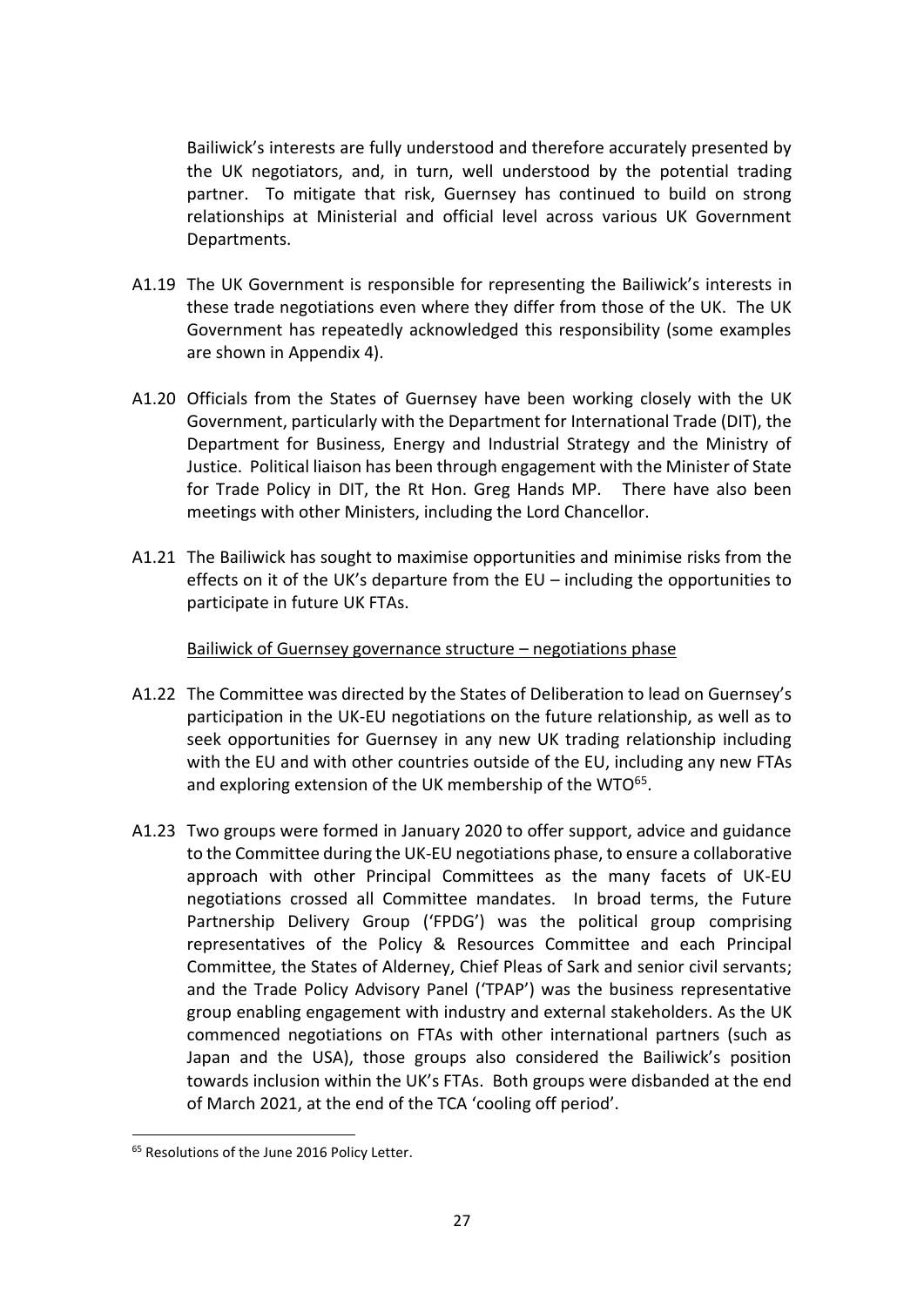Bailiwick's interests are fully understood and therefore accurately presented by the UK negotiators, and, in turn, well understood by the potential trading partner. To mitigate that risk, Guernsey has continued to build on strong relationships at Ministerial and official level across various UK Government Departments.

A1.19 The UK Government is responsible for representing the Bailiwick's interests in these trade negotiations even where they differ from those of the UK. The UK Government has repeatedly acknowledged this responsibility (some examples are shown in Appendix 4).

A1.20 Officials from the States of Guernsey have been working closely with the UK Government, particularly with the Department for International Trade (DIT), the Department for Business, Energy and Industrial Strategy and the Ministry of Justice. Political liaison has been through engagement with the Minister of State for Trade Policy in DIT, the Rt Hon. Greg Hands MP. There have also been meetings with other Ministers, including the Lord Chancellor.

A1.21 The Bailiwick has sought to maximise opportunities and minimise risks from the effects on it of the UK's departure from the EU – including the opportunities to participate in future UK FTAs.

Bailiwick of Guernsey governance structure – negotiations phase

A1.22 The Committee was directed by the States of Deliberation to lead on Guernsey's participation in the UK-EU negotiations on the future relationship, as well as to seek opportunities for Guernsey in any new UK trading relationship including with the EU and with other countries outside of the EU, including any new FTAs and exploring extension of the UK membership of the WTO[65].

A1.23 Two groups were formed in January 2020 to offer support, advice and guidance to the Committee during the UK-EU negotiations phase, to ensure a collaborative approach with other Principal Committees as the many facets of UK-EU negotiations crossed all Committee mandates. In broad terms, the Future Partnership Delivery Group ('FPDG') was the political group comprising representatives of the Policy & Resources Committee and each Principal Committee, the States of Alderney, Chief Pleas of Sark and senior civil servants; and the Trade Policy Advisory Panel ('TPAP') was the business representative group enabling engagement with industry and external stakeholders. As the UK commenced negotiations on FTAs with other international partners (such as Japan and the USA), those groups also considered the Bailiwick's position towards inclusion within the UK's FTAs. Both groups were disbanded at the end of March 2021, at the end of the TCA 'cooling off period'.

[65] Resolutions of the June 2016 Policy Letter.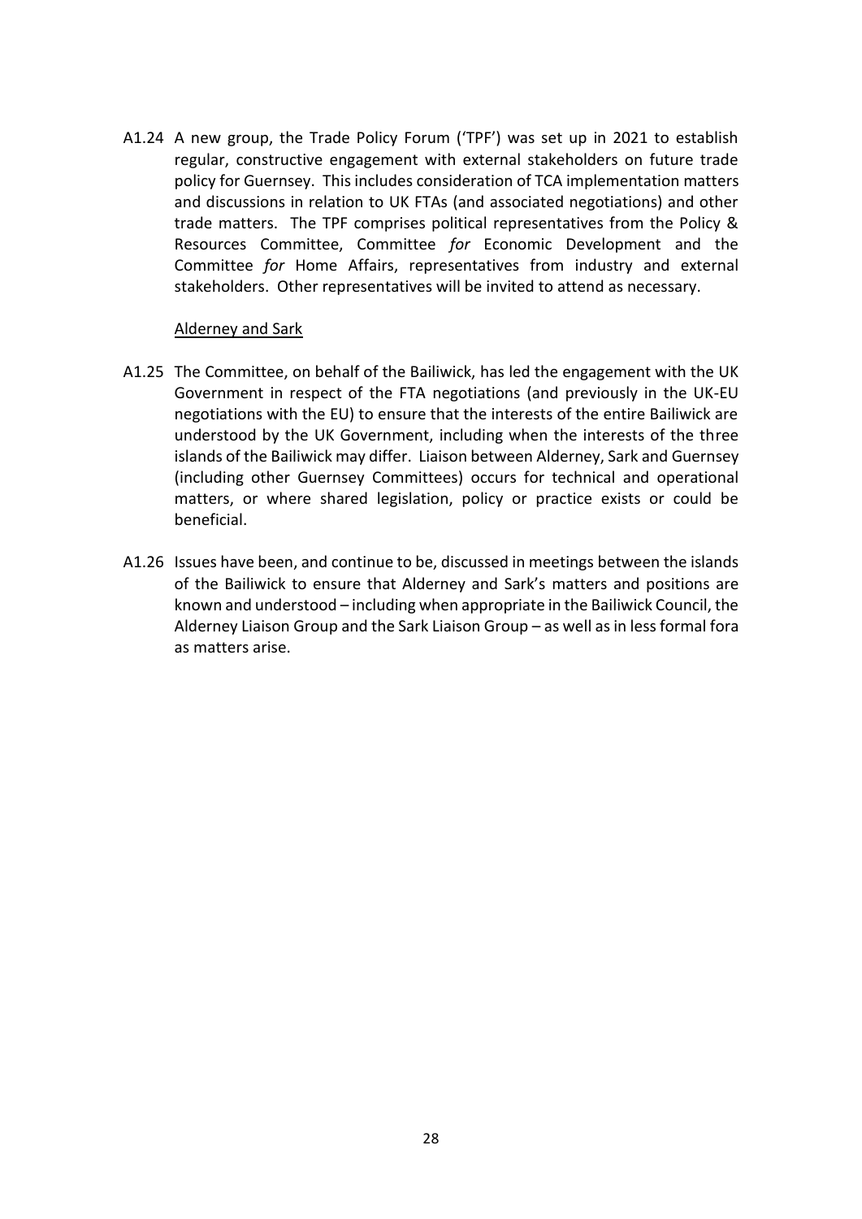A1.24 A new group, the Trade Policy Forum ('TPF') was set up in 2021 to establish regular, constructive engagement with external stakeholders on future trade policy for Guernsey. This includes consideration of TCA implementation matters and discussions in relation to UK FTAs (and associated negotiations) and other trade matters. The TPF comprises political representatives from the Policy & Resources Committee, Committee *for* Economic Development and the Committee *for* Home Affairs, representatives from industry and external stakeholders. Other representatives will be invited to attend as necessary.

<u>Alderney and Sark</u>

A1.25 The Committee, on behalf of the Bailiwick, has led the engagement with the UK Government in respect of the FTA negotiations (and previously in the UK-EU negotiations with the EU) to ensure that the interests of the entire Bailiwick are understood by the UK Government, including when the interests of the three islands of the Bailiwick may differ. Liaison between Alderney, Sark and Guernsey (including other Guernsey Committees) occurs for technical and operational matters, or where shared legislation, policy or practice exists or could be beneficial.

A1.26 Issues have been, and continue to be, discussed in meetings between the islands of the Bailiwick to ensure that Alderney and Sark's matters and positions are known and understood – including when appropriate in the Bailiwick Council, the Alderney Liaison Group and the Sark Liaison Group – as well as in less formal fora as matters arise.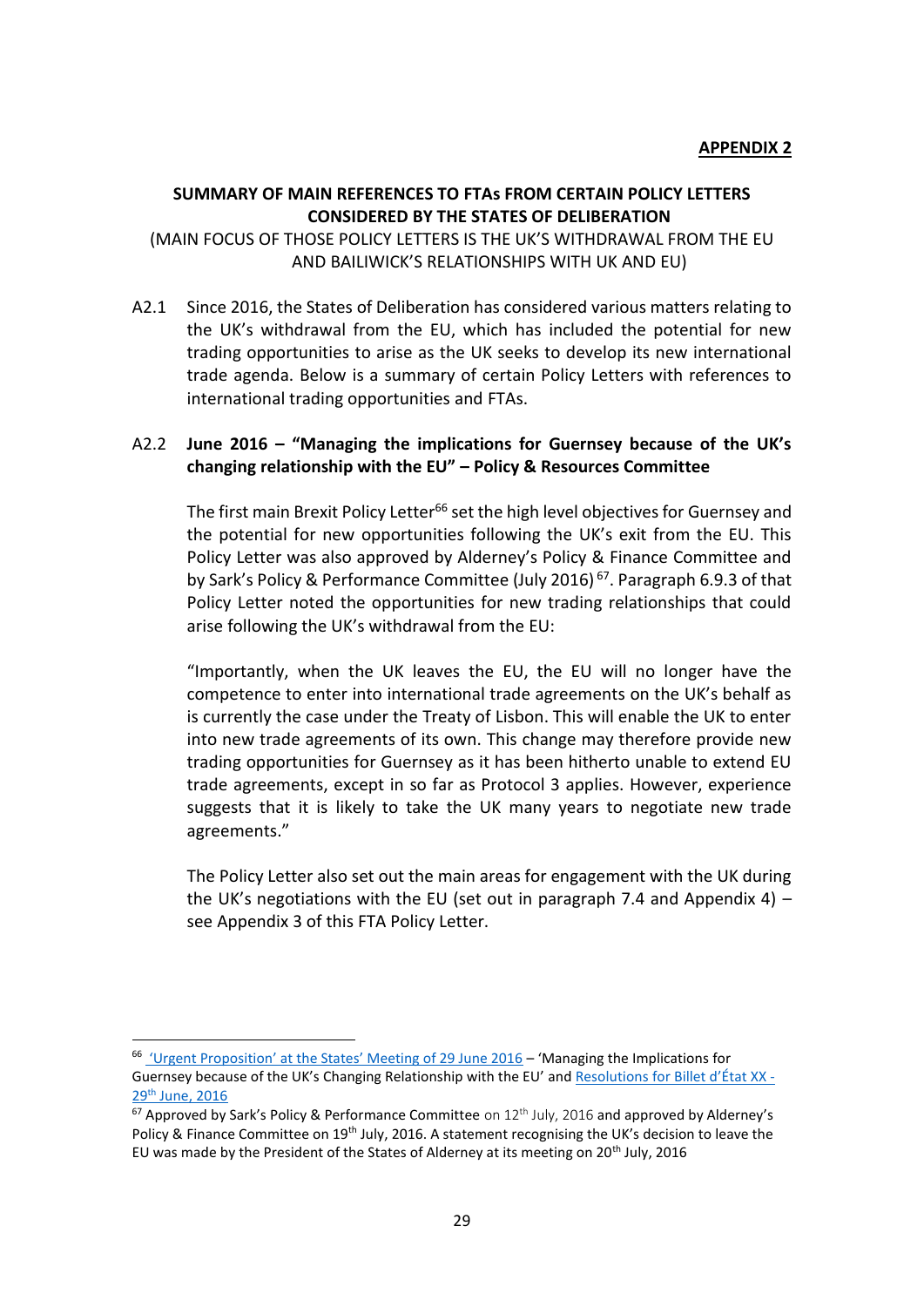**APPENDIX 2**

**SUMMARY OF MAIN REFERENCES TO FTAs FROM CERTAIN POLICY LETTERS CONSIDERED BY THE STATES OF DELIBERATION**

(MAIN FOCUS OF THOSE POLICY LETTERS IS THE UK'S WITHDRAWAL FROM THE EU AND BAILIWICK'S RELATIONSHIPS WITH UK AND EU)

A2.1 Since 2016, the States of Deliberation has considered various matters relating to the UK's withdrawal from the EU, which has included the potential for new trading opportunities to arise as the UK seeks to develop its new international trade agenda. Below is a summary of certain Policy Letters with references to international trading opportunities and FTAs.

A2.2 **June 2016 – "Managing the implications for Guernsey because of the UK's changing relationship with the EU" – Policy & Resources Committee**

The first main Brexit Policy Letter[66] set the high level objectives for Guernsey and the potential for new opportunities following the UK's exit from the EU. This Policy Letter was also approved by Alderney's Policy & Finance Committee and by Sark's Policy & Performance Committee (July 2016)[67]. Paragraph 6.9.3 of that Policy Letter noted the opportunities for new trading relationships that could arise following the UK's withdrawal from the EU:

"Importantly, when the UK leaves the EU, the EU will no longer have the competence to enter into international trade agreements on the UK's behalf as is currently the case under the Treaty of Lisbon. This will enable the UK to enter into new trade agreements of its own. This change may therefore provide new trading opportunities for Guernsey as it has been hitherto unable to extend EU trade agreements, except in so far as Protocol 3 applies. However, experience suggests that it is likely to take the UK many years to negotiate new trade agreements."

The Policy Letter also set out the main areas for engagement with the UK during the UK's negotiations with the EU (set out in paragraph 7.4 and Appendix 4) – see Appendix 3 of this FTA Policy Letter.

---

[66] 'Urgent Proposition' at the States' Meeting of 29 June 2016 – 'Managing the Implications for Guernsey because of the UK's Changing Relationship with the EU' and Resolutions for Billet d'État XX - 29th June, 2016

[67] Approved by Sark's Policy & Performance Committee on 12th July, 2016 and approved by Alderney's Policy & Finance Committee on 19th July, 2016. A statement recognising the UK's decision to leave the EU was made by the President of the States of Alderney at its meeting on 20th July, 2016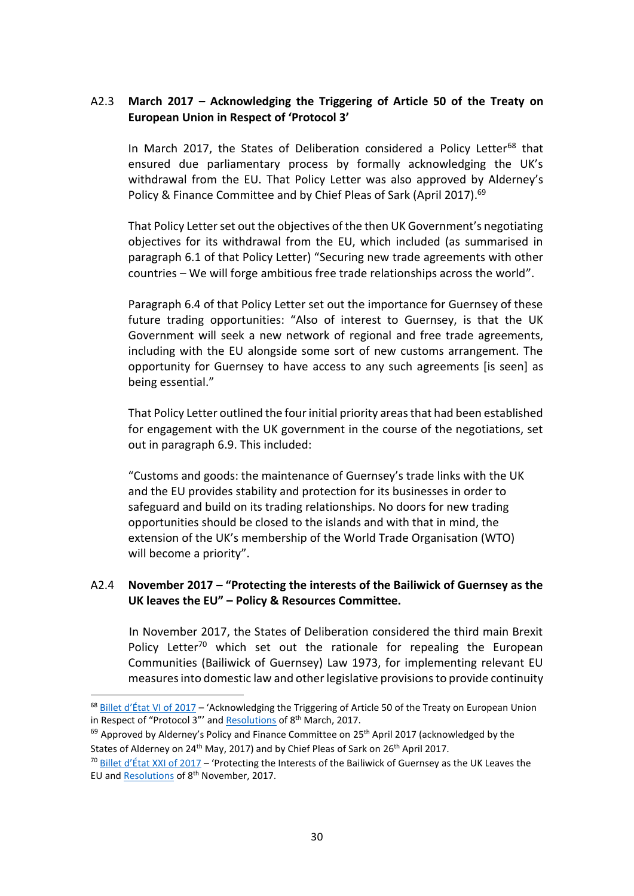### A2.3 March 2017 – Acknowledging the Triggering of Article 50 of the Treaty on European Union in Respect of 'Protocol 3'

In March 2017, the States of Deliberation considered a Policy Letter[68] that ensured due parliamentary process by formally acknowledging the UK's withdrawal from the EU. That Policy Letter was also approved by Alderney's Policy & Finance Committee and by Chief Pleas of Sark (April 2017).[69]

That Policy Letter set out the objectives of the then UK Government's negotiating objectives for its withdrawal from the EU, which included (as summarised in paragraph 6.1 of that Policy Letter) "Securing new trade agreements with other countries – We will forge ambitious free trade relationships across the world".

Paragraph 6.4 of that Policy Letter set out the importance for Guernsey of these future trading opportunities: "Also of interest to Guernsey, is that the UK Government will seek a new network of regional and free trade agreements, including with the EU alongside some sort of new customs arrangement. The opportunity for Guernsey to have access to any such agreements [is seen] as being essential."

That Policy Letter outlined the four initial priority areas that had been established for engagement with the UK government in the course of the negotiations, set out in paragraph 6.9. This included:

> "Customs and goods: the maintenance of Guernsey's trade links with the UK and the EU provides stability and protection for its businesses in order to safeguard and build on its trading relationships. No doors for new trading opportunities should be closed to the islands and with that in mind, the extension of the UK's membership of the World Trade Organisation (WTO) will become a priority".

### A2.4 November 2017 – "Protecting the interests of the Bailiwick of Guernsey as the UK leaves the EU" – Policy & Resources Committee.

In November 2017, the States of Deliberation considered the third main Brexit Policy Letter[70] which set out the rationale for repealing the European Communities (Bailiwick of Guernsey) Law 1973, for implementing relevant EU measures into domestic law and other legislative provisions to provide continuity

---

[68] Billet d'État VI of 2017 – 'Acknowledging the Triggering of Article 50 of the Treaty on European Union in Respect of "Protocol 3"' and Resolutions of 8th March, 2017.

[69] Approved by Alderney's Policy and Finance Committee on 25th April 2017 (acknowledged by the States of Alderney on 24th May, 2017) and by Chief Pleas of Sark on 26th April 2017.

[70] Billet d'État XXI of 2017 – 'Protecting the Interests of the Bailiwick of Guernsey as the UK Leaves the EU and Resolutions of 8th November, 2017.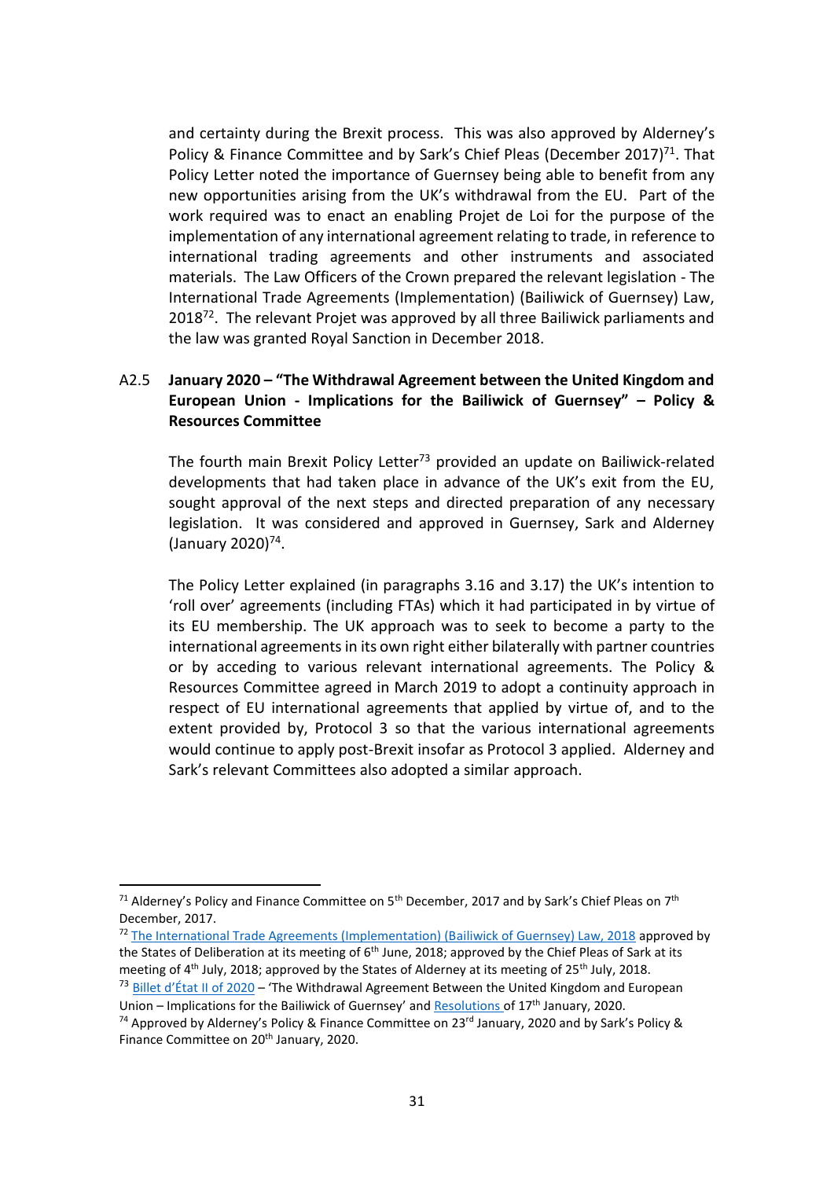and certainty during the Brexit process. This was also approved by Alderney's Policy & Finance Committee and by Sark's Chief Pleas (December 2017)[71]. That Policy Letter noted the importance of Guernsey being able to benefit from any new opportunities arising from the UK's withdrawal from the EU. Part of the work required was to enact an enabling Projet de Loi for the purpose of the implementation of any international agreement relating to trade, in reference to international trading agreements and other instruments and associated materials. The Law Officers of the Crown prepared the relevant legislation - The International Trade Agreements (Implementation) (Bailiwick of Guernsey) Law, 2018[72]. The relevant Projet was approved by all three Bailiwick parliaments and the law was granted Royal Sanction in December 2018.

A2.5 **January 2020 – "The Withdrawal Agreement between the United Kingdom and European Union - Implications for the Bailiwick of Guernsey" – Policy & Resources Committee**

The fourth main Brexit Policy Letter[73] provided an update on Bailiwick-related developments that had taken place in advance of the UK's exit from the EU, sought approval of the next steps and directed preparation of any necessary legislation. It was considered and approved in Guernsey, Sark and Alderney (January 2020)[74].

The Policy Letter explained (in paragraphs 3.16 and 3.17) the UK's intention to 'roll over' agreements (including FTAs) which it had participated in by virtue of its EU membership. The UK approach was to seek to become a party to the international agreements in its own right either bilaterally with partner countries or by acceding to various relevant international agreements. The Policy & Resources Committee agreed in March 2019 to adopt a continuity approach in respect of EU international agreements that applied by virtue of, and to the extent provided by, Protocol 3 so that the various international agreements would continue to apply post-Brexit insofar as Protocol 3 applied. Alderney and Sark's relevant Committees also adopted a similar approach.

---

[71] Alderney's Policy and Finance Committee on 5th December, 2017 and by Sark's Chief Pleas on 7th December, 2017.

[72] [The International Trade Agreements (Implementation) (Bailiwick of Guernsey) Law, 2018] approved by the States of Deliberation at its meeting of 6th June, 2018; approved by the Chief Pleas of Sark at its meeting of 4th July, 2018; approved by the States of Alderney at its meeting of 25th July, 2018.

[73] [Billet d'État II of 2020] – 'The Withdrawal Agreement Between the United Kingdom and European Union – Implications for the Bailiwick of Guernsey' and [Resolutions] of 17th January, 2020.

[74] Approved by Alderney's Policy & Finance Committee on 23rd January, 2020 and by Sark's Policy & Finance Committee on 20th January, 2020.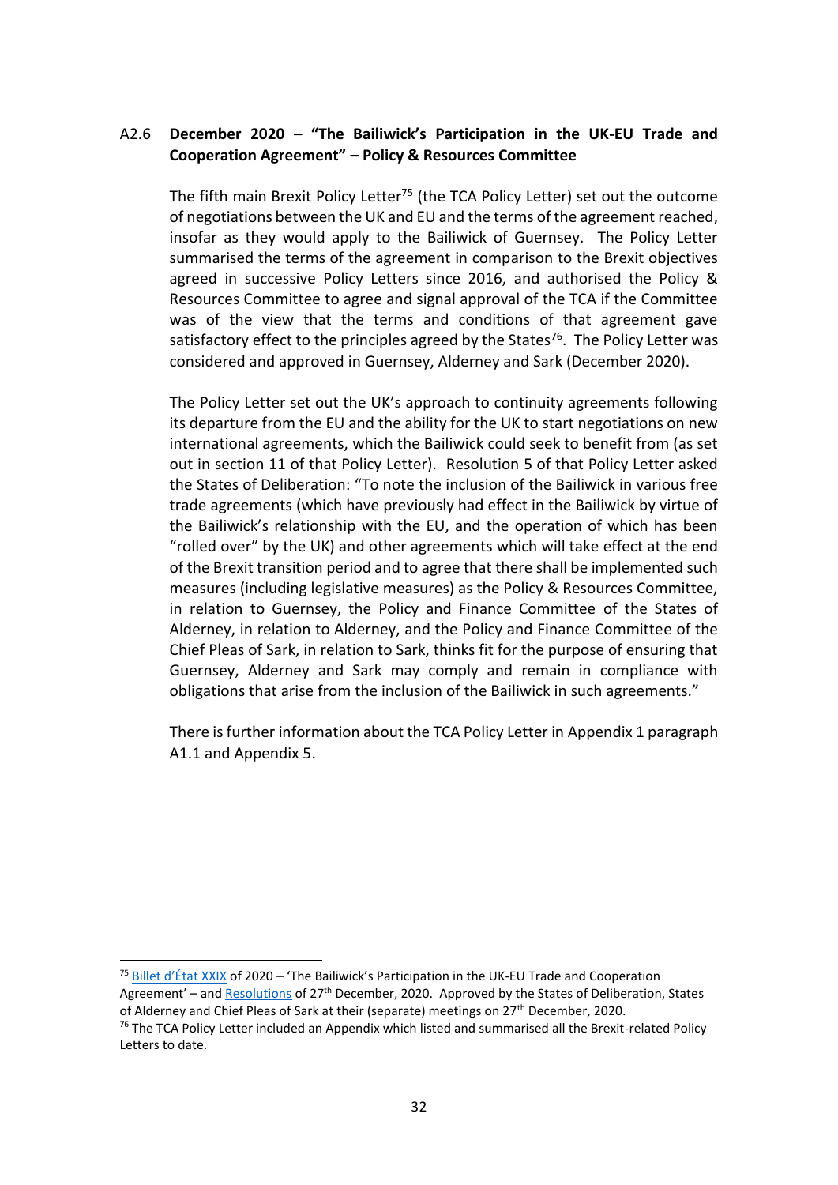### A2.6 **December 2020 – "The Bailiwick's Participation in the UK-EU Trade and Cooperation Agreement" – Policy & Resources Committee**

The fifth main Brexit Policy Letter[75] (the TCA Policy Letter) set out the outcome of negotiations between the UK and EU and the terms of the agreement reached, insofar as they would apply to the Bailiwick of Guernsey. The Policy Letter summarised the terms of the agreement in comparison to the Brexit objectives agreed in successive Policy Letters since 2016, and authorised the Policy & Resources Committee to agree and signal approval of the TCA if the Committee was of the view that the terms and conditions of that agreement gave satisfactory effect to the principles agreed by the States[76]. The Policy Letter was considered and approved in Guernsey, Alderney and Sark (December 2020).

The Policy Letter set out the UK's approach to continuity agreements following its departure from the EU and the ability for the UK to start negotiations on new international agreements, which the Bailiwick could seek to benefit from (as set out in section 11 of that Policy Letter). Resolution 5 of that Policy Letter asked the States of Deliberation: "To note the inclusion of the Bailiwick in various free trade agreements (which have previously had effect in the Bailiwick by virtue of the Bailiwick's relationship with the EU, and the operation of which has been "rolled over" by the UK) and other agreements which will take effect at the end of the Brexit transition period and to agree that there shall be implemented such measures (including legislative measures) as the Policy & Resources Committee, in relation to Guernsey, the Policy and Finance Committee of the States of Alderney, in relation to Alderney, and the Policy and Finance Committee of the Chief Pleas of Sark, in relation to Sark, thinks fit for the purpose of ensuring that Guernsey, Alderney and Sark may comply and remain in compliance with obligations that arise from the inclusion of the Bailiwick in such agreements."

There is further information about the TCA Policy Letter in Appendix 1 paragraph A1.1 and Appendix 5.

---

[75] Billet d'État XXIX of 2020 – 'The Bailiwick's Participation in the UK-EU Trade and Cooperation Agreement' – and Resolutions of 27th December, 2020. Approved by the States of Deliberation, States of Alderney and Chief Pleas of Sark at their (separate) meetings on 27th December, 2020.

[76] The TCA Policy Letter included an Appendix which listed and summarised all the Brexit-related Policy Letters to date.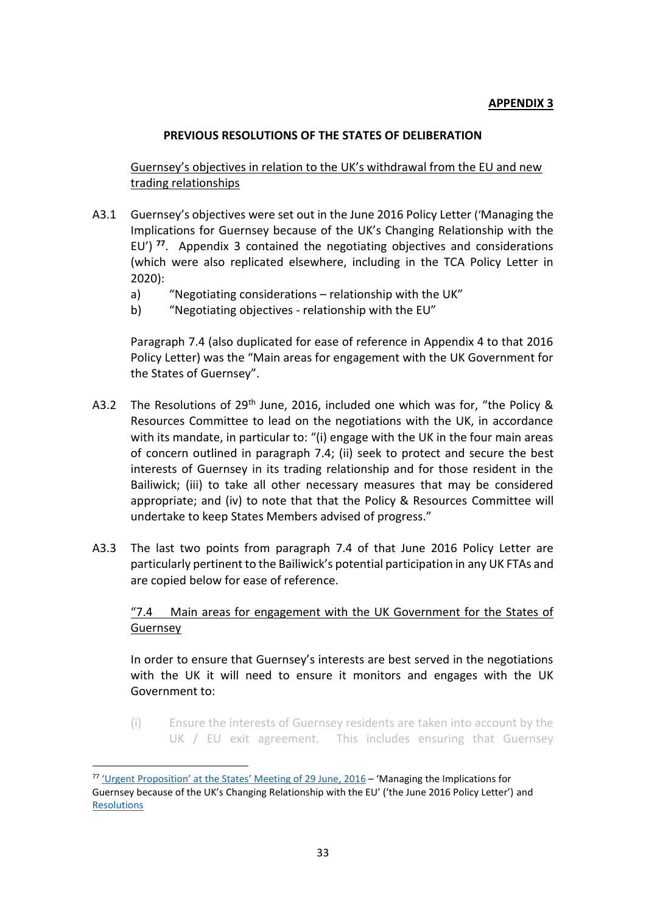**APPENDIX 3**

**PREVIOUS RESOLUTIONS OF THE STATES OF DELIBERATION**

Guernsey's objectives in relation to the UK's withdrawal from the EU and new trading relationships

A3.1 Guernsey's objectives were set out in the June 2016 Policy Letter ('Managing the Implications for Guernsey because of the UK's Changing Relationship with the EU') [77]. Appendix 3 contained the negotiating objectives and considerations (which were also replicated elsewhere, including in the TCA Policy Letter in 2020):

a) "Negotiating considerations – relationship with the UK"

b) "Negotiating objectives - relationship with the EU"

Paragraph 7.4 (also duplicated for ease of reference in Appendix 4 to that 2016 Policy Letter) was the "Main areas for engagement with the UK Government for the States of Guernsey".

A3.2 The Resolutions of 29th June, 2016, included one which was for, "the Policy & Resources Committee to lead on the negotiations with the UK, in accordance with its mandate, in particular to: "(i) engage with the UK in the four main areas of concern outlined in paragraph 7.4; (ii) seek to protect and secure the best interests of Guernsey in its trading relationship and for those resident in the Bailiwick; (iii) to take all other necessary measures that may be considered appropriate; and (iv) to note that that the Policy & Resources Committee will undertake to keep States Members advised of progress."

A3.3 The last two points from paragraph 7.4 of that June 2016 Policy Letter are particularly pertinent to the Bailiwick's potential participation in any UK FTAs and are copied below for ease of reference.

"7.4 Main areas for engagement with the UK Government for the States of Guernsey

In order to ensure that Guernsey's interests are best served in the negotiations with the UK it will need to ensure it monitors and engages with the UK Government to:

(i) Ensure the interests of Guernsey residents are taken into account by the UK / EU exit agreement. This includes ensuring that Guernsey

[77] 'Urgent Proposition' at the States' Meeting of 29 June, 2016 – 'Managing the Implications for Guernsey because of the UK's Changing Relationship with the EU' ('the June 2016 Policy Letter') and Resolutions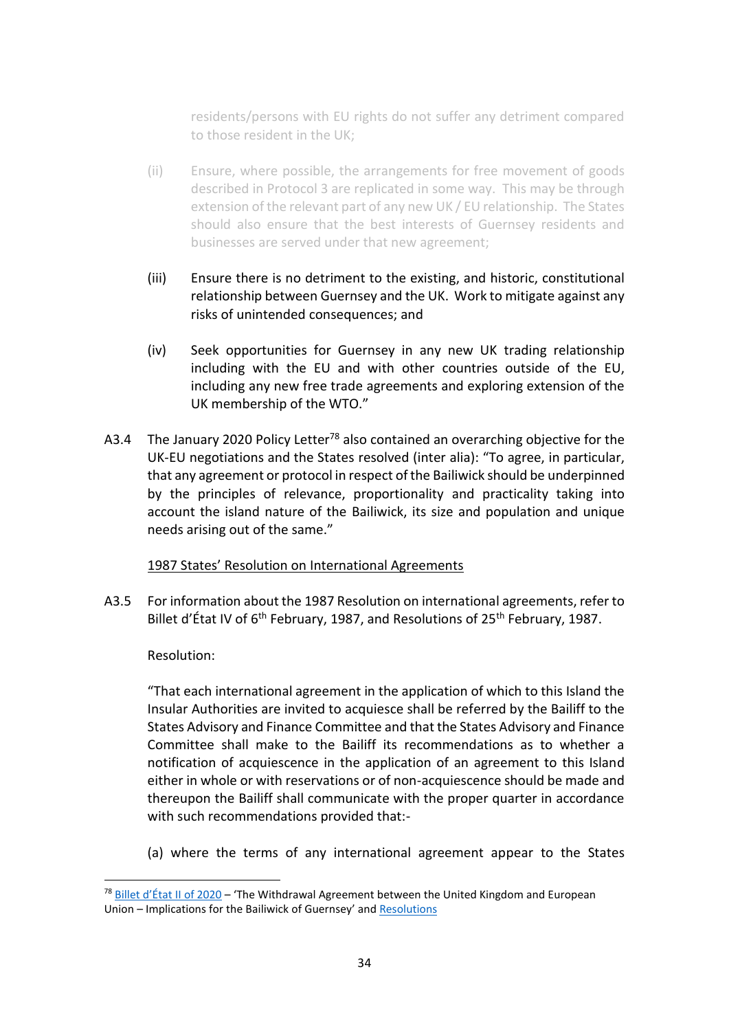residents/persons with EU rights do not suffer any detriment compared to those resident in the UK;

(ii) Ensure, where possible, the arrangements for free movement of goods described in Protocol 3 are replicated in some way. This may be through extension of the relevant part of any new UK / EU relationship. The States should also ensure that the best interests of Guernsey residents and businesses are served under that new agreement;

(iii) Ensure there is no detriment to the existing, and historic, constitutional relationship between Guernsey and the UK. Work to mitigate against any risks of unintended consequences; and

(iv) Seek opportunities for Guernsey in any new UK trading relationship including with the EU and with other countries outside of the EU, including any new free trade agreements and exploring extension of the UK membership of the WTO."

A3.4 The January 2020 Policy Letter[78] also contained an overarching objective for the UK-EU negotiations and the States resolved (inter alia): "To agree, in particular, that any agreement or protocol in respect of the Bailiwick should be underpinned by the principles of relevance, proportionality and practicality taking into account the island nature of the Bailiwick, its size and population and unique needs arising out of the same."

<u>1987 States' Resolution on International Agreements</u>

A3.5 For information about the 1987 Resolution on international agreements, refer to Billet d'État IV of 6th February, 1987, and Resolutions of 25th February, 1987.

Resolution:

"That each international agreement in the application of which to this Island the Insular Authorities are invited to acquiesce shall be referred by the Bailiff to the States Advisory and Finance Committee and that the States Advisory and Finance Committee shall make to the Bailiff its recommendations as to whether a notification of acquiescence in the application of an agreement to this Island either in whole or with reservations or of non-acquiescence should be made and thereupon the Bailiff shall communicate with the proper quarter in accordance with such recommendations provided that:-

(a) where the terms of any international agreement appear to the States

---

[78] Billet d'État II of 2020 – 'The Withdrawal Agreement between the United Kingdom and European Union – Implications for the Bailiwick of Guernsey' and Resolutions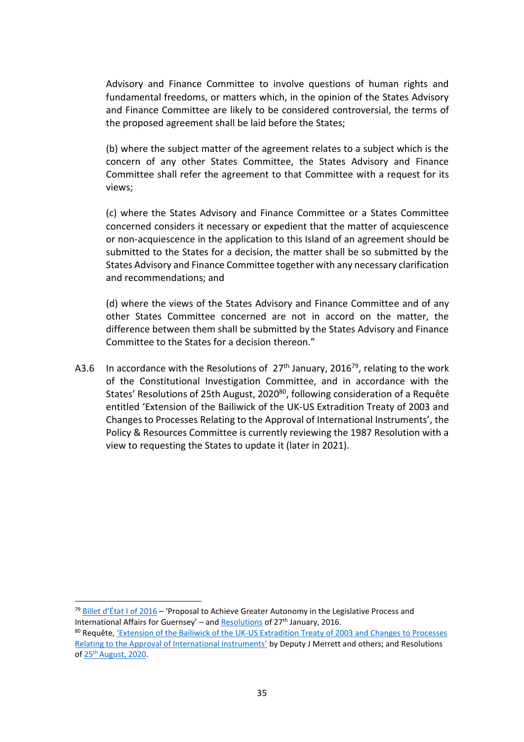Advisory and Finance Committee to involve questions of human rights and fundamental freedoms, or matters which, in the opinion of the States Advisory and Finance Committee are likely to be considered controversial, the terms of the proposed agreement shall be laid before the States;

(b) where the subject matter of the agreement relates to a subject which is the concern of any other States Committee, the States Advisory and Finance Committee shall refer the agreement to that Committee with a request for its views;

(c) where the States Advisory and Finance Committee or a States Committee concerned considers it necessary or expedient that the matter of acquiescence or non-acquiescence in the application to this Island of an agreement should be submitted to the States for a decision, the matter shall be so submitted by the States Advisory and Finance Committee together with any necessary clarification and recommendations; and

(d) where the views of the States Advisory and Finance Committee and of any other States Committee concerned are not in accord on the matter, the difference between them shall be submitted by the States Advisory and Finance Committee to the States for a decision thereon."

A3.6 In accordance with the Resolutions of 27th January, 2016[79], relating to the work of the Constitutional Investigation Committee, and in accordance with the States' Resolutions of 25th August, 2020[80], following consideration of a Requête entitled 'Extension of the Bailiwick of the UK-US Extradition Treaty of 2003 and Changes to Processes Relating to the Approval of International Instruments', the Policy & Resources Committee is currently reviewing the 1987 Resolution with a view to requesting the States to update it (later in 2021).

---

[79] Billet d'État I of 2016 – 'Proposal to Achieve Greater Autonomy in the Legislative Process and International Affairs for Guernsey' – and Resolutions of 27th January, 2016.

[80] Requête, 'Extension of the Bailiwick of the UK-US Extradition Treaty of 2003 and Changes to Processes Relating to the Approval of International Instruments' by Deputy J Merrett and others; and Resolutions of 25th August, 2020.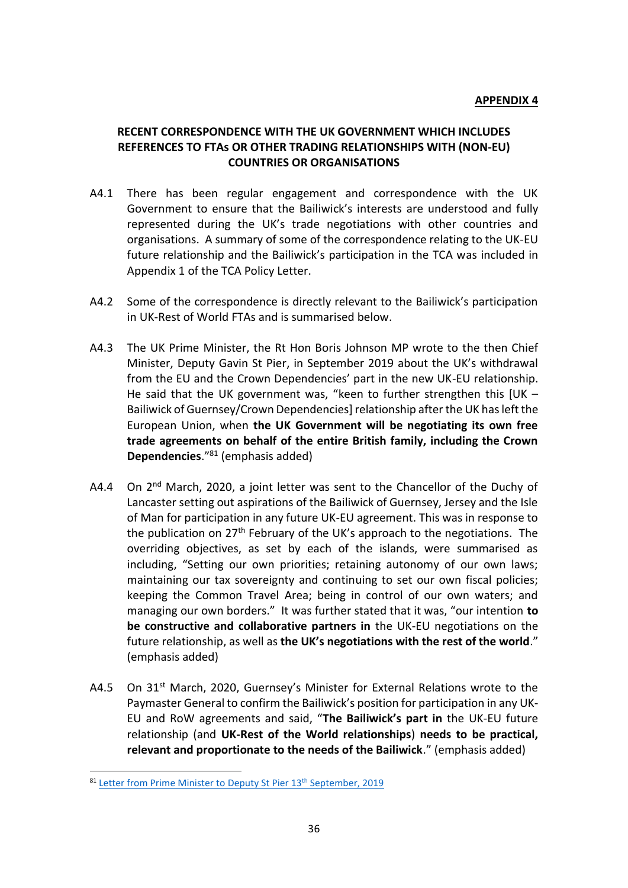**APPENDIX 4**

## RECENT CORRESPONDENCE WITH THE UK GOVERNMENT WHICH INCLUDES REFERENCES TO FTAs OR OTHER TRADING RELATIONSHIPS WITH (NON-EU) COUNTRIES OR ORGANISATIONS

A4.1 There has been regular engagement and correspondence with the UK Government to ensure that the Bailiwick's interests are understood and fully represented during the UK's trade negotiations with other countries and organisations. A summary of some of the correspondence relating to the UK-EU future relationship and the Bailiwick's participation in the TCA was included in Appendix 1 of the TCA Policy Letter.

A4.2 Some of the correspondence is directly relevant to the Bailiwick's participation in UK-Rest of World FTAs and is summarised below.

A4.3 The UK Prime Minister, the Rt Hon Boris Johnson MP wrote to the then Chief Minister, Deputy Gavin St Pier, in September 2019 about the UK's withdrawal from the EU and the Crown Dependencies' part in the new UK-EU relationship. He said that the UK government was, "keen to further strengthen this [UK – Bailiwick of Guernsey/Crown Dependencies] relationship after the UK has left the European Union, when **the UK Government will be negotiating its own free trade agreements on behalf of the entire British family, including the Crown Dependencies**."[81] (emphasis added)

A4.4 On 2nd March, 2020, a joint letter was sent to the Chancellor of the Duchy of Lancaster setting out aspirations of the Bailiwick of Guernsey, Jersey and the Isle of Man for participation in any future UK-EU agreement. This was in response to the publication on 27th February of the UK's approach to the negotiations. The overriding objectives, as set by each of the islands, were summarised as including, "Setting our own priorities; retaining autonomy of our own laws; maintaining our tax sovereignty and continuing to set our own fiscal policies; keeping the Common Travel Area; being in control of our own waters; and managing our own borders." It was further stated that it was, "our intention **to be constructive and collaborative partners in** the UK-EU negotiations on the future relationship, as well as **the UK's negotiations with the rest of the world**." (emphasis added)

A4.5 On 31st March, 2020, Guernsey's Minister for External Relations wrote to the Paymaster General to confirm the Bailiwick's position for participation in any UK-EU and RoW agreements and said, "**The Bailiwick's part in** the UK-EU future relationship (and **UK-Rest of the World relationships**) **needs to be practical, relevant and proportionate to the needs of the Bailiwick**." (emphasis added)

[81] Letter from Prime Minister to Deputy St Pier 13th September, 2019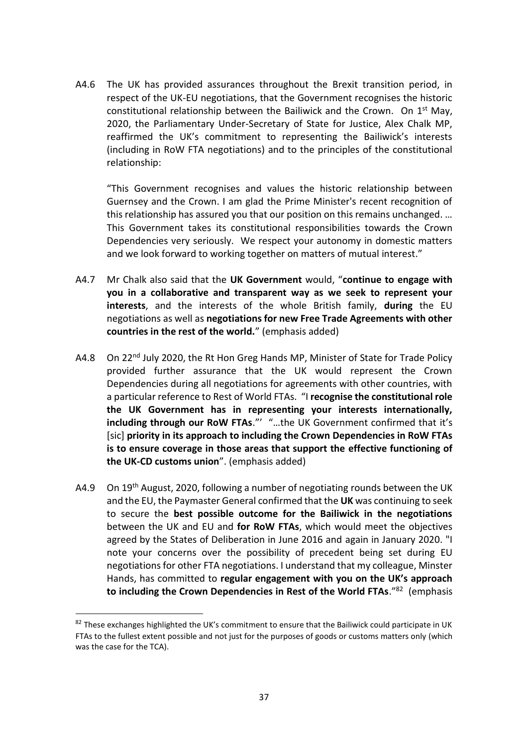A4.6 The UK has provided assurances throughout the Brexit transition period, in respect of the UK-EU negotiations, that the Government recognises the historic constitutional relationship between the Bailiwick and the Crown. On 1st May, 2020, the Parliamentary Under-Secretary of State for Justice, Alex Chalk MP, reaffirmed the UK's commitment to representing the Bailiwick's interests (including in RoW FTA negotiations) and to the principles of the constitutional relationship:

"This Government recognises and values the historic relationship between Guernsey and the Crown. I am glad the Prime Minister's recent recognition of this relationship has assured you that our position on this remains unchanged. … This Government takes its constitutional responsibilities towards the Crown Dependencies very seriously. We respect your autonomy in domestic matters and we look forward to working together on matters of mutual interest."

A4.7 Mr Chalk also said that the **UK Government** would, "**continue to engage with you in a collaborative and transparent way as we seek to represent your interests**, and the interests of the whole British family, **during** the EU negotiations as well as **negotiations for new Free Trade Agreements with other countries in the rest of the world.**" (emphasis added)

A4.8 On 22nd July 2020, the Rt Hon Greg Hands MP, Minister of State for Trade Policy provided further assurance that the UK would represent the Crown Dependencies during all negotiations for agreements with other countries, with a particular reference to Rest of World FTAs. "I **recognise the constitutional role the UK Government has in representing your interests internationally, including through our RoW FTAs**."' "…the UK Government confirmed that it's [sic] **priority in its approach to including the Crown Dependencies in RoW FTAs is to ensure coverage in those areas that support the effective functioning of the UK-CD customs union**". (emphasis added)

A4.9 On 19th August, 2020, following a number of negotiating rounds between the UK and the EU, the Paymaster General confirmed that the **UK** was continuing to seek to secure the **best possible outcome for the Bailiwick in the negotiations** between the UK and EU and **for RoW FTAs**, which would meet the objectives agreed by the States of Deliberation in June 2016 and again in January 2020. "I note your concerns over the possibility of precedent being set during EU negotiations for other FTA negotiations. I understand that my colleague, Minster Hands, has committed to **regular engagement with you on the UK's approach to including the Crown Dependencies in Rest of the World FTAs**."[82] (emphasis

[82] These exchanges highlighted the UK's commitment to ensure that the Bailiwick could participate in UK FTAs to the fullest extent possible and not just for the purposes of goods or customs matters only (which was the case for the TCA).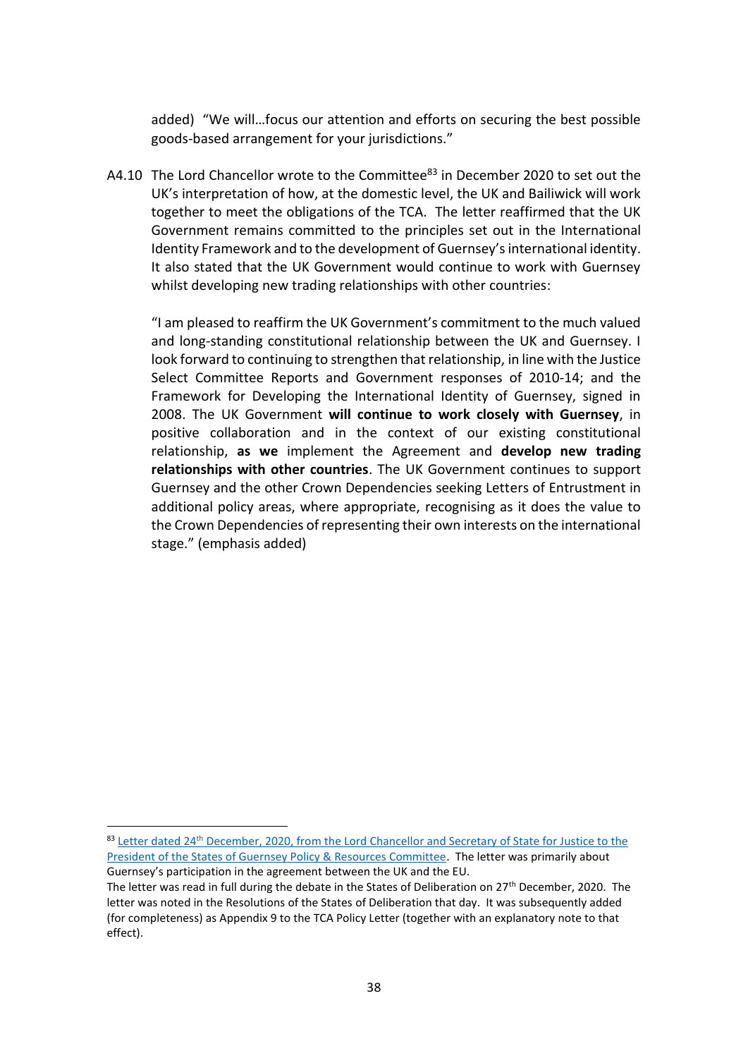added) "We will…focus our attention and efforts on securing the best possible goods-based arrangement for your jurisdictions."

A4.10 The Lord Chancellor wrote to the Committee[83] in December 2020 to set out the UK's interpretation of how, at the domestic level, the UK and Bailiwick will work together to meet the obligations of the TCA. The letter reaffirmed that the UK Government remains committed to the principles set out in the International Identity Framework and to the development of Guernsey's international identity. It also stated that the UK Government would continue to work with Guernsey whilst developing new trading relationships with other countries:

"I am pleased to reaffirm the UK Government's commitment to the much valued and long-standing constitutional relationship between the UK and Guernsey. I look forward to continuing to strengthen that relationship, in line with the Justice Select Committee Reports and Government responses of 2010-14; and the Framework for Developing the International Identity of Guernsey, signed in 2008. The UK Government **will continue to work closely with Guernsey**, in positive collaboration and in the context of our existing constitutional relationship, **as we** implement the Agreement and **develop new trading relationships with other countries**. The UK Government continues to support Guernsey and the other Crown Dependencies seeking Letters of Entrustment in additional policy areas, where appropriate, recognising as it does the value to the Crown Dependencies of representing their own interests on the international stage." (emphasis added)

---

[83] Letter dated 24th December, 2020, from the Lord Chancellor and Secretary of State for Justice to the President of the States of Guernsey Policy & Resources Committee. The letter was primarily about Guernsey's participation in the agreement between the UK and the EU.
The letter was read in full during the debate in the States of Deliberation on 27th December, 2020. The letter was noted in the Resolutions of the States of Deliberation that day. It was subsequently added (for completeness) as Appendix 9 to the TCA Policy Letter (together with an explanatory note to that effect).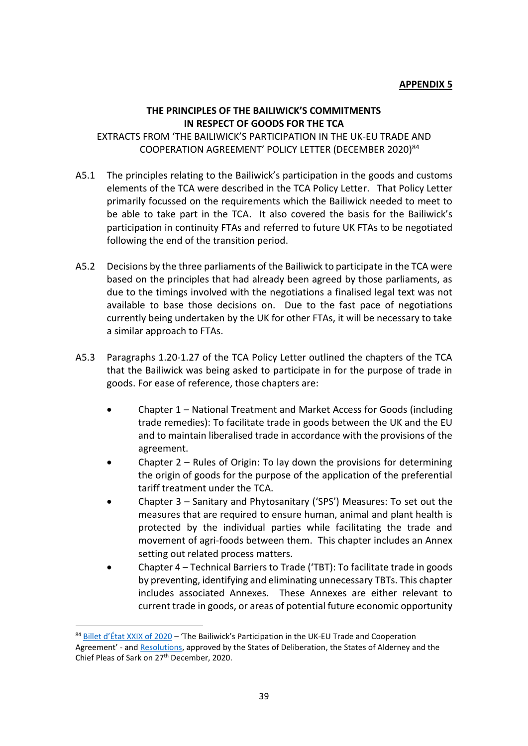**APPENDIX 5**

## THE PRINCIPLES OF THE BAILIWICK'S COMMITMENTS IN RESPECT OF GOODS FOR THE TCA

EXTRACTS FROM 'THE BAILIWICK'S PARTICIPATION IN THE UK-EU TRADE AND COOPERATION AGREEMENT' POLICY LETTER (DECEMBER 2020)[84]

A5.1 The principles relating to the Bailiwick's participation in the goods and customs elements of the TCA were described in the TCA Policy Letter. That Policy Letter primarily focussed on the requirements which the Bailiwick needed to meet to be able to take part in the TCA. It also covered the basis for the Bailiwick's participation in continuity FTAs and referred to future UK FTAs to be negotiated following the end of the transition period.

A5.2 Decisions by the three parliaments of the Bailiwick to participate in the TCA were based on the principles that had already been agreed by those parliaments, as due to the timings involved with the negotiations a finalised legal text was not available to base those decisions on. Due to the fast pace of negotiations currently being undertaken by the UK for other FTAs, it will be necessary to take a similar approach to FTAs.

A5.3 Paragraphs 1.20-1.27 of the TCA Policy Letter outlined the chapters of the TCA that the Bailiwick was being asked to participate in for the purpose of trade in goods. For ease of reference, those chapters are:

- Chapter 1 – National Treatment and Market Access for Goods (including trade remedies): To facilitate trade in goods between the UK and the EU and to maintain liberalised trade in accordance with the provisions of the agreement.
- Chapter 2 – Rules of Origin: To lay down the provisions for determining the origin of goods for the purpose of the application of the preferential tariff treatment under the TCA.
- Chapter 3 – Sanitary and Phytosanitary ('SPS') Measures: To set out the measures that are required to ensure human, animal and plant health is protected by the individual parties while facilitating the trade and movement of agri-foods between them. This chapter includes an Annex setting out related process matters.
- Chapter 4 – Technical Barriers to Trade ('TBT'): To facilitate trade in goods by preventing, identifying and eliminating unnecessary TBTs. This chapter includes associated Annexes. These Annexes are either relevant to current trade in goods, or areas of potential future economic opportunity

---

[84] Billet d'État XXIX of 2020 – 'The Bailiwick's Participation in the UK-EU Trade and Cooperation Agreement' - and Resolutions, approved by the States of Deliberation, the States of Alderney and the Chief Pleas of Sark on 27th December, 2020.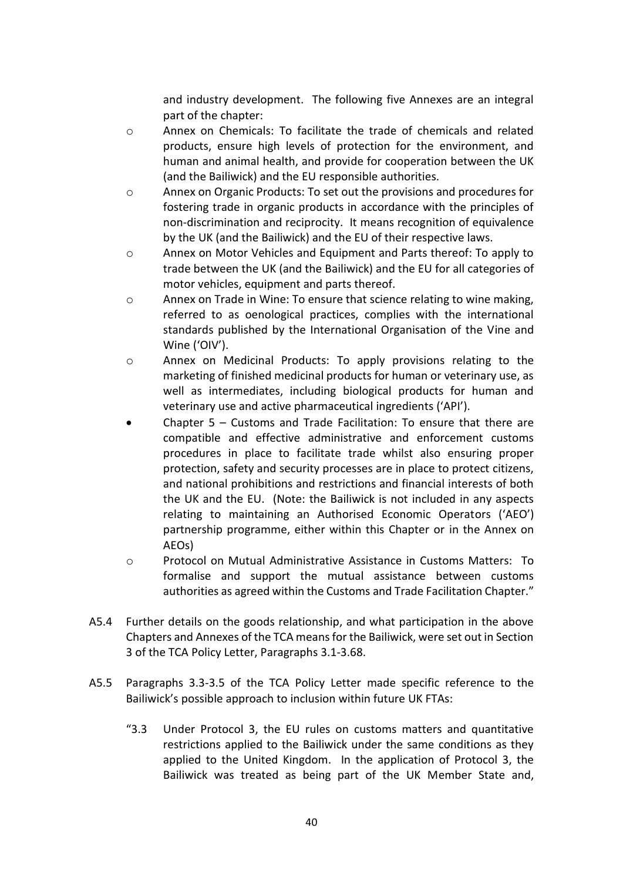and industry development. The following five Annexes are an integral part of the chapter:

- Annex on Chemicals: To facilitate the trade of chemicals and related products, ensure high levels of protection for the environment, and human and animal health, and provide for cooperation between the UK (and the Bailiwick) and the EU responsible authorities.
- Annex on Organic Products: To set out the provisions and procedures for fostering trade in organic products in accordance with the principles of non-discrimination and reciprocity. It means recognition of equivalence by the UK (and the Bailiwick) and the EU of their respective laws.
- Annex on Motor Vehicles and Equipment and Parts thereof: To apply to trade between the UK (and the Bailiwick) and the EU for all categories of motor vehicles, equipment and parts thereof.
- Annex on Trade in Wine: To ensure that science relating to wine making, referred to as oenological practices, complies with the international standards published by the International Organisation of the Vine and Wine ('OIV').
- Annex on Medicinal Products: To apply provisions relating to the marketing of finished medicinal products for human or veterinary use, as well as intermediates, including biological products for human and veterinary use and active pharmaceutical ingredients ('API').

- Chapter 5 – Customs and Trade Facilitation: To ensure that there are compatible and effective administrative and enforcement customs procedures in place to facilitate trade whilst also ensuring proper protection, safety and security processes are in place to protect citizens, and national prohibitions and restrictions and financial interests of both the UK and the EU. (Note: the Bailiwick is not included in any aspects relating to maintaining an Authorised Economic Operators ('AEO') partnership programme, either within this Chapter or in the Annex on AEOs)
  - Protocol on Mutual Administrative Assistance in Customs Matters: To formalise and support the mutual assistance between customs authorities as agreed within the Customs and Trade Facilitation Chapter."

A5.4 Further details on the goods relationship, and what participation in the above Chapters and Annexes of the TCA means for the Bailiwick, were set out in Section 3 of the TCA Policy Letter, Paragraphs 3.1-3.68.

A5.5 Paragraphs 3.3-3.5 of the TCA Policy Letter made specific reference to the Bailiwick's possible approach to inclusion within future UK FTAs:

"3.3 Under Protocol 3, the EU rules on customs matters and quantitative restrictions applied to the Bailiwick under the same conditions as they applied to the United Kingdom. In the application of Protocol 3, the Bailiwick was treated as being part of the UK Member State and,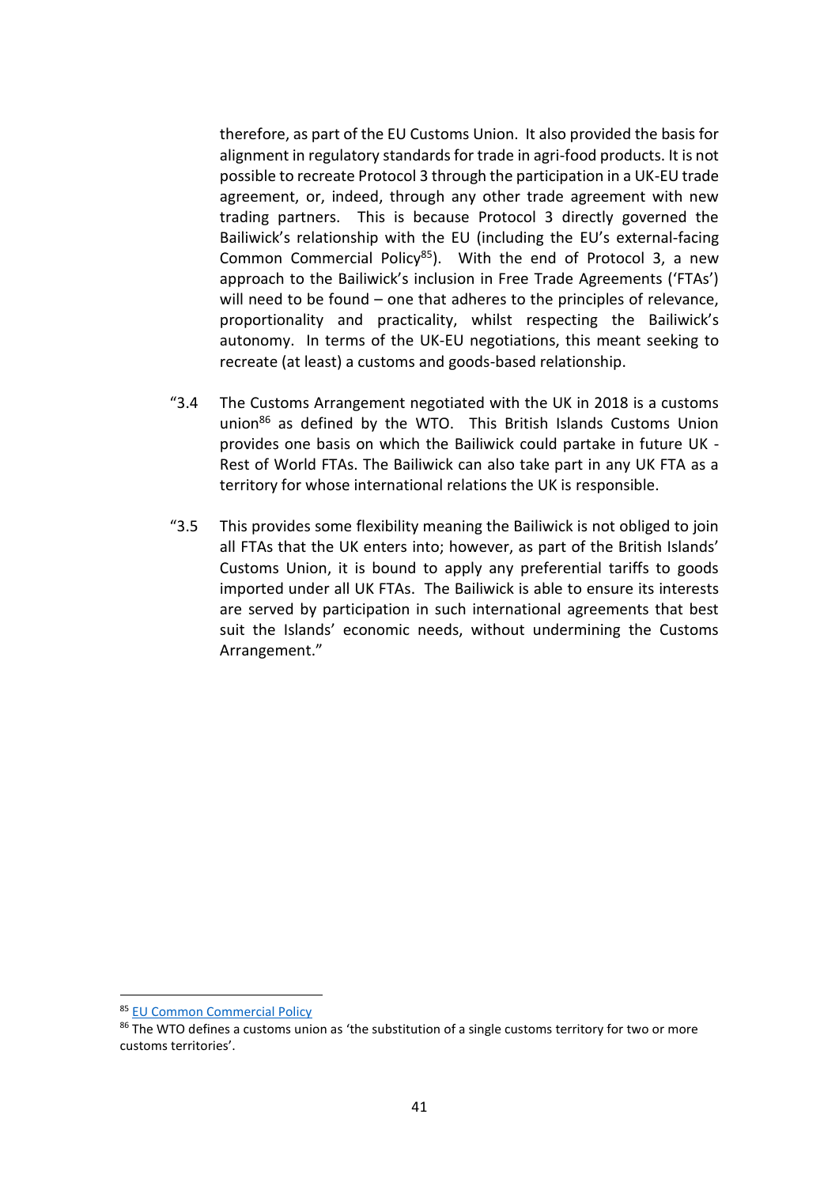therefore, as part of the EU Customs Union. It also provided the basis for alignment in regulatory standards for trade in agri-food products. It is not possible to recreate Protocol 3 through the participation in a UK-EU trade agreement, or, indeed, through any other trade agreement with new trading partners. This is because Protocol 3 directly governed the Bailiwick's relationship with the EU (including the EU's external-facing Common Commercial Policy[85]). With the end of Protocol 3, a new approach to the Bailiwick's inclusion in Free Trade Agreements ('FTAs') will need to be found – one that adheres to the principles of relevance, proportionality and practicality, whilst respecting the Bailiwick's autonomy. In terms of the UK-EU negotiations, this meant seeking to recreate (at least) a customs and goods-based relationship.

"3.4 The Customs Arrangement negotiated with the UK in 2018 is a customs union[86] as defined by the WTO. This British Islands Customs Union provides one basis on which the Bailiwick could partake in future UK - Rest of World FTAs. The Bailiwick can also take part in any UK FTA as a territory for whose international relations the UK is responsible.

"3.5 This provides some flexibility meaning the Bailiwick is not obliged to join all FTAs that the UK enters into; however, as part of the British Islands' Customs Union, it is bound to apply any preferential tariffs to goods imported under all UK FTAs. The Bailiwick is able to ensure its interests are served by participation in such international agreements that best suit the Islands' economic needs, without undermining the Customs Arrangement."

---

[85] EU Common Commercial Policy

[86] The WTO defines a customs union as 'the substitution of a single customs territory for two or more customs territories'.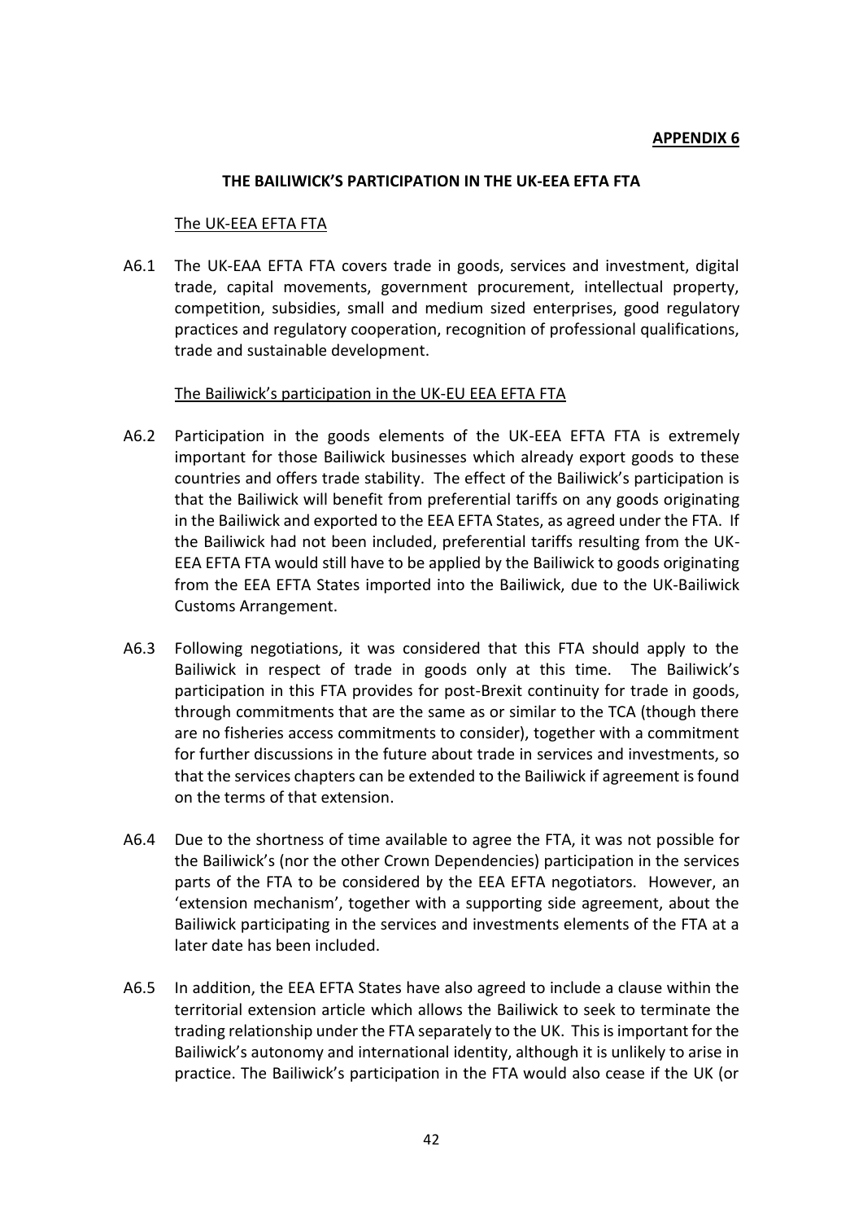**APPENDIX 6**

**THE BAILIWICK'S PARTICIPATION IN THE UK-EEA EFTA FTA**

The UK-EEA EFTA FTA

A6.1 The UK-EAA EFTA FTA covers trade in goods, services and investment, digital trade, capital movements, government procurement, intellectual property, competition, subsidies, small and medium sized enterprises, good regulatory practices and regulatory cooperation, recognition of professional qualifications, trade and sustainable development.

The Bailiwick's participation in the UK-EU EEA EFTA FTA

A6.2 Participation in the goods elements of the UK-EEA EFTA FTA is extremely important for those Bailiwick businesses which already export goods to these countries and offers trade stability. The effect of the Bailiwick's participation is that the Bailiwick will benefit from preferential tariffs on any goods originating in the Bailiwick and exported to the EEA EFTA States, as agreed under the FTA. If the Bailiwick had not been included, preferential tariffs resulting from the UK-EEA EFTA FTA would still have to be applied by the Bailiwick to goods originating from the EEA EFTA States imported into the Bailiwick, due to the UK-Bailiwick Customs Arrangement.

A6.3 Following negotiations, it was considered that this FTA should apply to the Bailiwick in respect of trade in goods only at this time. The Bailiwick's participation in this FTA provides for post-Brexit continuity for trade in goods, through commitments that are the same as or similar to the TCA (though there are no fisheries access commitments to consider), together with a commitment for further discussions in the future about trade in services and investments, so that the services chapters can be extended to the Bailiwick if agreement is found on the terms of that extension.

A6.4 Due to the shortness of time available to agree the FTA, it was not possible for the Bailiwick's (nor the other Crown Dependencies) participation in the services parts of the FTA to be considered by the EEA EFTA negotiators. However, an 'extension mechanism', together with a supporting side agreement, about the Bailiwick participating in the services and investments elements of the FTA at a later date has been included.

A6.5 In addition, the EEA EFTA States have also agreed to include a clause within the territorial extension article which allows the Bailiwick to seek to terminate the trading relationship under the FTA separately to the UK. This is important for the Bailiwick's autonomy and international identity, although it is unlikely to arise in practice. The Bailiwick's participation in the FTA would also cease if the UK (or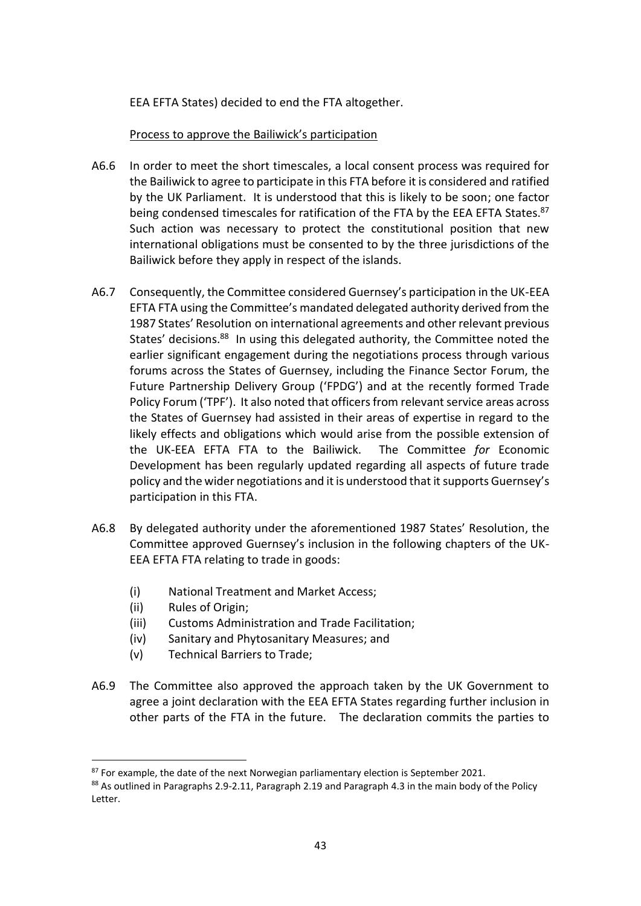EEA EFTA States) decided to end the FTA altogether.

Process to approve the Bailiwick's participation

A6.6 In order to meet the short timescales, a local consent process was required for the Bailiwick to agree to participate in this FTA before it is considered and ratified by the UK Parliament. It is understood that this is likely to be soon; one factor being condensed timescales for ratification of the FTA by the EEA EFTA States.[87] Such action was necessary to protect the constitutional position that new international obligations must be consented to by the three jurisdictions of the Bailiwick before they apply in respect of the islands.

A6.7 Consequently, the Committee considered Guernsey's participation in the UK-EEA EFTA FTA using the Committee's mandated delegated authority derived from the 1987 States' Resolution on international agreements and other relevant previous States' decisions.[88] In using this delegated authority, the Committee noted the earlier significant engagement during the negotiations process through various forums across the States of Guernsey, including the Finance Sector Forum, the Future Partnership Delivery Group ('FPDG') and at the recently formed Trade Policy Forum ('TPF'). It also noted that officers from relevant service areas across the States of Guernsey had assisted in their areas of expertise in regard to the likely effects and obligations which would arise from the possible extension of the UK-EEA EFTA FTA to the Bailiwick. The Committee *for* Economic Development has been regularly updated regarding all aspects of future trade policy and the wider negotiations and it is understood that it supports Guernsey's participation in this FTA.

A6.8 By delegated authority under the aforementioned 1987 States' Resolution, the Committee approved Guernsey's inclusion in the following chapters of the UK-EEA EFTA FTA relating to trade in goods:

(i) National Treatment and Market Access;
(ii) Rules of Origin;
(iii) Customs Administration and Trade Facilitation;
(iv) Sanitary and Phytosanitary Measures; and
(v) Technical Barriers to Trade;

A6.9 The Committee also approved the approach taken by the UK Government to agree a joint declaration with the EEA EFTA States regarding further inclusion in other parts of the FTA in the future. The declaration commits the parties to

[87] For example, the date of the next Norwegian parliamentary election is September 2021.

[88] As outlined in Paragraphs 2.9-2.11, Paragraph 2.19 and Paragraph 4.3 in the main body of the Policy Letter.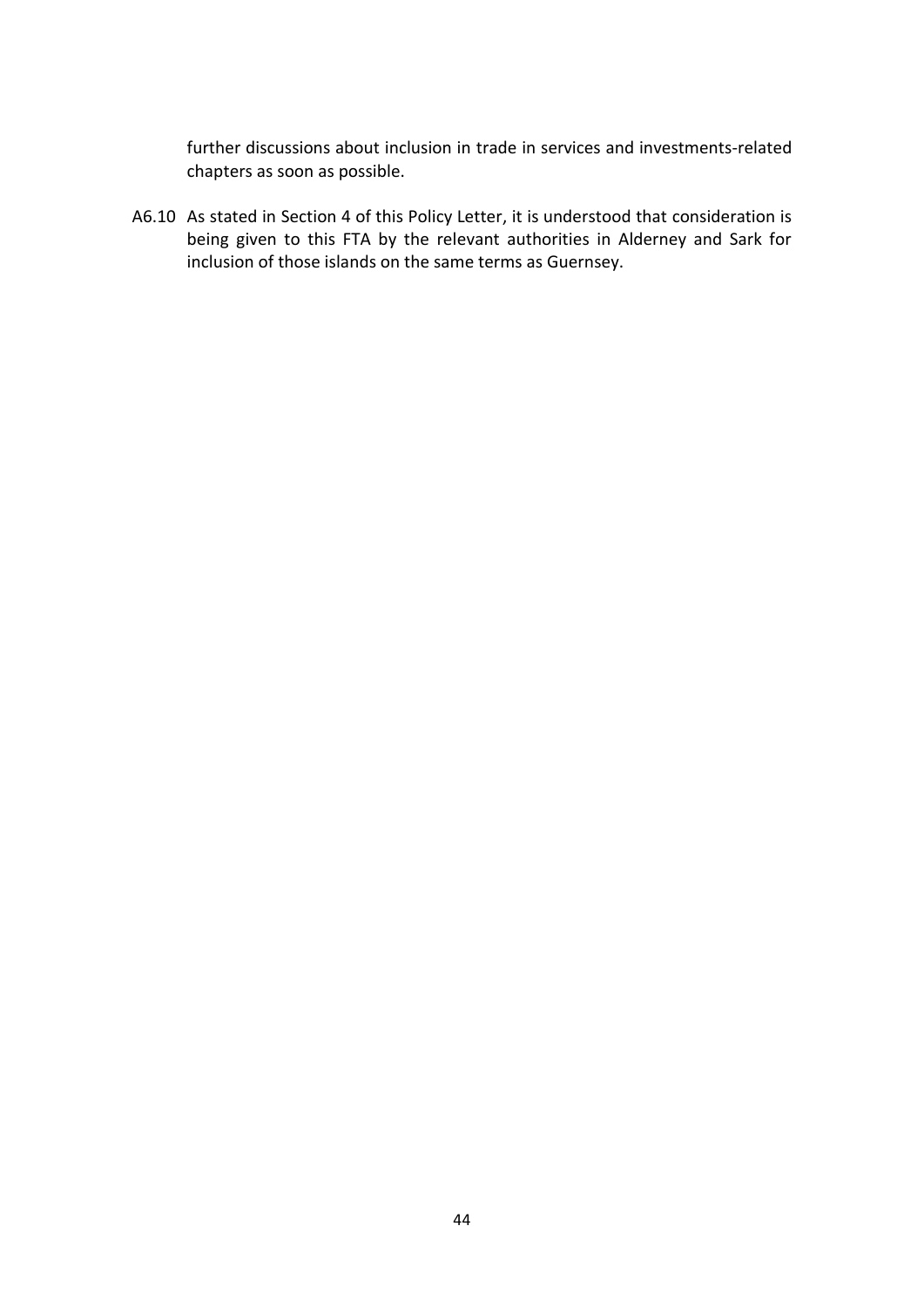further discussions about inclusion in trade in services and investments-related chapters as soon as possible.

A6.10 As stated in Section 4 of this Policy Letter, it is understood that consideration is being given to this FTA by the relevant authorities in Alderney and Sark for inclusion of those islands on the same terms as Guernsey.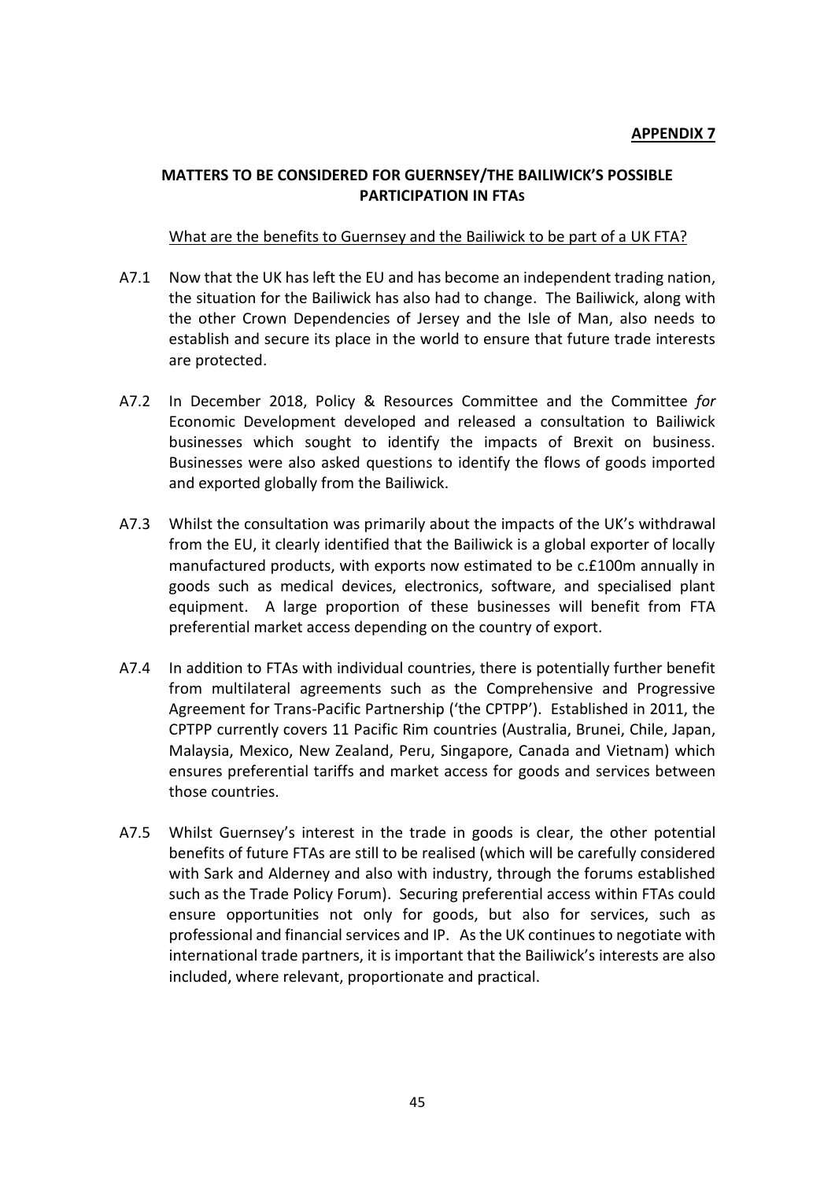**APPENDIX 7**

## MATTERS TO BE CONSIDERED FOR GUERNSEY/THE BAILIWICK'S POSSIBLE PARTICIPATION IN FTAs

What are the benefits to Guernsey and the Bailiwick to be part of a UK FTA?

A7.1 Now that the UK has left the EU and has become an independent trading nation, the situation for the Bailiwick has also had to change. The Bailiwick, along with the other Crown Dependencies of Jersey and the Isle of Man, also needs to establish and secure its place in the world to ensure that future trade interests are protected.

A7.2 In December 2018, Policy & Resources Committee and the Committee *for* Economic Development developed and released a consultation to Bailiwick businesses which sought to identify the impacts of Brexit on business. Businesses were also asked questions to identify the flows of goods imported and exported globally from the Bailiwick.

A7.3 Whilst the consultation was primarily about the impacts of the UK's withdrawal from the EU, it clearly identified that the Bailiwick is a global exporter of locally manufactured products, with exports now estimated to be c.£100m annually in goods such as medical devices, electronics, software, and specialised plant equipment. A large proportion of these businesses will benefit from FTA preferential market access depending on the country of export.

A7.4 In addition to FTAs with individual countries, there is potentially further benefit from multilateral agreements such as the Comprehensive and Progressive Agreement for Trans-Pacific Partnership ('the CPTPP'). Established in 2011, the CPTPP currently covers 11 Pacific Rim countries (Australia, Brunei, Chile, Japan, Malaysia, Mexico, New Zealand, Peru, Singapore, Canada and Vietnam) which ensures preferential tariffs and market access for goods and services between those countries.

A7.5 Whilst Guernsey's interest in the trade in goods is clear, the other potential benefits of future FTAs are still to be realised (which will be carefully considered with Sark and Alderney and also with industry, through the forums established such as the Trade Policy Forum). Securing preferential access within FTAs could ensure opportunities not only for goods, but also for services, such as professional and financial services and IP. As the UK continues to negotiate with international trade partners, it is important that the Bailiwick's interests are also included, where relevant, proportionate and practical.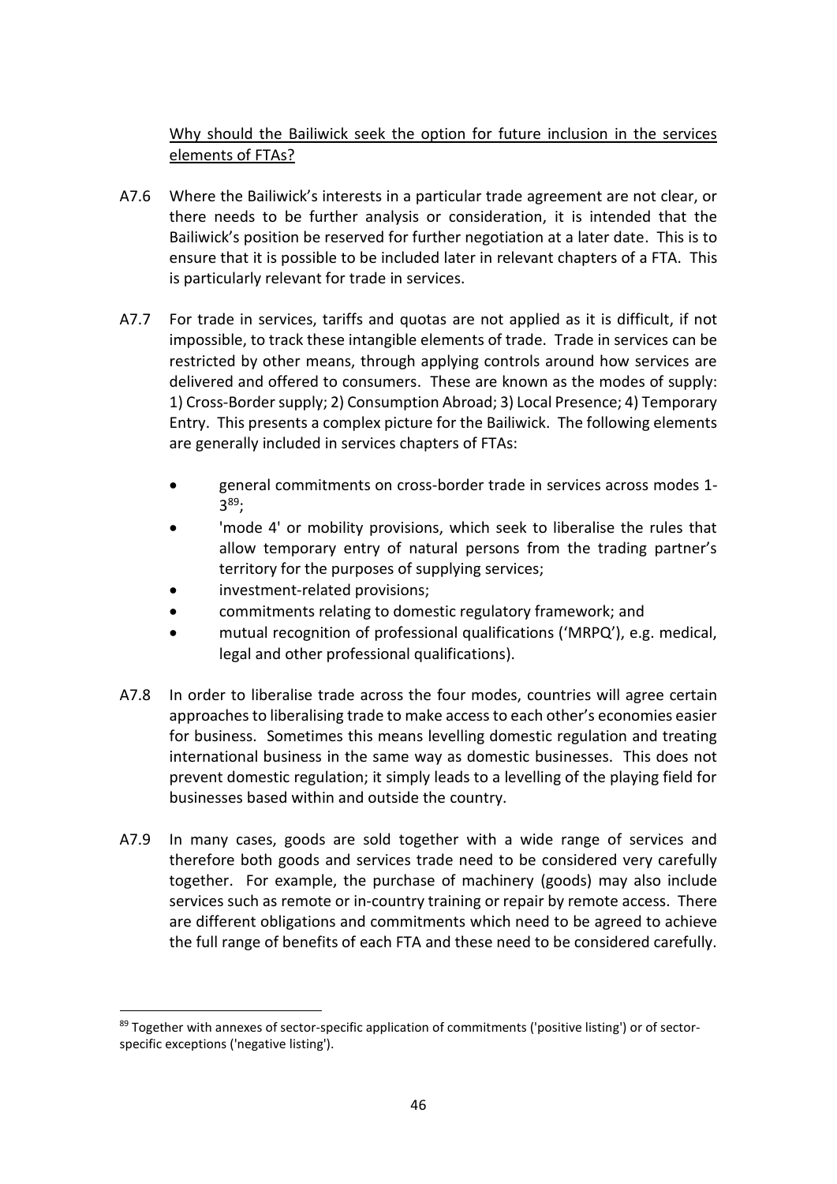Why should the Bailiwick seek the option for future inclusion in the services elements of FTAs?

A7.6 Where the Bailiwick's interests in a particular trade agreement are not clear, or there needs to be further analysis or consideration, it is intended that the Bailiwick's position be reserved for further negotiation at a later date. This is to ensure that it is possible to be included later in relevant chapters of a FTA. This is particularly relevant for trade in services.

A7.7 For trade in services, tariffs and quotas are not applied as it is difficult, if not impossible, to track these intangible elements of trade. Trade in services can be restricted by other means, through applying controls around how services are delivered and offered to consumers. These are known as the modes of supply: 1) Cross-Border supply; 2) Consumption Abroad; 3) Local Presence; 4) Temporary Entry. This presents a complex picture for the Bailiwick. The following elements are generally included in services chapters of FTAs:

- general commitments on cross-border trade in services across modes 1-3[89];
- 'mode 4' or mobility provisions, which seek to liberalise the rules that allow temporary entry of natural persons from the trading partner's territory for the purposes of supplying services;
- investment-related provisions;
- commitments relating to domestic regulatory framework; and
- mutual recognition of professional qualifications ('MRPQ'), e.g. medical, legal and other professional qualifications).

A7.8 In order to liberalise trade across the four modes, countries will agree certain approaches to liberalising trade to make access to each other's economies easier for business. Sometimes this means levelling domestic regulation and treating international business in the same way as domestic businesses. This does not prevent domestic regulation; it simply leads to a levelling of the playing field for businesses based within and outside the country.

A7.9 In many cases, goods are sold together with a wide range of services and therefore both goods and services trade need to be considered very carefully together. For example, the purchase of machinery (goods) may also include services such as remote or in-country training or repair by remote access. There are different obligations and commitments which need to be agreed to achieve the full range of benefits of each FTA and these need to be considered carefully.

---

[89] Together with annexes of sector-specific application of commitments ('positive listing') or of sector-specific exceptions ('negative listing').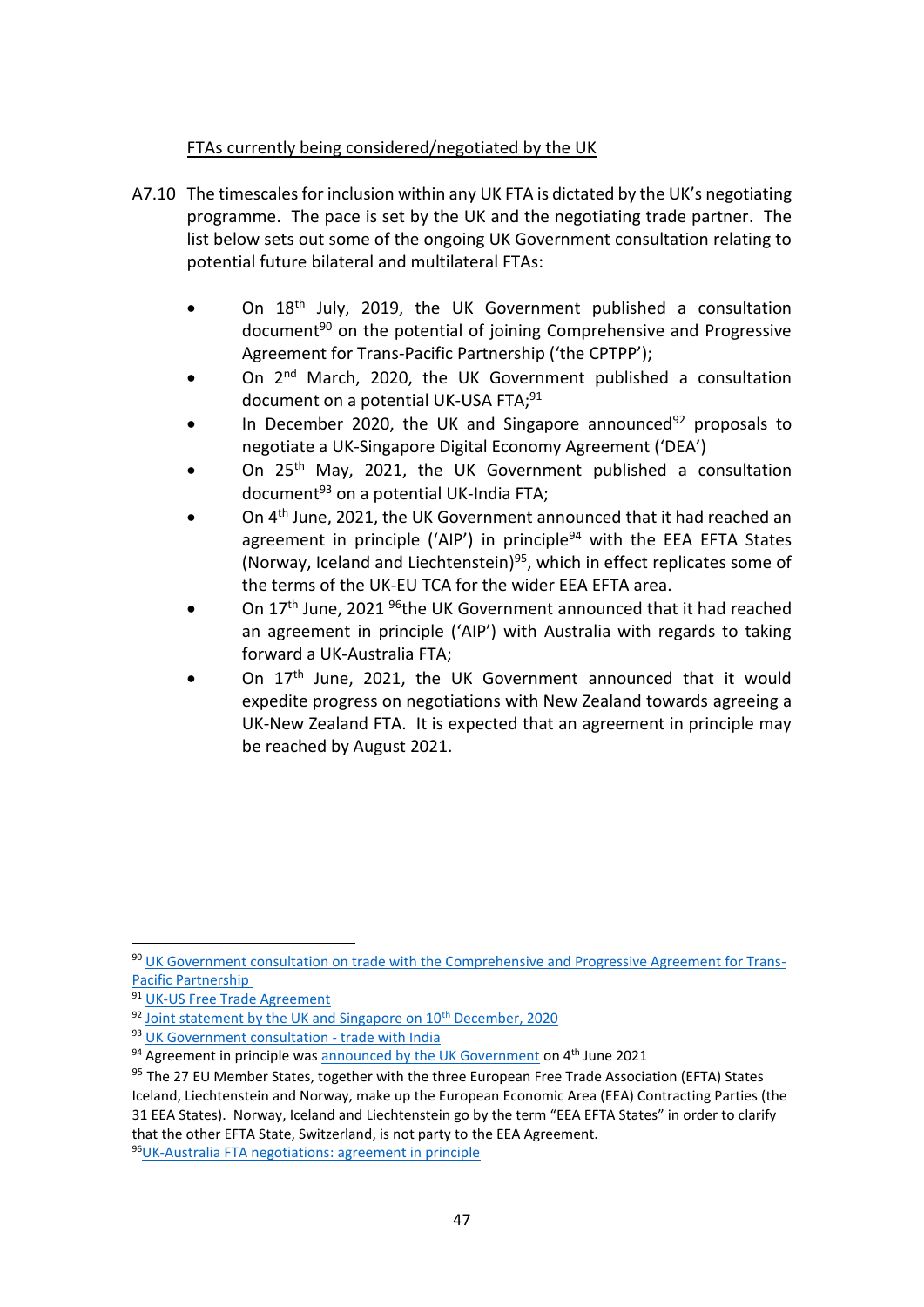FTAs currently being considered/negotiated by the UK

A7.10 The timescales for inclusion within any UK FTA is dictated by the UK's negotiating programme. The pace is set by the UK and the negotiating trade partner. The list below sets out some of the ongoing UK Government consultation relating to potential future bilateral and multilateral FTAs:

- On 18th July, 2019, the UK Government published a consultation document[90] on the potential of joining Comprehensive and Progressive Agreement for Trans-Pacific Partnership ('the CPTPP');
- On 2nd March, 2020, the UK Government published a consultation document on a potential UK-USA FTA;[91]
- In December 2020, the UK and Singapore announced[92] proposals to negotiate a UK-Singapore Digital Economy Agreement ('DEA')
- On 25th May, 2021, the UK Government published a consultation document[93] on a potential UK-India FTA;
- On 4th June, 2021, the UK Government announced that it had reached an agreement in principle ('AIP') in principle[94] with the EEA EFTA States (Norway, Iceland and Liechtenstein)[95], which in effect replicates some of the terms of the UK-EU TCA for the wider EEA EFTA area.
- On 17th June, 2021 [96]the UK Government announced that it had reached an agreement in principle ('AIP') with Australia with regards to taking forward a UK-Australia FTA;
- On 17th June, 2021, the UK Government announced that it would expedite progress on negotiations with New Zealand towards agreeing a UK-New Zealand FTA. It is expected that an agreement in principle may be reached by August 2021.

---

[90] UK Government consultation on trade with the Comprehensive and Progressive Agreement for Trans-Pacific Partnership

[91] UK-US Free Trade Agreement

[92] Joint statement by the UK and Singapore on 10th December, 2020

[93] UK Government consultation - trade with India

[94] Agreement in principle was announced by the UK Government on 4th June 2021

[95] The 27 EU Member States, together with the three European Free Trade Association (EFTA) States Iceland, Liechtenstein and Norway, make up the European Economic Area (EEA) Contracting Parties (the 31 EEA States). Norway, Iceland and Liechtenstein go by the term "EEA EFTA States" in order to clarify that the other EFTA State, Switzerland, is not party to the EEA Agreement.

[96] UK-Australia FTA negotiations: agreement in principle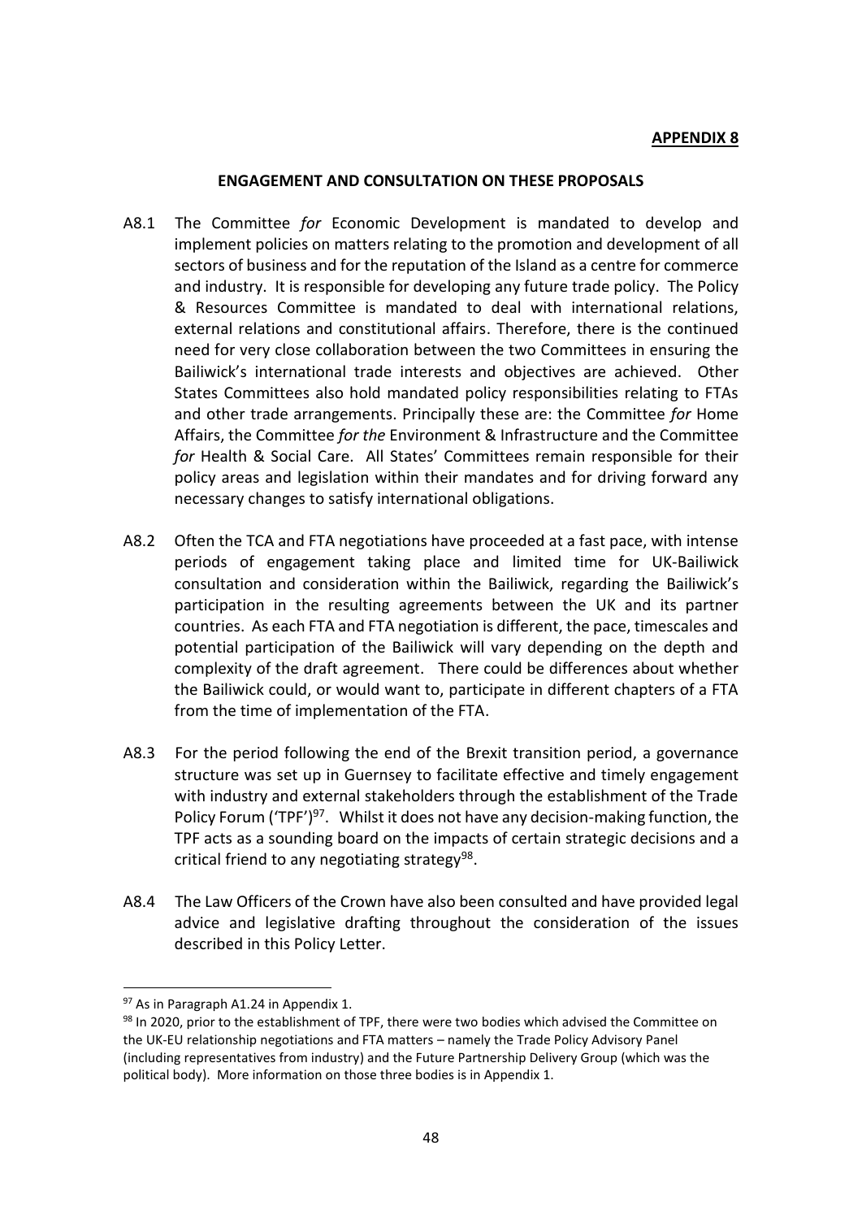**APPENDIX 8**

**ENGAGEMENT AND CONSULTATION ON THESE PROPOSALS**

A8.1 The Committee *for* Economic Development is mandated to develop and implement policies on matters relating to the promotion and development of all sectors of business and for the reputation of the Island as a centre for commerce and industry. It is responsible for developing any future trade policy. The Policy & Resources Committee is mandated to deal with international relations, external relations and constitutional affairs. Therefore, there is the continued need for very close collaboration between the two Committees in ensuring the Bailiwick's international trade interests and objectives are achieved. Other States Committees also hold mandated policy responsibilities relating to FTAs and other trade arrangements. Principally these are: the Committee *for* Home Affairs, the Committee *for the* Environment & Infrastructure and the Committee *for* Health & Social Care. All States' Committees remain responsible for their policy areas and legislation within their mandates and for driving forward any necessary changes to satisfy international obligations.

A8.2 Often the TCA and FTA negotiations have proceeded at a fast pace, with intense periods of engagement taking place and limited time for UK-Bailiwick consultation and consideration within the Bailiwick, regarding the Bailiwick's participation in the resulting agreements between the UK and its partner countries. As each FTA and FTA negotiation is different, the pace, timescales and potential participation of the Bailiwick will vary depending on the depth and complexity of the draft agreement. There could be differences about whether the Bailiwick could, or would want to, participate in different chapters of a FTA from the time of implementation of the FTA.

A8.3 For the period following the end of the Brexit transition period, a governance structure was set up in Guernsey to facilitate effective and timely engagement with industry and external stakeholders through the establishment of the Trade Policy Forum ('TPF')[97]. Whilst it does not have any decision-making function, the TPF acts as a sounding board on the impacts of certain strategic decisions and a critical friend to any negotiating strategy[98].

A8.4 The Law Officers of the Crown have also been consulted and have provided legal advice and legislative drafting throughout the consideration of the issues described in this Policy Letter.

---

[97] As in Paragraph A1.24 in Appendix 1.

[98] In 2020, prior to the establishment of TPF, there were two bodies which advised the Committee on the UK-EU relationship negotiations and FTA matters – namely the Trade Policy Advisory Panel (including representatives from industry) and the Future Partnership Delivery Group (which was the political body). More information on those three bodies is in Appendix 1.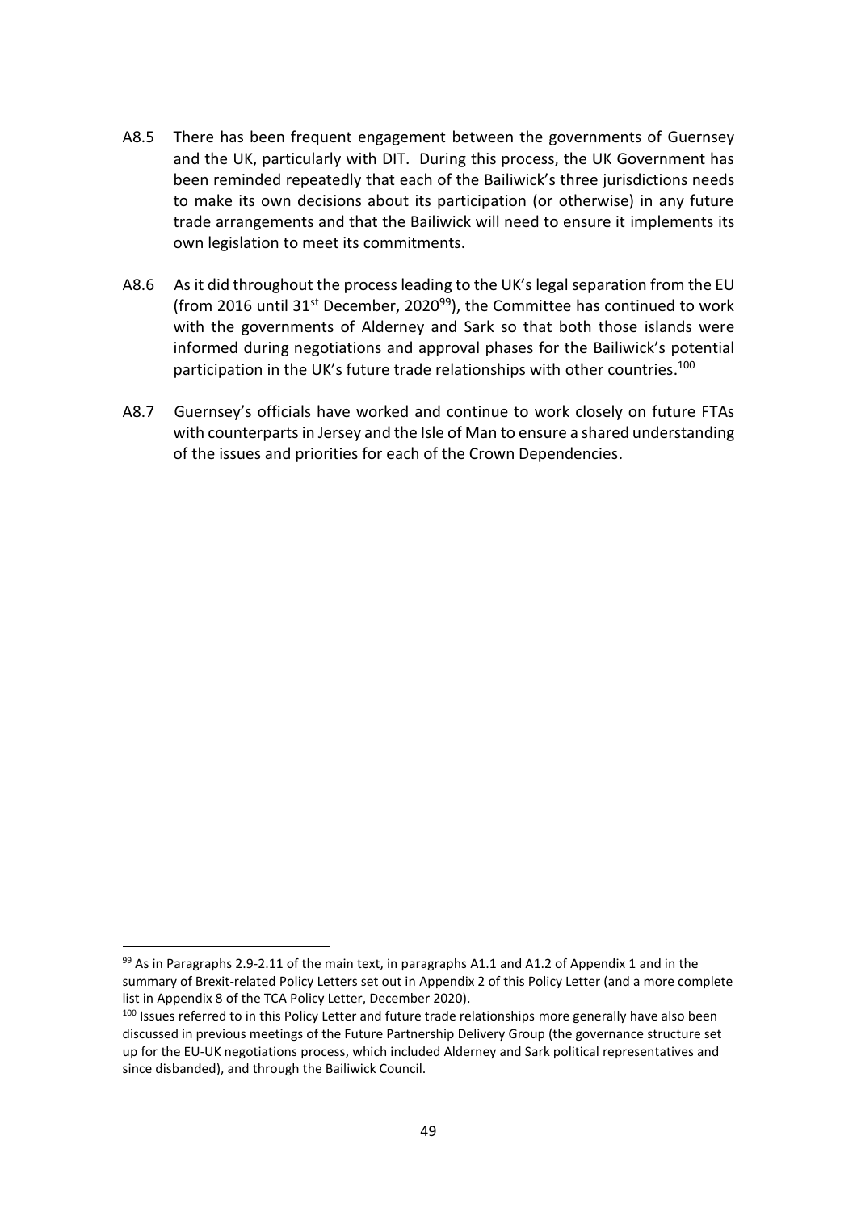A8.5 There has been frequent engagement between the governments of Guernsey and the UK, particularly with DIT. During this process, the UK Government has been reminded repeatedly that each of the Bailiwick's three jurisdictions needs to make its own decisions about its participation (or otherwise) in any future trade arrangements and that the Bailiwick will need to ensure it implements its own legislation to meet its commitments.

A8.6 As it did throughout the process leading to the UK's legal separation from the EU (from 2016 until 31st December, 2020[99]), the Committee has continued to work with the governments of Alderney and Sark so that both those islands were informed during negotiations and approval phases for the Bailiwick's potential participation in the UK's future trade relationships with other countries.[100]

A8.7 Guernsey's officials have worked and continue to work closely on future FTAs with counterparts in Jersey and the Isle of Man to ensure a shared understanding of the issues and priorities for each of the Crown Dependencies.

---

[99] As in Paragraphs 2.9-2.11 of the main text, in paragraphs A1.1 and A1.2 of Appendix 1 and in the summary of Brexit-related Policy Letters set out in Appendix 2 of this Policy Letter (and a more complete list in Appendix 8 of the TCA Policy Letter, December 2020).

[100] Issues referred to in this Policy Letter and future trade relationships more generally have also been discussed in previous meetings of the Future Partnership Delivery Group (the governance structure set up for the EU-UK negotiations process, which included Alderney and Sark political representatives and since disbanded), and through the Bailiwick Council.